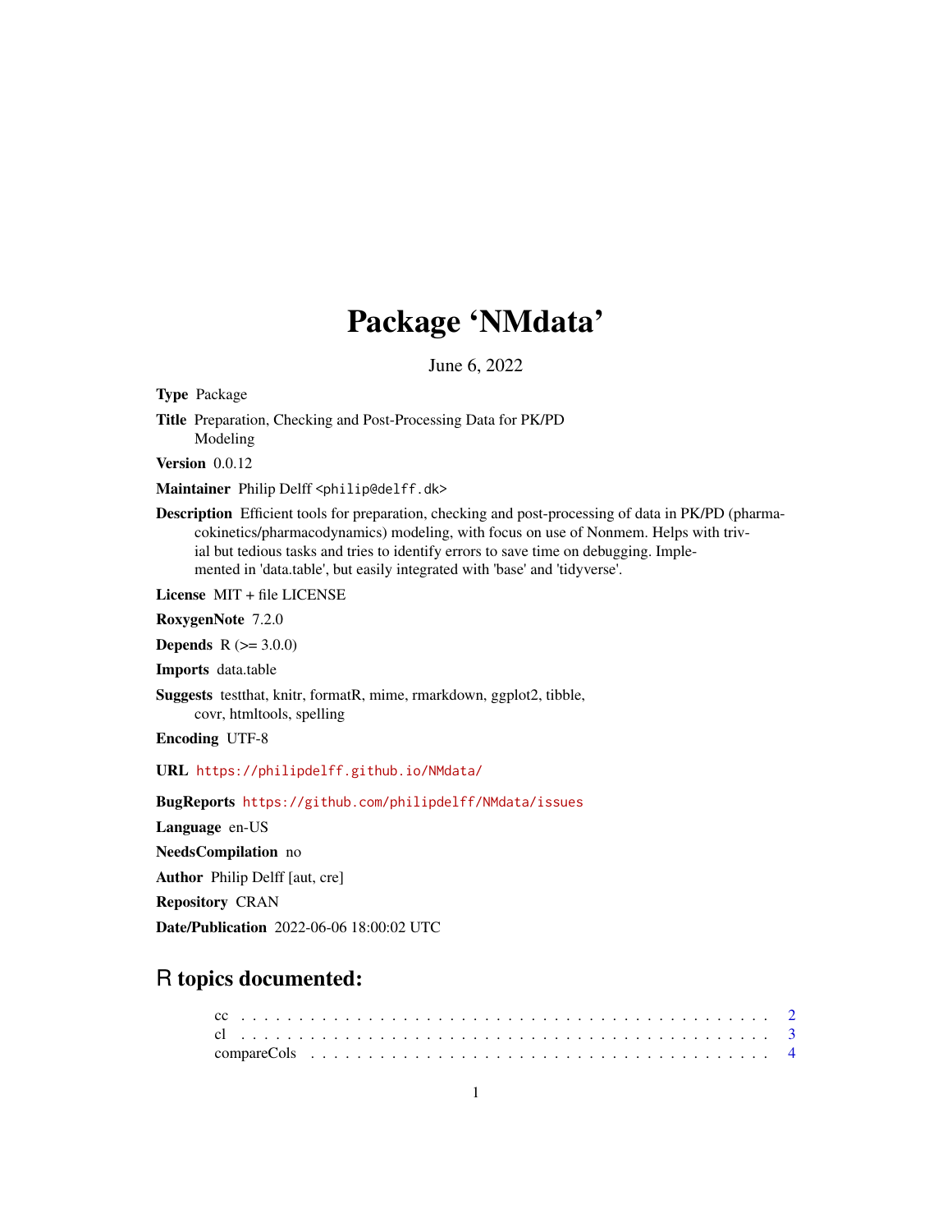# Package 'NMdata'

June 6, 2022

**Type** Package

**Title** Preparation, Checking and Post-Processing Data for PK/PD Modeling

**Version** 0.0.12

**Maintainer** Philip Delff <philip@delff.dk>

**Description** Efficient tools for preparation, checking and post-processing of data in PK/PD (pharmacokinetics/pharmacodynamics) modeling, with focus on use of Nonmem. Helps with trivial but tedious tasks and tries to identify errors to save time on debugging. Implemented in 'data.table', but easily integrated with 'base' and 'tidyverse'.

**License** MIT + file LICENSE

**RoxygenNote** 7.2.0

**Depends** R (>= 3.0.0)

**Imports** data.table

**Suggests** testthat, knitr, formatR, mime, rmarkdown, ggplot2, tibble, covr, htmltools, spelling

**Encoding** UTF-8

**URL** https://philipdelff.github.io/NMdata/

**BugReports** https://github.com/philipdelff/NMdata/issues

**Language** en-US

**NeedsCompilation** no

**Author** Philip Delff [aut, cre]

**Repository** CRAN

**Date/Publication** 2022-06-06 18:00:02 UTC

## R topics documented:

- cc . . . . . . . . . . . . . . . . . . . . . . . . . . . . . . . . . . . . . . . . . . . 2
- cl . . . . . . . . . . . . . . . . . . . . . . . . . . . . . . . . . . . . . . . . . . . 3
- compareCols . . . . . . . . . . . . . . . . . . . . . . . . . . . . . . . . . . . . . 4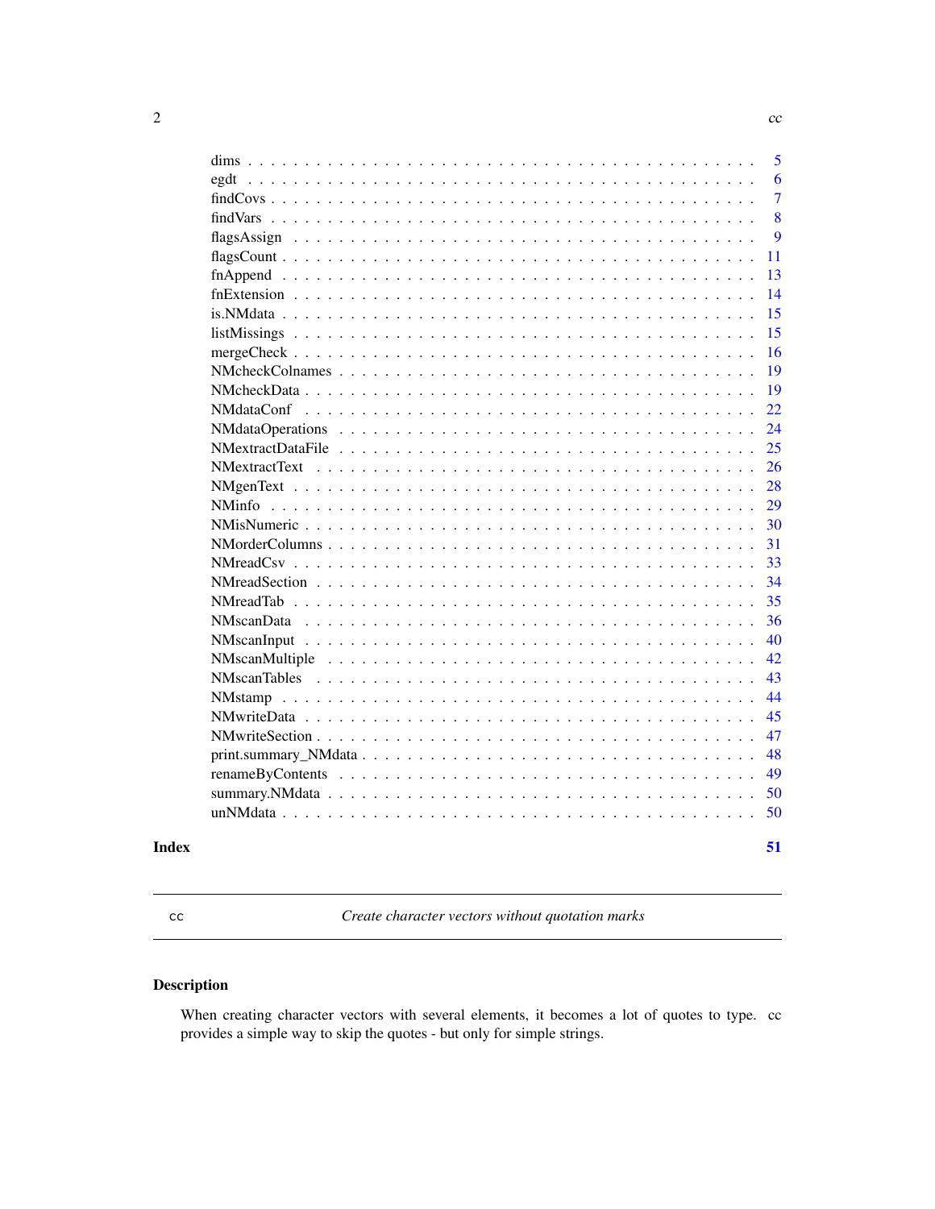| | |
|---|---|
| dims | 5 |
| egdt | 6 |
| findCovs | 7 |
| findVars | 8 |
| flagsAssign | 9 |
| flagsCount | 11 |
| fnAppend | 13 |
| fnExtension | 14 |
| is.NMdata | 15 |
| listMissings | 15 |
| mergeCheck | 16 |
| NMcheckColnames | 19 |
| NMcheckData | 19 |
| NMdataConf | 22 |
| NMdataOperations | 24 |
| NMextractDataFile | 25 |
| NMextractText | 26 |
| NMgenText | 28 |
| NMinfo | 29 |
| NMisNumeric | 30 |
| NMorderColumns | 31 |
| NMreadCsv | 33 |
| NMreadSection | 34 |
| NMreadTab | 35 |
| NMscanData | 36 |
| NMscanInput | 40 |
| NMscanMultiple | 42 |
| NMscanTables | 43 |
| NMstamp | 44 |
| NMwriteData | 45 |
| NMwriteSection | 47 |
| print.summary_NMdata | 48 |
| renameByContents | 49 |
| summary.NMdata | 50 |
| unNMdata | 50 |
| **Index** | **51** |

---

## cc — *Create character vectors without quotation marks*

### Description

When creating character vectors with several elements, it becomes a lot of quotes to type. cc provides a simple way to skip the quotes - but only for simple strings.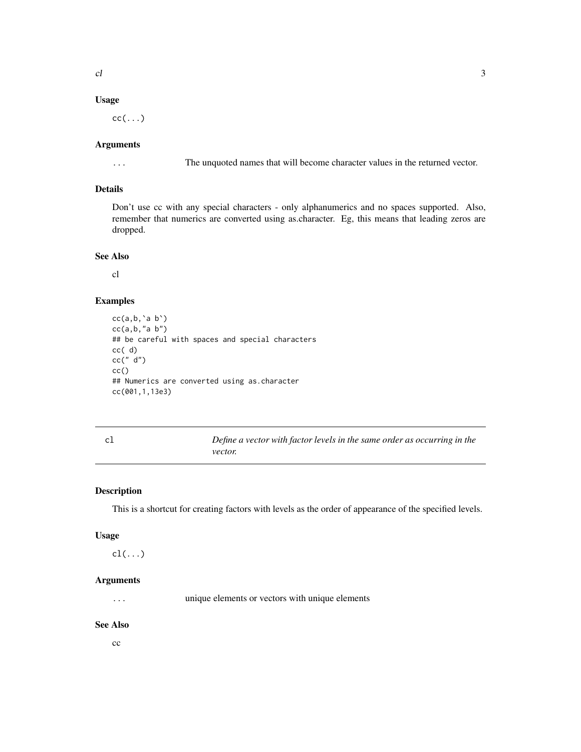### Usage

```
cc(...)
```

### Arguments

| | |
|---|---|
| ... | The unquoted names that will become character values in the returned vector. |

### Details

Don't use cc with any special characters - only alphanumerics and no spaces supported. Also, remember that numerics are converted using as.character. Eg, this means that leading zeros are dropped.

### See Also

cl

### Examples

```
cc(a,b,`a b`)
cc(a,b,"a b")
## be careful with spaces and special characters
cc( d)
cc(" d")
cc()
## Numerics are converted using as.character
cc(001,1,13e3)
```

---

## cl — *Define a vector with factor levels in the same order as occurring in the vector.*

### Description

This is a shortcut for creating factors with levels as the order of appearance of the specified levels.

### Usage

```
cl(...)
```

### Arguments

| | |
|---|---|
| ... | unique elements or vectors with unique elements |

### See Also

cc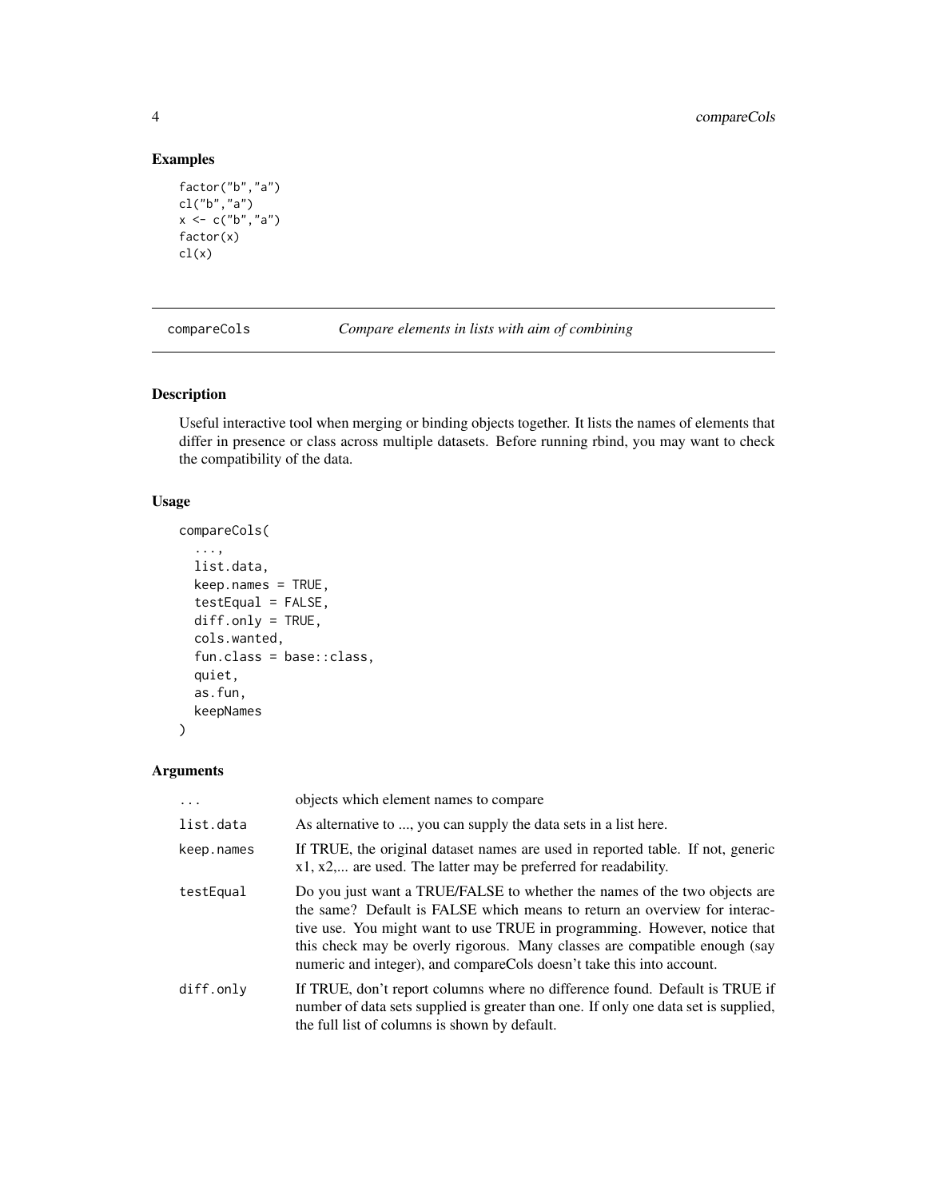### Examples

```
factor("b","a")
cl("b","a")
x <- c("b","a")
factor(x)
cl(x)
```

## compareCols — *Compare elements in lists with aim of combining*

### Description

Useful interactive tool when merging or binding objects together. It lists the names of elements that differ in presence or class across multiple datasets. Before running rbind, you may want to check the compatibility of the data.

### Usage

```
compareCols(
  ...,
  list.data,
  keep.names = TRUE,
  testEqual = FALSE,
  diff.only = TRUE,
  cols.wanted,
  fun.class = base::class,
  quiet,
  as.fun,
  keepNames
)
```

### Arguments

| Argument | Description |
|---|---|
| ... | objects which element names to compare |
| list.data | As alternative to ..., you can supply the data sets in a list here. |
| keep.names | If TRUE, the original dataset names are used in reported table. If not, generic x1, x2,... are used. The latter may be preferred for readability. |
| testEqual | Do you just want a TRUE/FALSE to whether the names of the two objects are the same? Default is FALSE which means to return an overview for interactive use. You might want to use TRUE in programming. However, notice that this check may be overly rigorous. Many classes are compatible enough (say numeric and integer), and compareCols doesn't take this into account. |
| diff.only | If TRUE, don't report columns where no difference found. Default is TRUE if number of data sets supplied is greater than one. If only one data set is supplied, the full list of columns is shown by default. |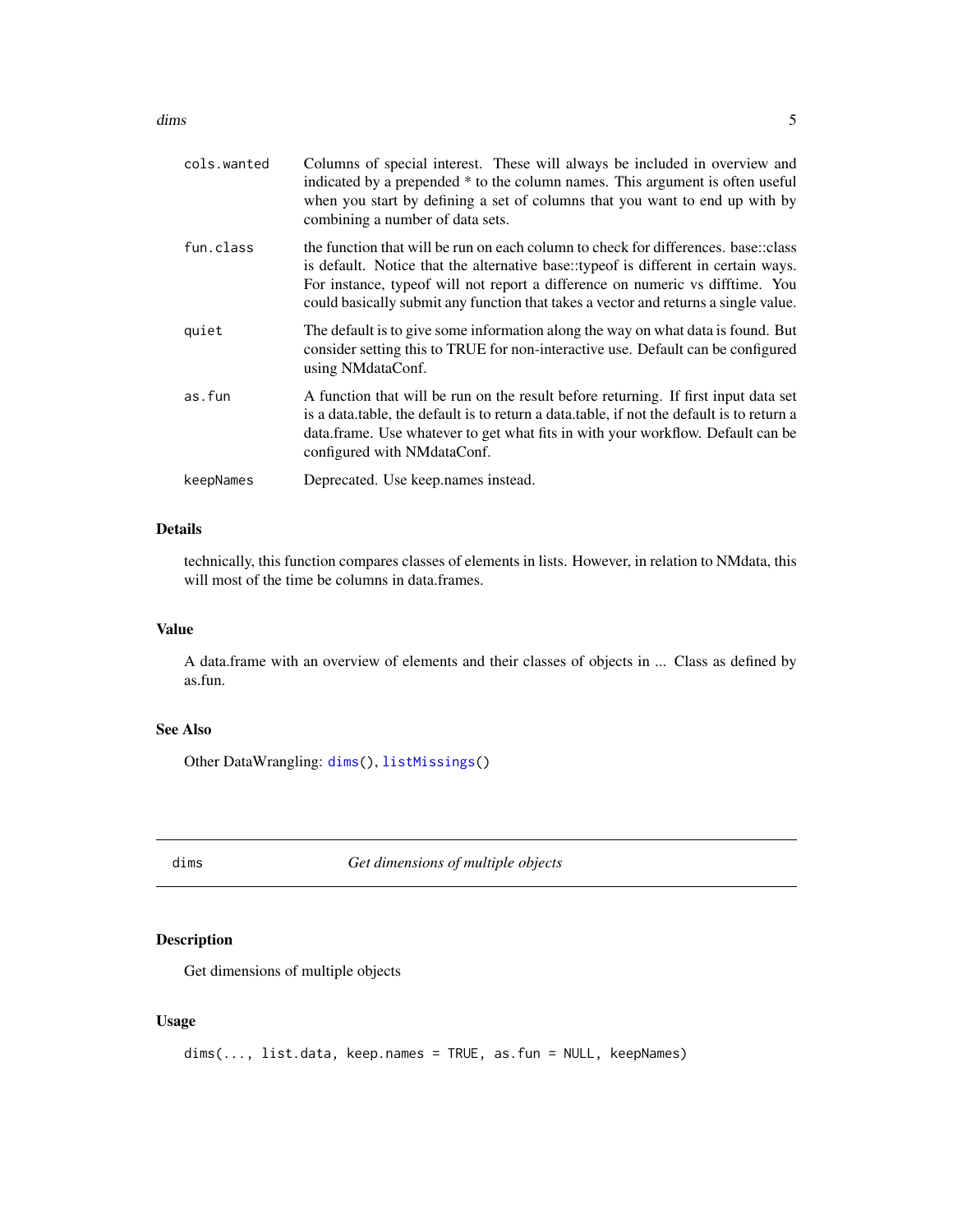| | |
|---|---|
| cols.wanted | Columns of special interest. These will always be included in overview and indicated by a prepended * to the column names. This argument is often useful when you start by defining a set of columns that you want to end up with by combining a number of data sets. |
| fun.class | the function that will be run on each column to check for differences. base::class is default. Notice that the alternative base::typeof is different in certain ways. For instance, typeof will not report a difference on numeric vs difftime. You could basically submit any function that takes a vector and returns a single value. |
| quiet | The default is to give some information along the way on what data is found. But consider setting this to TRUE for non-interactive use. Default can be configured using NMdataConf. |
| as.fun | A function that will be run on the result before returning. If first input data set is a data.table, the default is to return a data.table, if not the default is to return a data.frame. Use whatever to get what fits in with your workflow. Default can be configured with NMdataConf. |
| keepNames | Deprecated. Use keep.names instead. |

### Details

technically, this function compares classes of elements in lists. However, in relation to NMdata, this will most of the time be columns in data.frames.

### Value

A data.frame with an overview of elements and their classes of objects in ... Class as defined by as.fun.

### See Also

Other DataWrangling: dims(), listMissings()

## dims — *Get dimensions of multiple objects*

### Description

Get dimensions of multiple objects

### Usage

```
dims(..., list.data, keep.names = TRUE, as.fun = NULL, keepNames)
```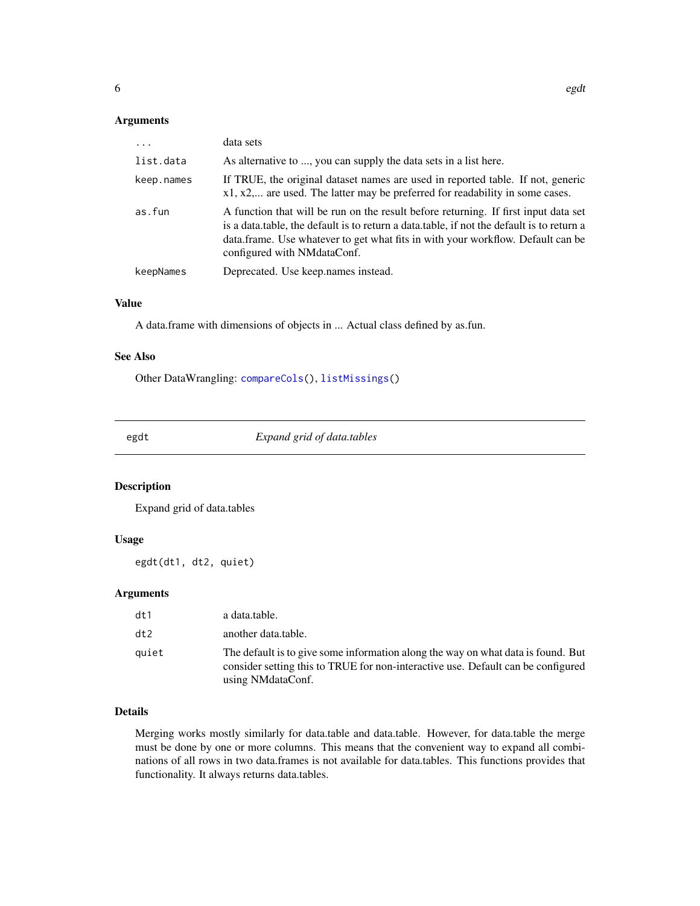## Arguments

| | |
|---|---|
| ... | data sets |
| list.data | As alternative to ..., you can supply the data sets in a list here. |
| keep.names | If TRUE, the original dataset names are used in reported table. If not, generic x1, x2,... are used. The latter may be preferred for readability in some cases. |
| as.fun | A function that will be run on the result before returning. If first input data set is a data.table, the default is to return a data.table, if not the default is to return a data.frame. Use whatever to get what fits in with your workflow. Default can be configured with NMdataConf. |
| keepNames | Deprecated. Use keep.names instead. |

## Value

A data.frame with dimensions of objects in ... Actual class defined by as.fun.

## See Also

Other DataWrangling: compareCols(), listMissings()

---

# egdt — *Expand grid of data.tables*

## Description

Expand grid of data.tables

## Usage

```
egdt(dt1, dt2, quiet)
```

## Arguments

| | |
|---|---|
| dt1 | a data.table. |
| dt2 | another data.table. |
| quiet | The default is to give some information along the way on what data is found. But consider setting this to TRUE for non-interactive use. Default can be configured using NMdataConf. |

## Details

Merging works mostly similarly for data.table and data.table. However, for data.table the merge must be done by one or more columns. This means that the convenient way to expand all combinations of all rows in two data.frames is not available for data.tables. This functions provides that functionality. It always returns data.tables.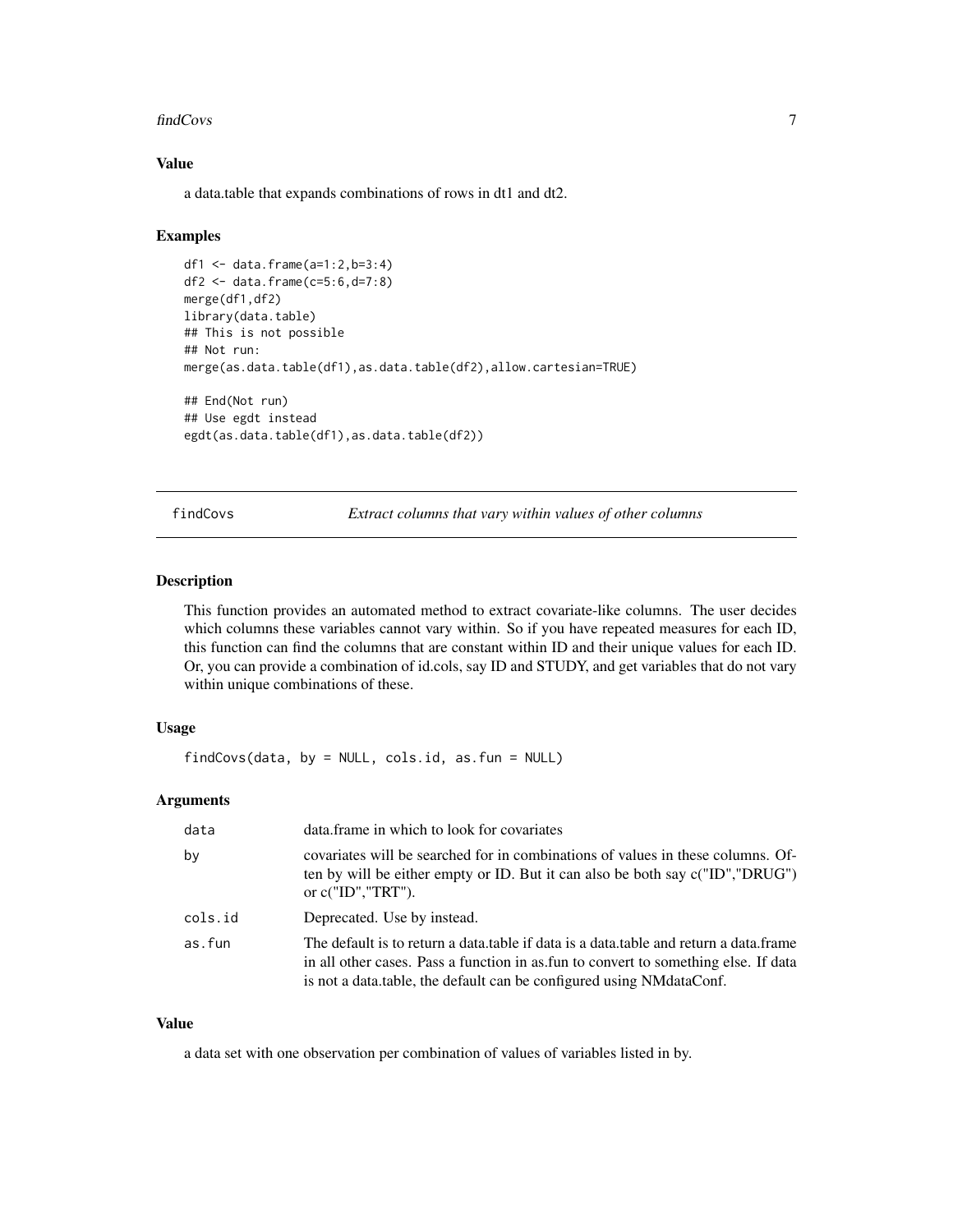### Value

a data.table that expands combinations of rows in dt1 and dt2.

### Examples

```
df1 <- data.frame(a=1:2,b=3:4)
df2 <- data.frame(c=5:6,d=7:8)
merge(df1,df2)
library(data.table)
## This is not possible
## Not run:
merge(as.data.table(df1),as.data.table(df2),allow.cartesian=TRUE)

## End(Not run)
## Use egdt instead
egdt(as.data.table(df1),as.data.table(df2))
```

---

## findCovs — *Extract columns that vary within values of other columns*

### Description

This function provides an automated method to extract covariate-like columns. The user decides which columns these variables cannot vary within. So if you have repeated measures for each ID, this function can find the columns that are constant within ID and their unique values for each ID. Or, you can provide a combination of id.cols, say ID and STUDY, and get variables that do not vary within unique combinations of these.

### Usage

```
findCovs(data, by = NULL, cols.id, as.fun = NULL)
```

### Arguments

| | |
|---|---|
| data | data.frame in which to look for covariates |
| by | covariates will be searched for in combinations of values in these columns. Often by will be either empty or ID. But it can also be both say c("ID","DRUG") or c("ID","TRT"). |
| cols.id | Deprecated. Use by instead. |
| as.fun | The default is to return a data.table if data is a data.table and return a data.frame in all other cases. Pass a function in as.fun to convert to something else. If data is not a data.table, the default can be configured using NMdataConf. |

### Value

a data set with one observation per combination of values of variables listed in by.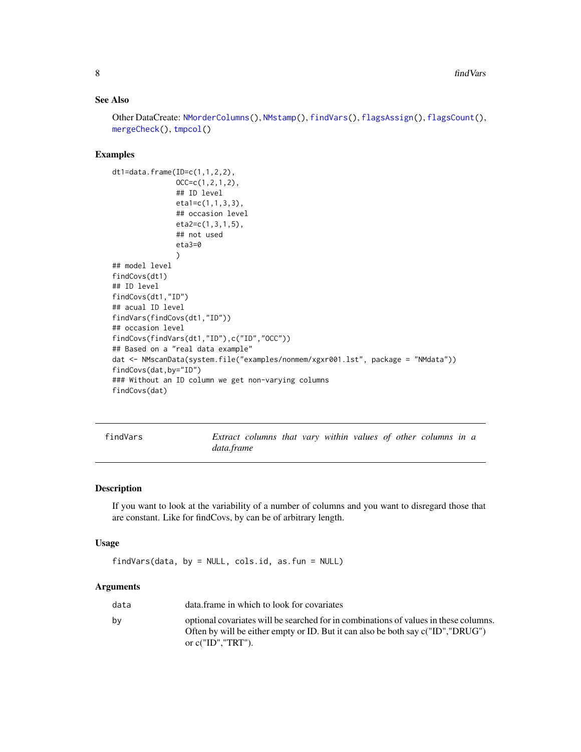## See Also

Other DataCreate: NMorderColumns(), NMstamp(), findVars(), flagsAssign(), flagsCount(), mergeCheck(), tmpcol()

## Examples

```
dt1=data.frame(ID=c(1,1,2,2),
               OCC=c(1,2,1,2),
               ## ID level
               eta1=c(1,1,3,3),
               ## occasion level
               eta2=c(1,3,1,5),
               ## not used
               eta3=0
               )
## model level
findCovs(dt1)
## ID level
findCovs(dt1,"ID")
## acual ID level
findVars(findCovs(dt1,"ID"))
## occasion level
findCovs(findVars(dt1,"ID"),c("ID","OCC"))
## Based on a "real data example"
dat <- NMscanData(system.file("examples/nonmem/xgxr001.lst", package = "NMdata"))
findCovs(dat,by="ID")
### Without an ID column we get non-varying columns
findCovs(dat)
```

---

# findVars — *Extract columns that vary within values of other columns in a data.frame*

## Description

If you want to look at the variability of a number of columns and you want to disregard those that are constant. Like for findCovs, by can be of arbitrary length.

## Usage

```
findVars(data, by = NULL, cols.id, as.fun = NULL)
```

## Arguments

| | |
|---|---|
| `data` | data.frame in which to look for covariates |
| `by` | optional covariates will be searched for in combinations of values in these columns. Often by will be either empty or ID. But it can also be both say c("ID","DRUG") or c("ID","TRT"). |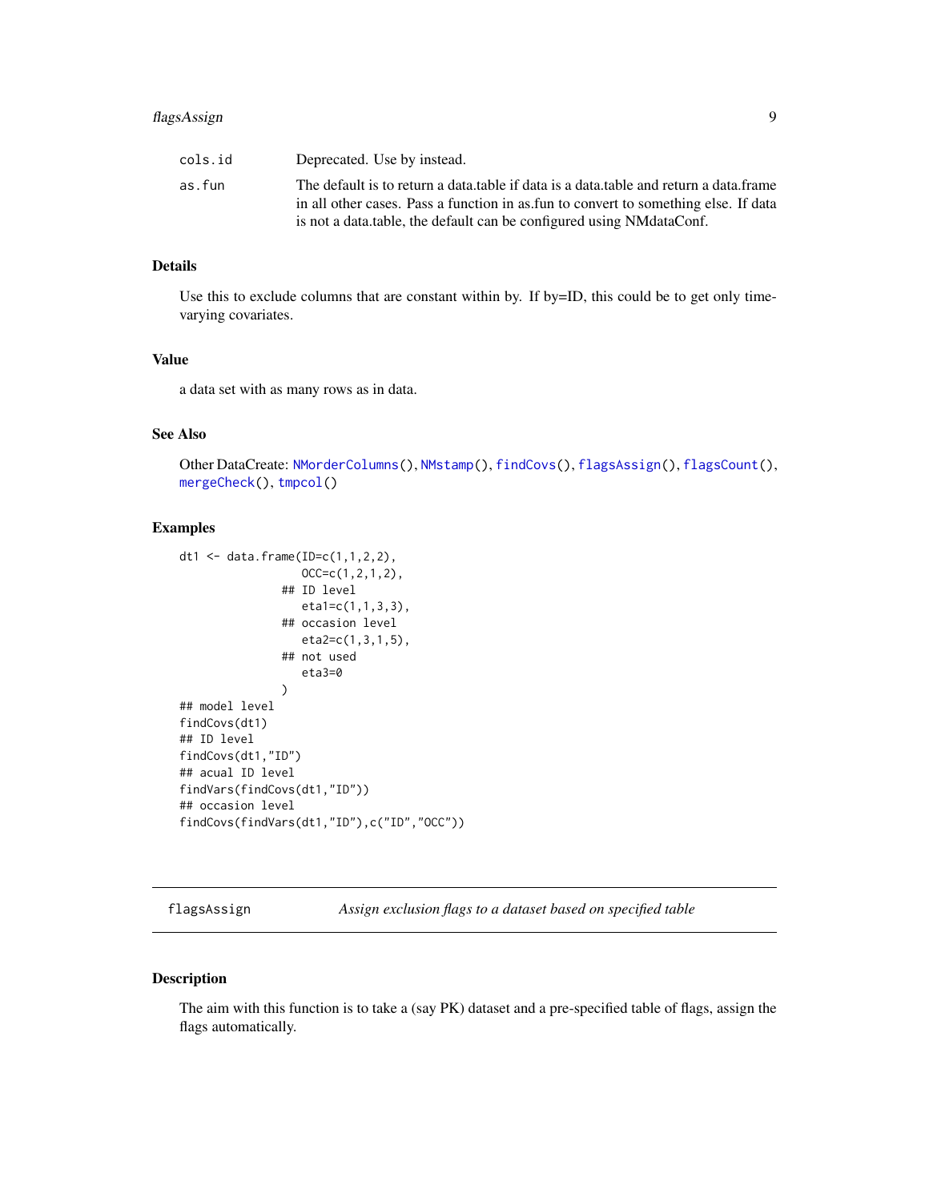| | |
|---|---|
| cols.id | Deprecated. Use by instead. |
| as.fun | The default is to return a data.table if data is a data.table and return a data.frame in all other cases. Pass a function in as.fun to convert to something else. If data is not a data.table, the default can be configured using NMdataConf. |

### Details

Use this to exclude columns that are constant within by. If by=ID, this could be to get only time-varying covariates.

### Value

a data set with as many rows as in data.

### See Also

Other DataCreate: NMorderColumns(), NMstamp(), findCovs(), flagsAssign(), flagsCount(), mergeCheck(), tmpcol()

### Examples

```
dt1 <- data.frame(ID=c(1,1,2,2),
                  OCC=c(1,2,1,2),
               ## ID level
                  eta1=c(1,1,3,3),
               ## occasion level
                  eta2=c(1,3,1,5),
               ## not used
                  eta3=0
               )
## model level
findCovs(dt1)
## ID level
findCovs(dt1,"ID")
## acual ID level
findVars(findCovs(dt1,"ID"))
## occasion level
findCovs(findVars(dt1,"ID"),c("ID","OCC"))
```

---

## flagsAssign — *Assign exclusion flags to a dataset based on specified table*

### Description

The aim with this function is to take a (say PK) dataset and a pre-specified table of flags, assign the flags automatically.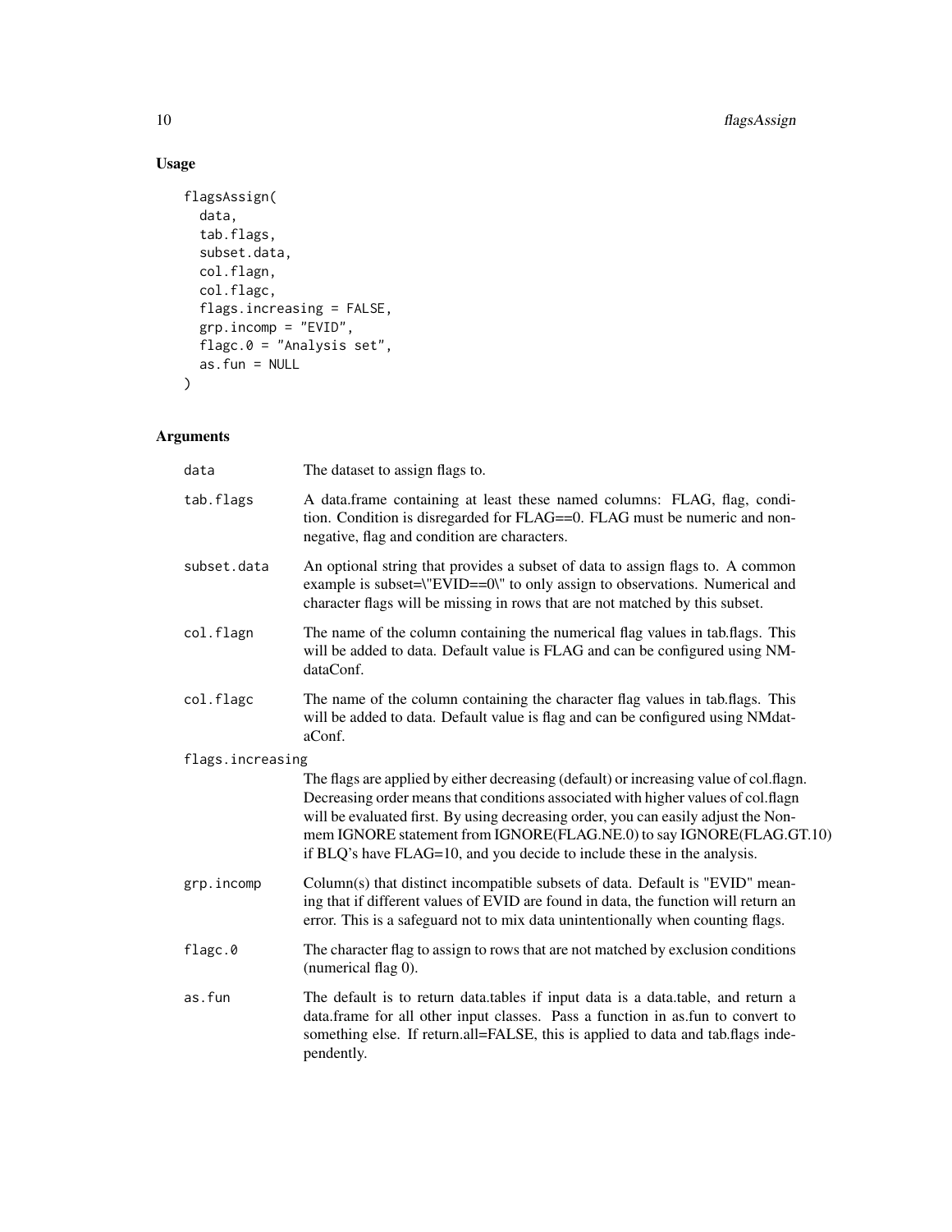## Usage

```
flagsAssign(
  data,
  tab.flags,
  subset.data,
  col.flagn,
  col.flagc,
  flags.increasing = FALSE,
  grp.incomp = "EVID",
  flagc.0 = "Analysis set",
  as.fun = NULL
)
```

## Arguments

| | |
|---|---|
| `data` | The dataset to assign flags to. |
| `tab.flags` | A data.frame containing at least these named columns: FLAG, flag, condition. Condition is disregarded for FLAG==0. FLAG must be numeric and non-negative, flag and condition are characters. |
| `subset.data` | An optional string that provides a subset of data to assign flags to. A common example is subset=\"EVID==0\" to only assign to observations. Numerical and character flags will be missing in rows that are not matched by this subset. |
| `col.flagn` | The name of the column containing the numerical flag values in tab.flags. This will be added to data. Default value is FLAG and can be configured using NMdataConf. |
| `col.flagc` | The name of the column containing the character flag values in tab.flags. This will be added to data. Default value is flag and can be configured using NMdataConf. |
| `flags.increasing` | The flags are applied by either decreasing (default) or increasing value of col.flagn. Decreasing order means that conditions associated with higher values of col.flagn will be evaluated first. By using decreasing order, you can easily adjust the Nonmem IGNORE statement from IGNORE(FLAG.NE.0) to say IGNORE(FLAG.GT.10) if BLQ's have FLAG=10, and you decide to include these in the analysis. |
| `grp.incomp` | Column(s) that distinct incompatible subsets of data. Default is "EVID" meaning that if different values of EVID are found in data, the function will return an error. This is a safeguard not to mix data unintentionally when counting flags. |
| `flagc.0` | The character flag to assign to rows that are not matched by exclusion conditions (numerical flag 0). |
| `as.fun` | The default is to return data.tables if input data is a data.table, and return a data.frame for all other input classes. Pass a function in as.fun to convert to something else. If return.all=FALSE, this is applied to data and tab.flags independently. |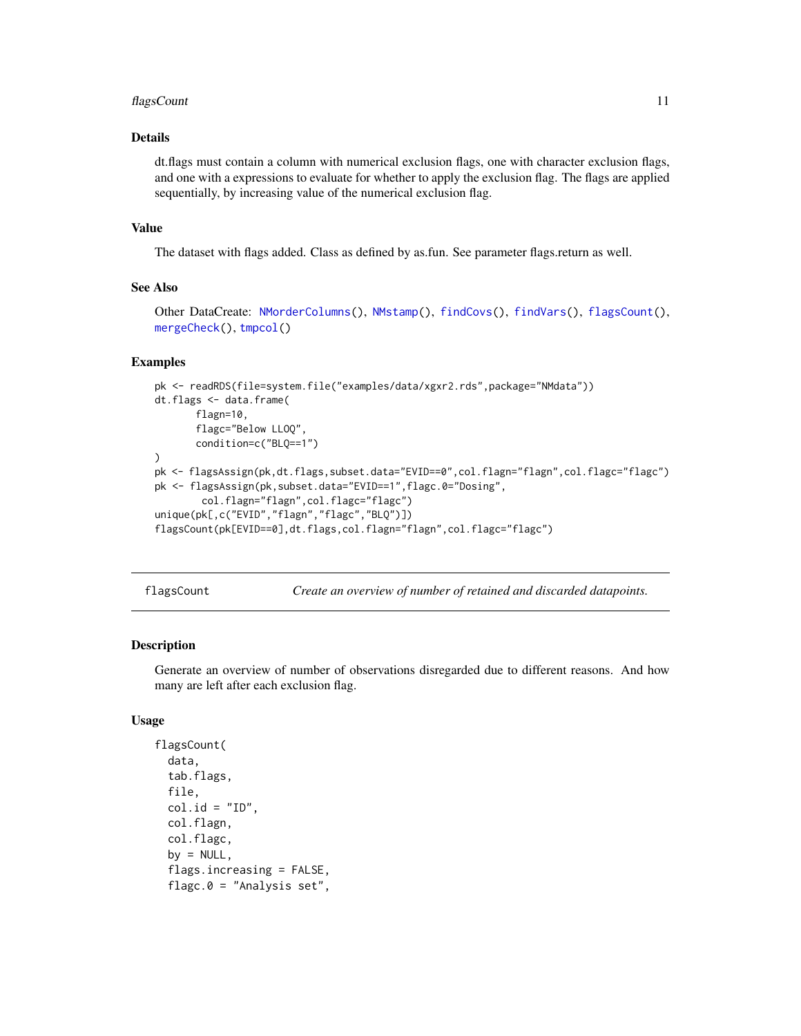## Details

dt.flags must contain a column with numerical exclusion flags, one with character exclusion flags, and one with a expressions to evaluate for whether to apply the exclusion flag. The flags are applied sequentially, by increasing value of the numerical exclusion flag.

## Value

The dataset with flags added. Class as defined by as.fun. See parameter flags.return as well.

## See Also

Other DataCreate: NMorderColumns(), NMstamp(), findCovs(), findVars(), flagsCount(), mergeCheck(), tmpcol()

## Examples

```
pk <- readRDS(file=system.file("examples/data/xgxr2.rds",package="NMdata"))
dt.flags <- data.frame(
       flagn=10,
       flagc="Below LLOQ",
       condition=c("BLQ==1")
)
pk <- flagsAssign(pk,dt.flags,subset.data="EVID==0",col.flagn="flagn",col.flagc="flagc")
pk <- flagsAssign(pk,subset.data="EVID==1",flagc.0="Dosing",
        col.flagn="flagn",col.flagc="flagc")
unique(pk[,c("EVID","flagn","flagc","BLQ")])
flagsCount(pk[EVID==0],dt.flags,col.flagn="flagn",col.flagc="flagc")
```

---

# flagsCount — *Create an overview of number of retained and discarded datapoints.*

---

## Description

Generate an overview of number of observations disregarded due to different reasons. And how many are left after each exclusion flag.

## Usage

```
flagsCount(
  data,
  tab.flags,
  file,
  col.id = "ID",
  col.flagn,
  col.flagc,
  by = NULL,
  flags.increasing = FALSE,
  flagc.0 = "Analysis set",
```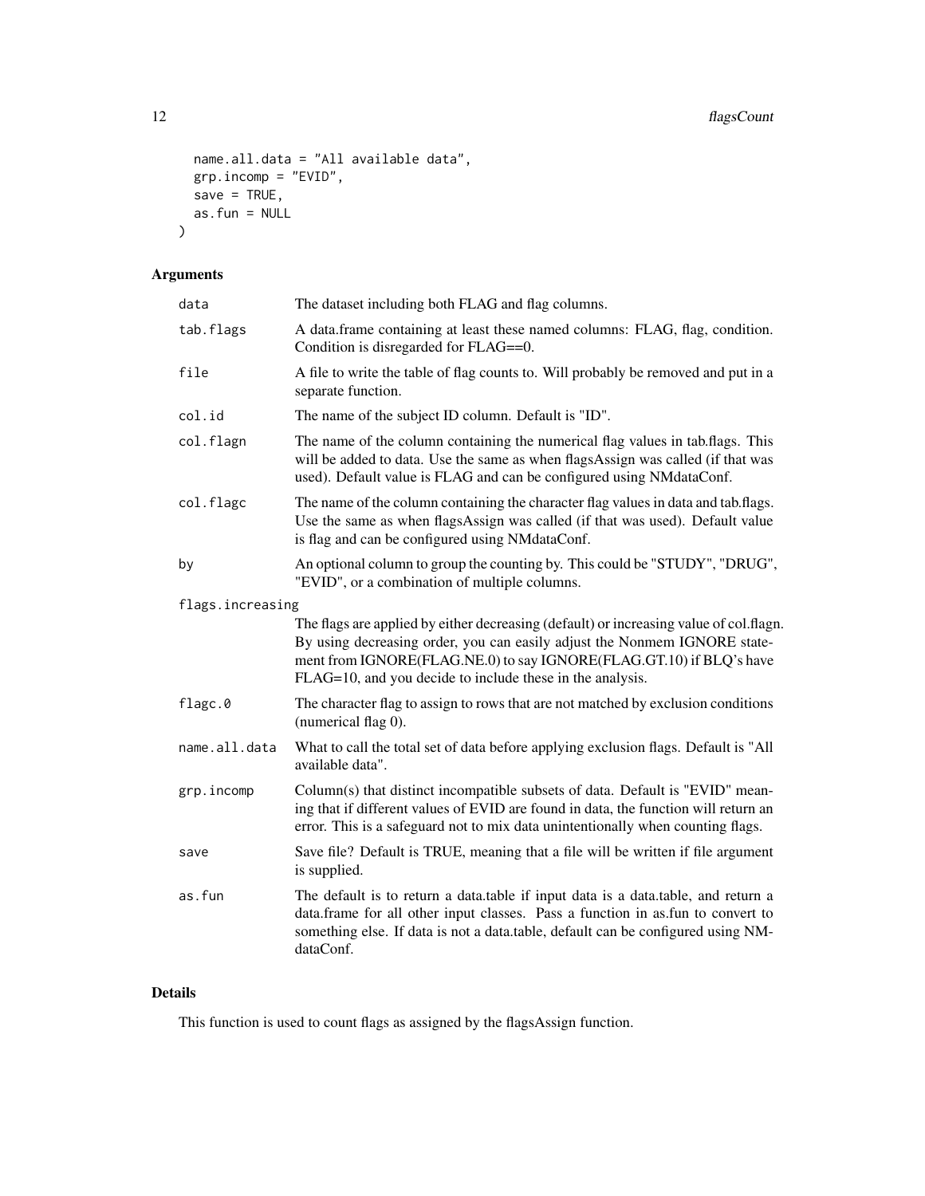```
  name.all.data = "All available data",
  grp.incomp = "EVID",
  save = TRUE,
  as.fun = NULL
)
```

## Arguments

| Argument | Description |
|---|---|
| data | The dataset including both FLAG and flag columns. |
| tab.flags | A data.frame containing at least these named columns: FLAG, flag, condition. Condition is disregarded for FLAG==0. |
| file | A file to write the table of flag counts to. Will probably be removed and put in a separate function. |
| col.id | The name of the subject ID column. Default is "ID". |
| col.flagn | The name of the column containing the numerical flag values in tab.flags. This will be added to data. Use the same as when flagsAssign was called (if that was used). Default value is FLAG and can be configured using NMdataConf. |
| col.flagc | The name of the column containing the character flag values in data and tab.flags. Use the same as when flagsAssign was called (if that was used). Default value is flag and can be configured using NMdataConf. |
| by | An optional column to group the counting by. This could be "STUDY", "DRUG", "EVID", or a combination of multiple columns. |
| flags.increasing | The flags are applied by either decreasing (default) or increasing value of col.flagn. By using decreasing order, you can easily adjust the Nonmem IGNORE statement from IGNORE(FLAG.NE.0) to say IGNORE(FLAG.GT.10) if BLQ's have FLAG=10, and you decide to include these in the analysis. |
| flagc.0 | The character flag to assign to rows that are not matched by exclusion conditions (numerical flag 0). |
| name.all.data | What to call the total set of data before applying exclusion flags. Default is "All available data". |
| grp.incomp | Column(s) that distinct incompatible subsets of data. Default is "EVID" meaning that if different values of EVID are found in data, the function will return an error. This is a safeguard not to mix data unintentionally when counting flags. |
| save | Save file? Default is TRUE, meaning that a file will be written if file argument is supplied. |
| as.fun | The default is to return a data.table if input data is a data.table, and return a data.frame for all other input classes. Pass a function in as.fun to convert to something else. If data is not a data.table, default can be configured using NMdataConf. |

## Details

This function is used to count flags as assigned by the flagsAssign function.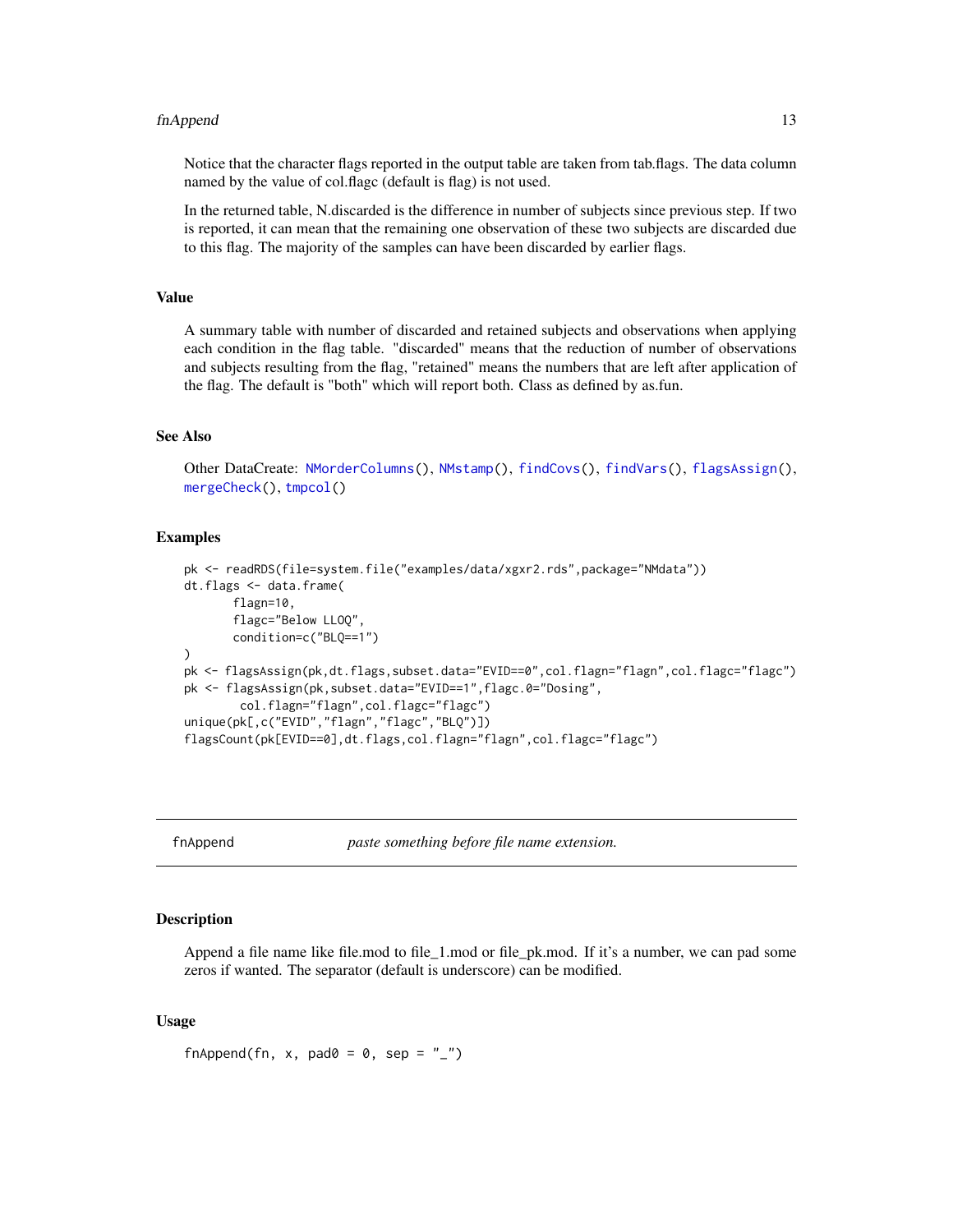Notice that the character flags reported in the output table are taken from tab.flags. The data column named by the value of col.flagc (default is flag) is not used.

In the returned table, N.discarded is the difference in number of subjects since previous step. If two is reported, it can mean that the remaining one observation of these two subjects are discarded due to this flag. The majority of the samples can have been discarded by earlier flags.

### Value

A summary table with number of discarded and retained subjects and observations when applying each condition in the flag table. "discarded" means that the reduction of number of observations and subjects resulting from the flag, "retained" means the numbers that are left after application of the flag. The default is "both" which will report both. Class as defined by as.fun.

### See Also

Other DataCreate: NMorderColumns(), NMstamp(), findCovs(), findVars(), flagsAssign(), mergeCheck(), tmpcol()

### Examples

```
pk <- readRDS(file=system.file("examples/data/xgxr2.rds",package="NMdata"))
dt.flags <- data.frame(
       flagn=10,
       flagc="Below LLOQ",
       condition=c("BLQ==1")
)
pk <- flagsAssign(pk,dt.flags,subset.data="EVID==0",col.flagn="flagn",col.flagc="flagc")
pk <- flagsAssign(pk,subset.data="EVID==1",flagc.0="Dosing",
        col.flagn="flagn",col.flagc="flagc")
unique(pk[,c("EVID","flagn","flagc","BLQ")])
flagsCount(pk[EVID==0],dt.flags,col.flagn="flagn",col.flagc="flagc")
```

---

## fnAppend — *paste something before file name extension.*

### Description

Append a file name like file.mod to file_1.mod or file_pk.mod. If it's a number, we can pad some zeros if wanted. The separator (default is underscore) can be modified.

### Usage

```
fnAppend(fn, x, pad0 = 0, sep = "_")
```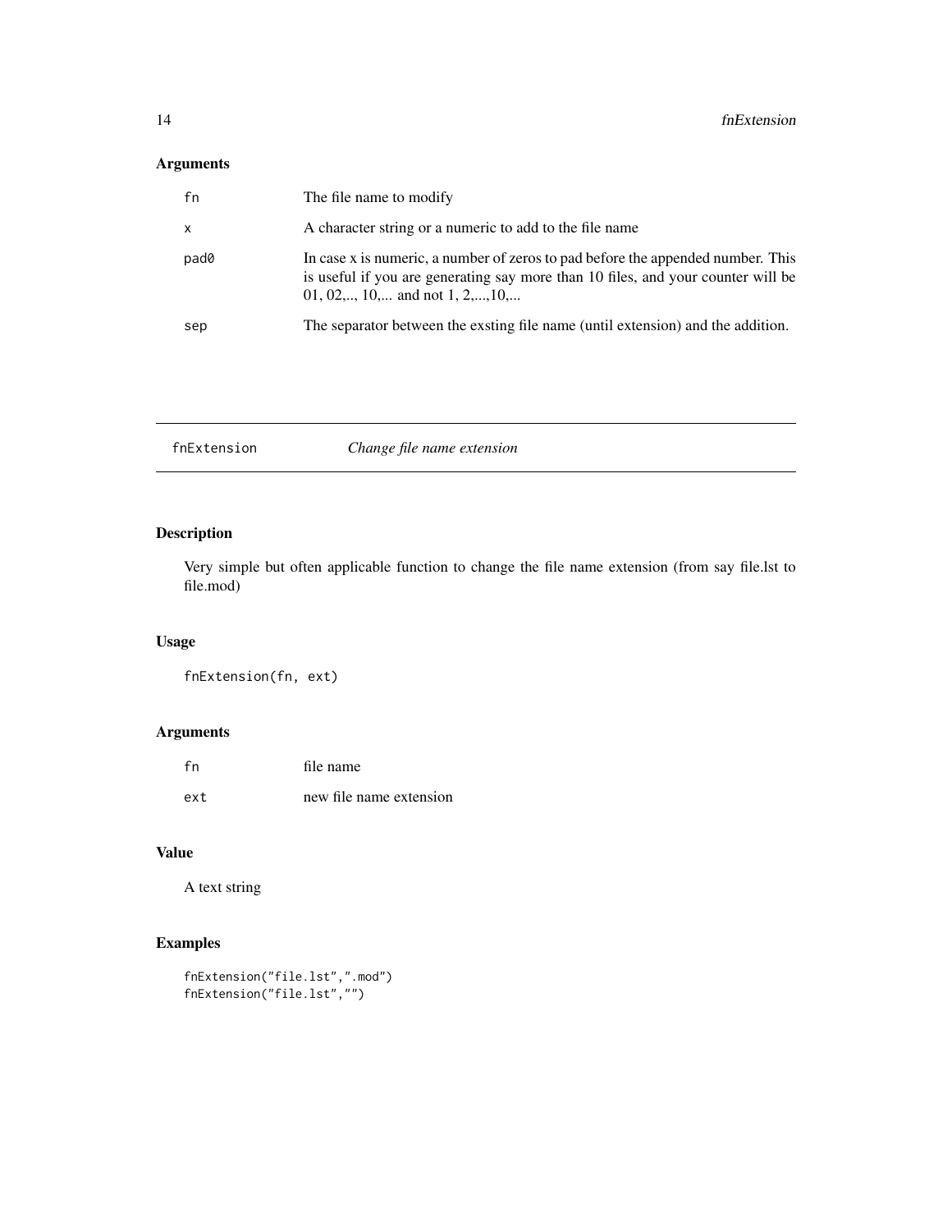### Arguments

| | |
|---|---|
| fn | The file name to modify |
| x | A character string or a numeric to add to the file name |
| pad0 | In case x is numeric, a number of zeros to pad before the appended number. This is useful if you are generating say more than 10 files, and your counter will be 01, 02,.., 10,... and not 1, 2,...,10,... |
| sep | The separator between the exsting file name (until extension) and the addition. |

---

## fnExtension *Change file name extension*

### Description

Very simple but often applicable function to change the file name extension (from say file.lst to file.mod)

### Usage

```
fnExtension(fn, ext)
```

### Arguments

| | |
|---|---|
| fn | file name |
| ext | new file name extension |

### Value

A text string

### Examples

```
fnExtension("file.lst",".mod")
fnExtension("file.lst","")
```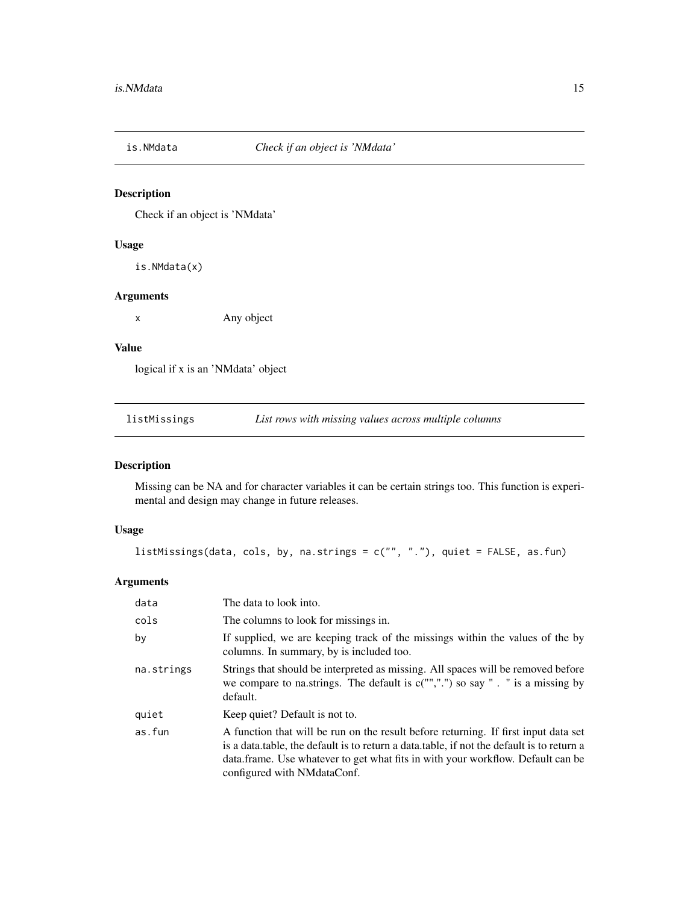## is.NMdata *Check if an object is 'NMdata'*

### Description

Check if an object is 'NMdata'

### Usage

```
is.NMdata(x)
```

### Arguments

| | |
|---|---|
| x | Any object |

### Value

logical if x is an 'NMdata' object

## listMissings *List rows with missing values across multiple columns*

### Description

Missing can be NA and for character variables it can be certain strings too. This function is experimental and design may change in future releases.

### Usage

```
listMissings(data, cols, by, na.strings = c("", "."), quiet = FALSE, as.fun)
```

### Arguments

| | |
|---|---|
| data | The data to look into. |
| cols | The columns to look for missings in. |
| by | If supplied, we are keeping track of the missings within the values of the by columns. In summary, by is included too. |
| na.strings | Strings that should be interpreted as missing. All spaces will be removed before we compare to na.strings. The default is c("",".") so say " . " is a missing by default. |
| quiet | Keep quiet? Default is not to. |
| as.fun | A function that will be run on the result before returning. If first input data set is a data.table, the default is to return a data.table, if not the default is to return a data.frame. Use whatever to get what fits in with your workflow. Default can be configured with NMdataConf. |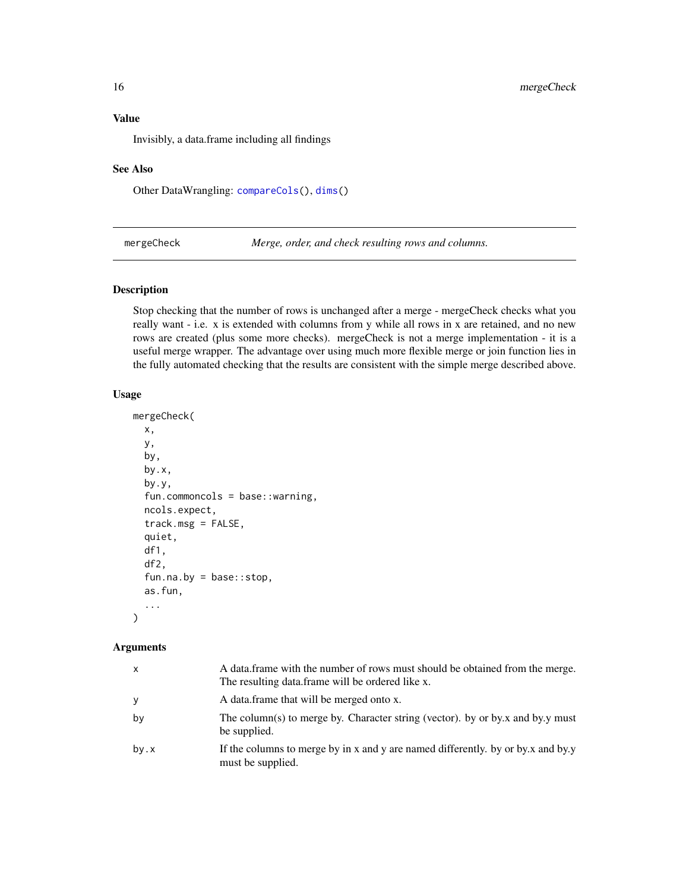### Value

Invisibly, a data.frame including all findings

### See Also

Other DataWrangling: `compareCols()`, `dims()`

---

## mergeCheck — *Merge, order, and check resulting rows and columns.*

### Description

Stop checking that the number of rows is unchanged after a merge - mergeCheck checks what you really want - i.e. x is extended with columns from y while all rows in x are retained, and no new rows are created (plus some more checks). mergeCheck is not a merge implementation - it is a useful merge wrapper. The advantage over using much more flexible merge or join function lies in the fully automated checking that the results are consistent with the simple merge described above.

### Usage

```
mergeCheck(
  x,
  y,
  by,
  by.x,
  by.y,
  fun.commoncols = base::warning,
  ncols.expect,
  track.msg = FALSE,
  quiet,
  df1,
  df2,
  fun.na.by = base::stop,
  as.fun,
  ...
)
```

### Arguments

| | |
|---|---|
| x | A data.frame with the number of rows must should be obtained from the merge. The resulting data.frame will be ordered like x. |
| y | A data.frame that will be merged onto x. |
| by | The column(s) to merge by. Character string (vector). by or by.x and by.y must be supplied. |
| by.x | If the columns to merge by in x and y are named differently. by or by.x and by.y must be supplied. |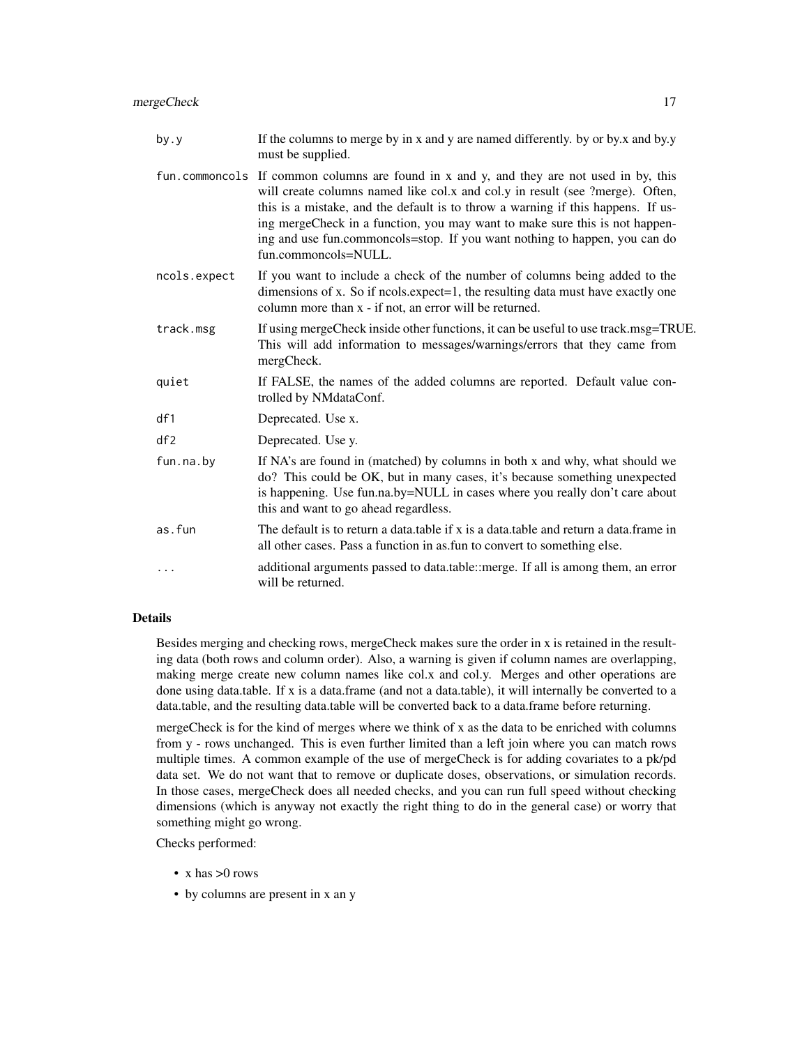| | |
|---|---|
| `by.y` | If the columns to merge by in x and y are named differently. by or by.x and by.y must be supplied. |
| `fun.commoncols` | If common columns are found in x and y, and they are not used in by, this will create columns named like col.x and col.y in result (see ?merge). Often, this is a mistake, and the default is to throw a warning if this happens. If using mergeCheck in a function, you may want to make sure this is not happening and use fun.commoncols=stop. If you want nothing to happen, you can do fun.commoncols=NULL. |
| `ncols.expect` | If you want to include a check of the number of columns being added to the dimensions of x. So if ncols.expect=1, the resulting data must have exactly one column more than x - if not, an error will be returned. |
| `track.msg` | If using mergeCheck inside other functions, it can be useful to use track.msg=TRUE. This will add information to messages/warnings/errors that they came from mergCheck. |
| `quiet` | If FALSE, the names of the added columns are reported. Default value controlled by NMdataConf. |
| `df1` | Deprecated. Use x. |
| `df2` | Deprecated. Use y. |
| `fun.na.by` | If NA's are found in (matched) by columns in both x and why, what should we do? This could be OK, but in many cases, it's because something unexpected is happening. Use fun.na.by=NULL in cases where you really don't care about this and want to go ahead regardless. |
| `as.fun` | The default is to return a data.table if x is a data.table and return a data.frame in all other cases. Pass a function in as.fun to convert to something else. |
| `...` | additional arguments passed to data.table::merge. If all is among them, an error will be returned. |

## Details

Besides merging and checking rows, mergeCheck makes sure the order in x is retained in the resulting data (both rows and column order). Also, a warning is given if column names are overlapping, making merge create new column names like col.x and col.y. Merges and other operations are done using data.table. If x is a data.frame (and not a data.table), it will internally be converted to a data.table, and the resulting data.table will be converted back to a data.frame before returning.

mergeCheck is for the kind of merges where we think of x as the data to be enriched with columns from y - rows unchanged. This is even further limited than a left join where you can match rows multiple times. A common example of the use of mergeCheck is for adding covariates to a pk/pd data set. We do not want that to remove or duplicate doses, observations, or simulation records. In those cases, mergeCheck does all needed checks, and you can run full speed without checking dimensions (which is anyway not exactly the right thing to do in the general case) or worry that something might go wrong.

Checks performed:

- x has >0 rows
- by columns are present in x an y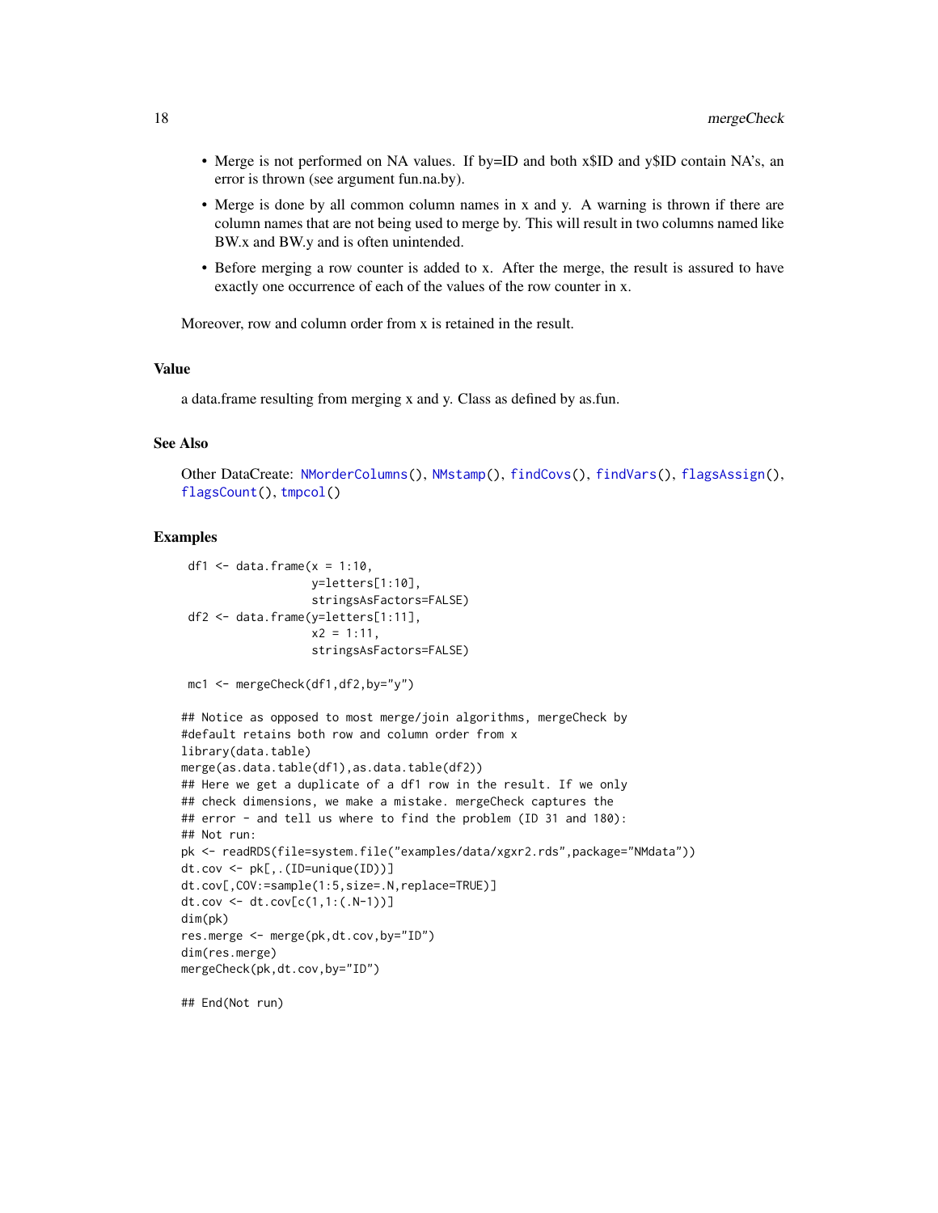- Merge is not performed on NA values. If by=ID and both x$ID and y$ID contain NA's, an error is thrown (see argument fun.na.by).
- Merge is done by all common column names in x and y. A warning is thrown if there are column names that are not being used to merge by. This will result in two columns named like BW.x and BW.y and is often unintended.
- Before merging a row counter is added to x. After the merge, the result is assured to have exactly one occurrence of each of the values of the row counter in x.

Moreover, row and column order from x is retained in the result.

## Value

a data.frame resulting from merging x and y. Class as defined by as.fun.

## See Also

Other DataCreate: NMorderColumns(), NMstamp(), findCovs(), findVars(), flagsAssign(), flagsCount(), tmpcol()

## Examples

```
df1 <- data.frame(x = 1:10,
                  y=letters[1:10],
                  stringsAsFactors=FALSE)
df2 <- data.frame(y=letters[1:11],
                  x2 = 1:11,
                  stringsAsFactors=FALSE)

mc1 <- mergeCheck(df1,df2,by="y")

## Notice as opposed to most merge/join algorithms, mergeCheck by
#default retains both row and column order from x
library(data.table)
merge(as.data.table(df1),as.data.table(df2))
## Here we get a duplicate of a df1 row in the result. If we only
## check dimensions, we make a mistake. mergeCheck captures the
## error - and tell us where to find the problem (ID 31 and 180):
## Not run:
pk <- readRDS(file=system.file("examples/data/xgxr2.rds",package="NMdata"))
dt.cov <- pk[,.(ID=unique(ID))]
dt.cov[,COV:=sample(1:5,size=.N,replace=TRUE)]
dt.cov <- dt.cov[c(1,1:(.N-1))]
dim(pk)
res.merge <- merge(pk,dt.cov,by="ID")
dim(res.merge)
mergeCheck(pk,dt.cov,by="ID")

## End(Not run)
```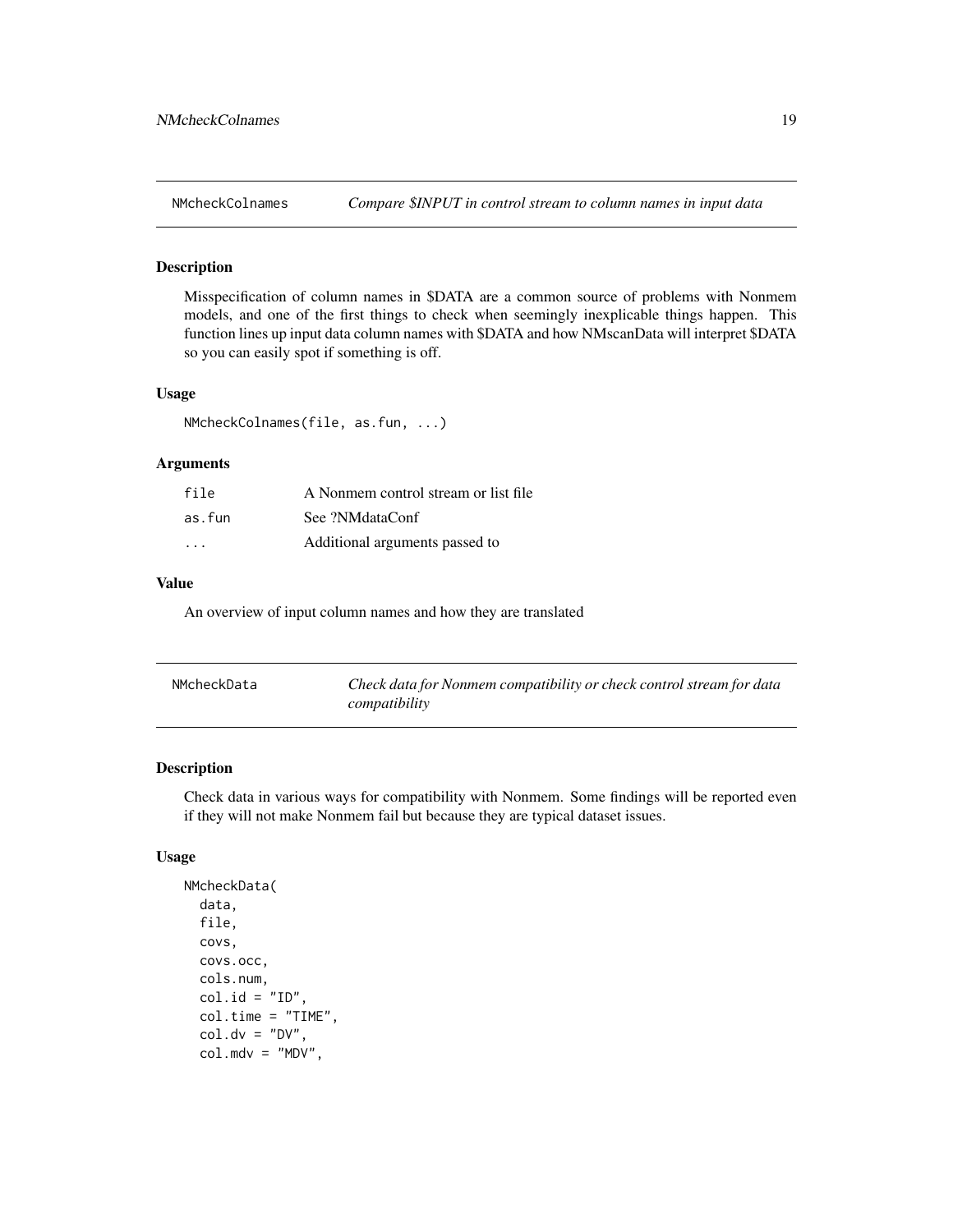## NMcheckColnames — *Compare $INPUT in control stream to column names in input data*

### Description

Misspecification of column names in $DATA are a common source of problems with Nonmem models, and one of the first things to check when seemingly inexplicable things happen. This function lines up input data column names with $DATA and how NMscanData will interpret $DATA so you can easily spot if something is off.

### Usage

```
NMcheckColnames(file, as.fun, ...)
```

### Arguments

| | |
|---|---|
| file | A Nonmem control stream or list file |
| as.fun | See ?NMdataConf |
| ... | Additional arguments passed to |

### Value

An overview of input column names and how they are translated

## NMcheckData — *Check data for Nonmem compatibility or check control stream for data compatibility*

### Description

Check data in various ways for compatibility with Nonmem. Some findings will be reported even if they will not make Nonmem fail but because they are typical dataset issues.

### Usage

```
NMcheckData(
  data,
  file,
  covs,
  covs.occ,
  cols.num,
  col.id = "ID",
  col.time = "TIME",
  col.dv = "DV",
  col.mdv = "MDV",
```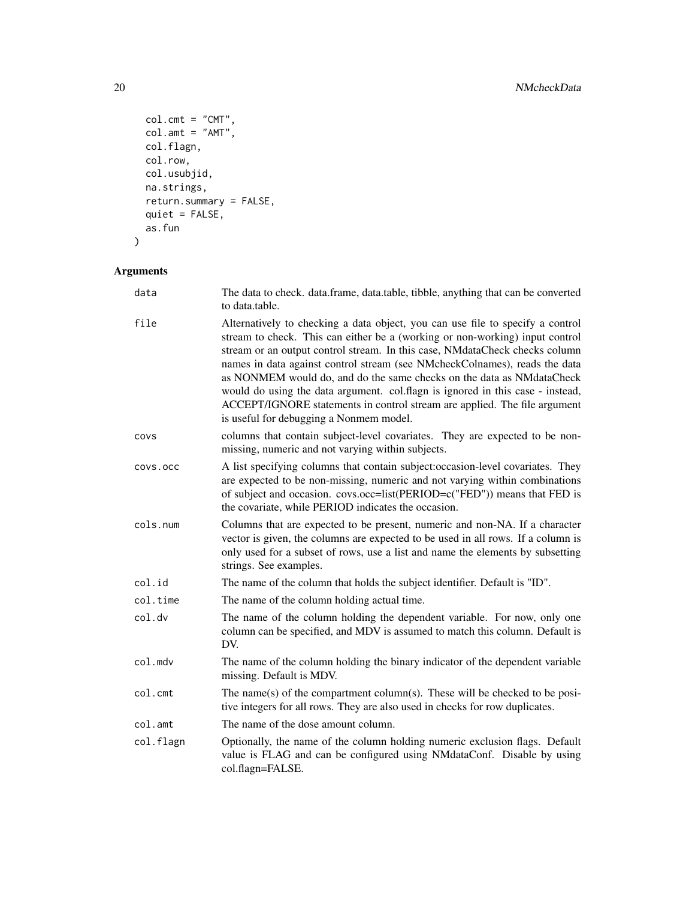```
  col.cmt = "CMT",
  col.amt = "AMT",
  col.flagn,
  col.row,
  col.usubjid,
  na.strings,
  return.summary = FALSE,
  quiet = FALSE,
  as.fun
)
```

## Arguments

| | |
|---|---|
| data | The data to check. data.frame, data.table, tibble, anything that can be converted to data.table. |
| file | Alternatively to checking a data object, you can use file to specify a control stream to check. This can either be a (working or non-working) input control stream or an output control stream. In this case, NMdataCheck checks column names in data against control stream (see NMcheckColnames), reads the data as NONMEM would do, and do the same checks on the data as NMdataCheck would do using the data argument. col.flagn is ignored in this case - instead, ACCEPT/IGNORE statements in control stream are applied. The file argument is useful for debugging a Nonmem model. |
| covs | columns that contain subject-level covariates. They are expected to be non-missing, numeric and not varying within subjects. |
| covs.occ | A list specifying columns that contain subject:occasion-level covariates. They are expected to be non-missing, numeric and not varying within combinations of subject and occasion. covs.occ=list(PERIOD=c("FED")) means that FED is the covariate, while PERIOD indicates the occasion. |
| cols.num | Columns that are expected to be present, numeric and non-NA. If a character vector is given, the columns are expected to be used in all rows. If a column is only used for a subset of rows, use a list and name the elements by subsetting strings. See examples. |
| col.id | The name of the column that holds the subject identifier. Default is "ID". |
| col.time | The name of the column holding actual time. |
| col.dv | The name of the column holding the dependent variable. For now, only one column can be specified, and MDV is assumed to match this column. Default is DV. |
| col.mdv | The name of the column holding the binary indicator of the dependent variable missing. Default is MDV. |
| col.cmt | The name(s) of the compartment column(s). These will be checked to be positive integers for all rows. They are also used in checks for row duplicates. |
| col.amt | The name of the dose amount column. |
| col.flagn | Optionally, the name of the column holding numeric exclusion flags. Default value is FLAG and can be configured using NMdataConf. Disable by using col.flagn=FALSE. |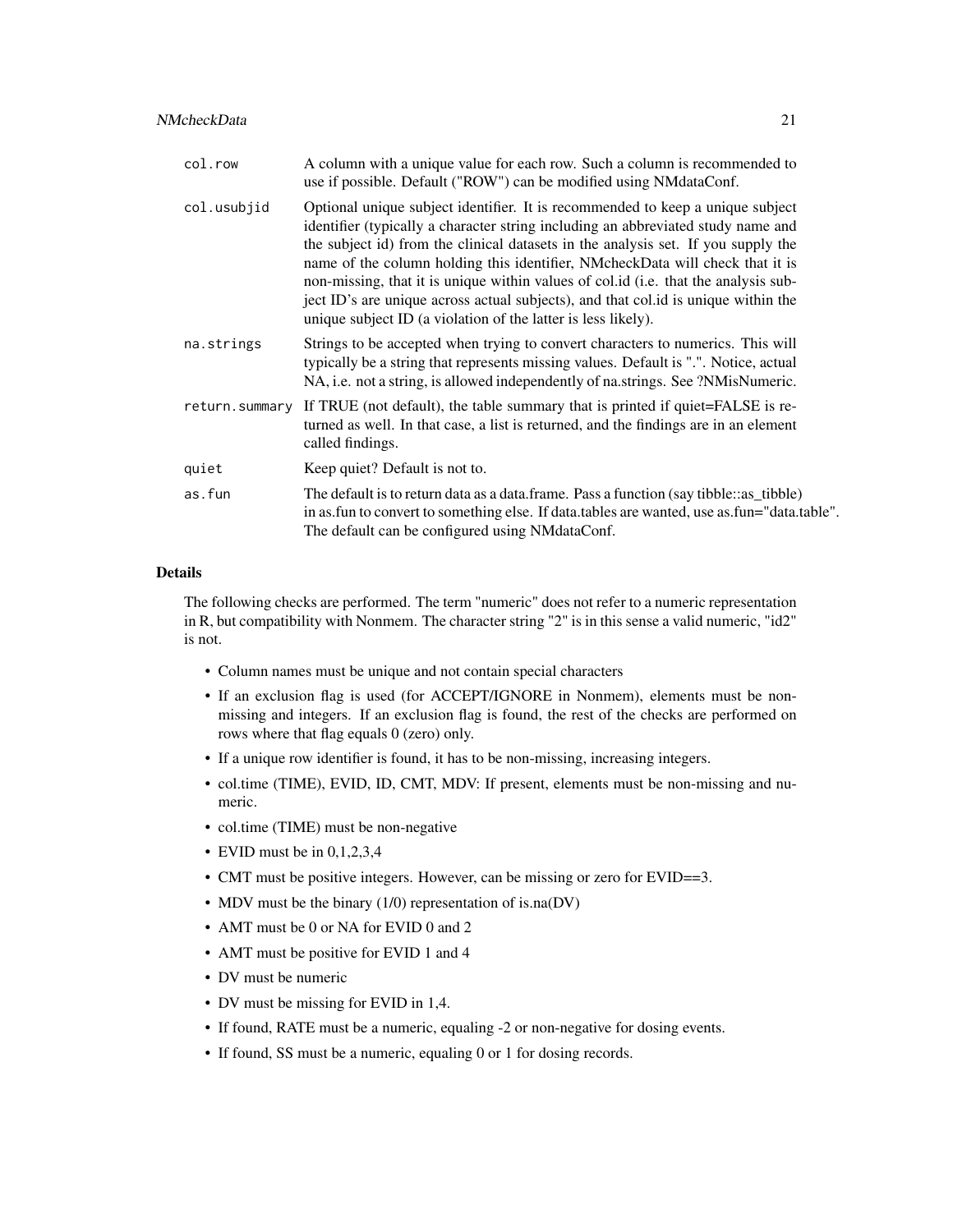| | |
|---|---|
| `col.row` | A column with a unique value for each row. Such a column is recommended to use if possible. Default ("ROW") can be modified using NMdataConf. |
| `col.usubjid` | Optional unique subject identifier. It is recommended to keep a unique subject identifier (typically a character string including an abbreviated study name and the subject id) from the clinical datasets in the analysis set. If you supply the name of the column holding this identifier, NMcheckData will check that it is non-missing, that it is unique within values of col.id (i.e. that the analysis subject ID's are unique across actual subjects), and that col.id is unique within the unique subject ID (a violation of the latter is less likely). |
| `na.strings` | Strings to be accepted when trying to convert characters to numerics. This will typically be a string that represents missing values. Default is ".". Notice, actual NA, i.e. not a string, is allowed independently of na.strings. See ?NMisNumeric. |
| `return.summary` | If TRUE (not default), the table summary that is printed if quiet=FALSE is returned as well. In that case, a list is returned, and the findings are in an element called findings. |
| `quiet` | Keep quiet? Default is not to. |
| `as.fun` | The default is to return data as a data.frame. Pass a function (say tibble::as_tibble) in as.fun to convert to something else. If data.tables are wanted, use as.fun="data.table". The default can be configured using NMdataConf. |

## Details

The following checks are performed. The term "numeric" does not refer to a numeric representation in R, but compatibility with Nonmem. The character string "2" is in this sense a valid numeric, "id2" is not.

- Column names must be unique and not contain special characters
- If an exclusion flag is used (for ACCEPT/IGNORE in Nonmem), elements must be non-missing and integers. If an exclusion flag is found, the rest of the checks are performed on rows where that flag equals 0 (zero) only.
- If a unique row identifier is found, it has to be non-missing, increasing integers.
- col.time (TIME), EVID, ID, CMT, MDV: If present, elements must be non-missing and numeric.
- col.time (TIME) must be non-negative
- EVID must be in 0,1,2,3,4
- CMT must be positive integers. However, can be missing or zero for EVID==3.
- MDV must be the binary (1/0) representation of is.na(DV)
- AMT must be 0 or NA for EVID 0 and 2
- AMT must be positive for EVID 1 and 4
- DV must be numeric
- DV must be missing for EVID in 1,4.
- If found, RATE must be a numeric, equaling -2 or non-negative for dosing events.
- If found, SS must be a numeric, equaling 0 or 1 for dosing records.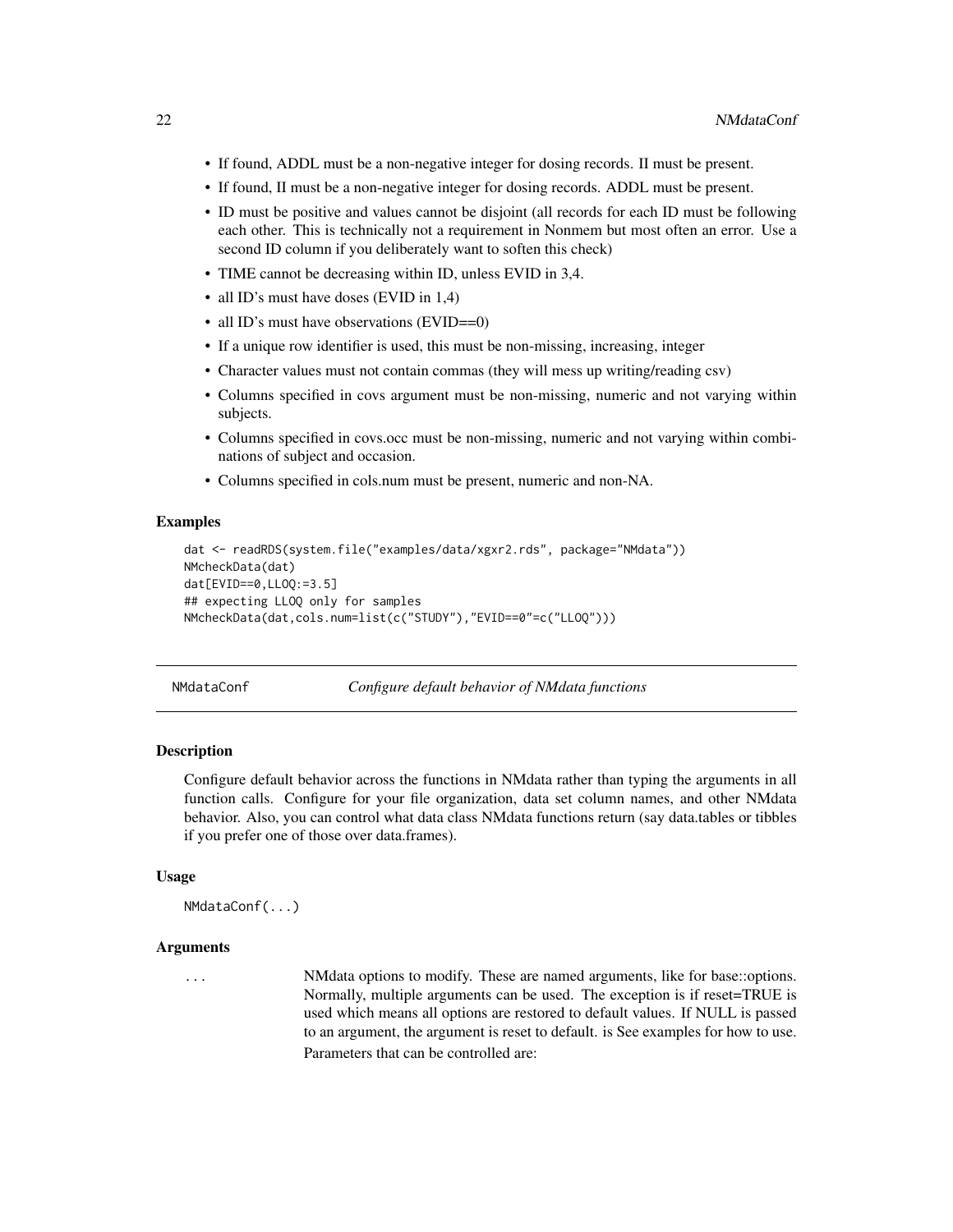- If found, ADDL must be a non-negative integer for dosing records. II must be present.
- If found, II must be a non-negative integer for dosing records. ADDL must be present.
- ID must be positive and values cannot be disjoint (all records for each ID must be following each other. This is technically not a requirement in Nonmem but most often an error. Use a second ID column if you deliberately want to soften this check)
- TIME cannot be decreasing within ID, unless EVID in 3,4.
- all ID's must have doses (EVID in 1,4)
- all ID's must have observations (EVID==0)
- If a unique row identifier is used, this must be non-missing, increasing, integer
- Character values must not contain commas (they will mess up writing/reading csv)
- Columns specified in covs argument must be non-missing, numeric and not varying within subjects.
- Columns specified in covs.occ must be non-missing, numeric and not varying within combinations of subject and occasion.
- Columns specified in cols.num must be present, numeric and non-NA.

### Examples

```
dat <- readRDS(system.file("examples/data/xgxr2.rds", package="NMdata"))
NMcheckData(dat)
dat[EVID==0,LLOQ:=3.5]
## expecting LLOQ only for samples
NMcheckData(dat,cols.num=list(c("STUDY"),"EVID==0"=c("LLOQ")))
```

---

## NMdataConf — *Configure default behavior of NMdata functions*

### Description

Configure default behavior across the functions in NMdata rather than typing the arguments in all function calls. Configure for your file organization, data set column names, and other NMdata behavior. Also, you can control what data class NMdata functions return (say data.tables or tibbles if you prefer one of those over data.frames).

### Usage

```
NMdataConf(...)
```

### Arguments

`...` NMdata options to modify. These are named arguments, like for base::options. Normally, multiple arguments can be used. The exception is if reset=TRUE is used which means all options are restored to default values. If NULL is passed to an argument, the argument is reset to default. is See examples for how to use.

Parameters that can be controlled are: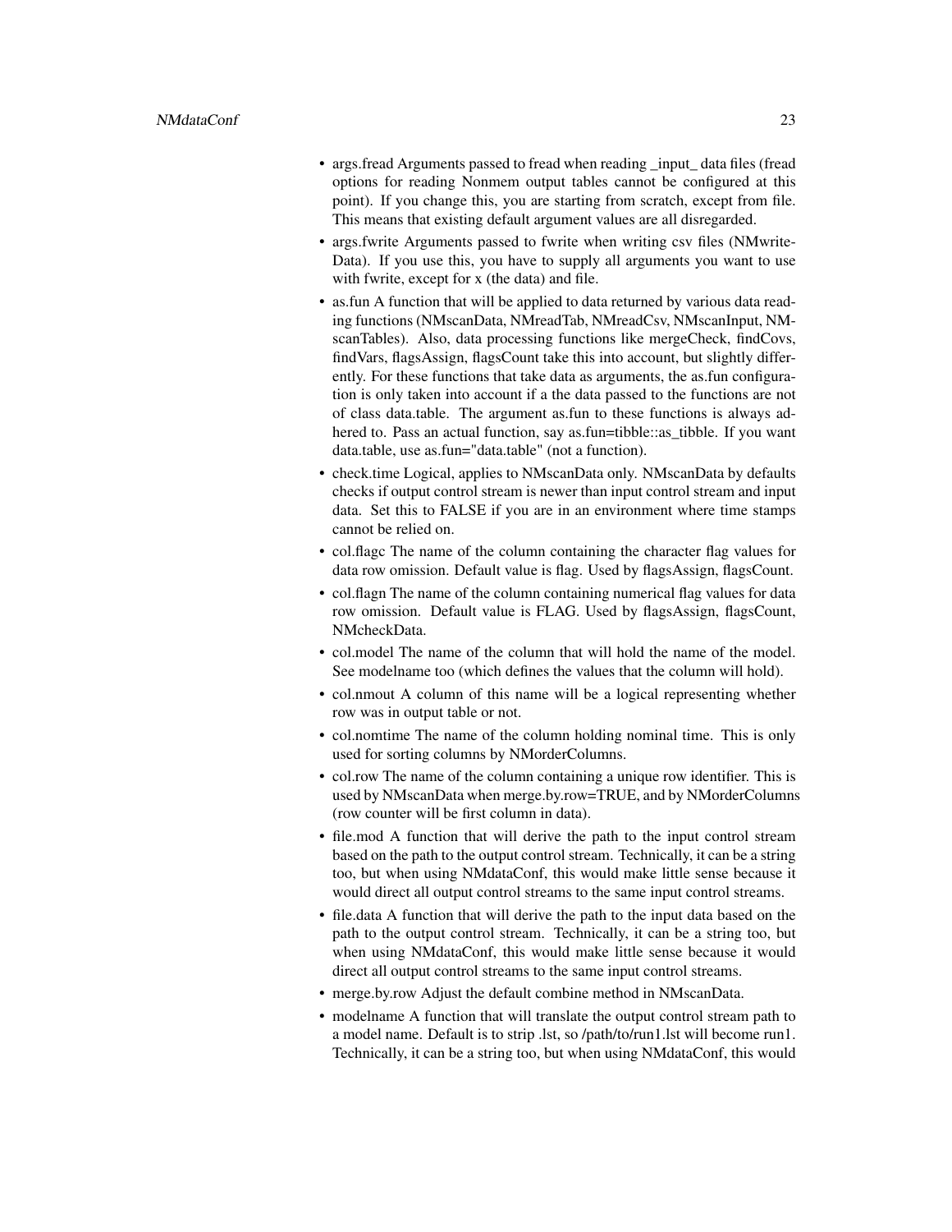- args.fread Arguments passed to fread when reading _input_ data files (fread options for reading Nonmem output tables cannot be configured at this point). If you change this, you are starting from scratch, except from file. This means that existing default argument values are all disregarded.
- args.fwrite Arguments passed to fwrite when writing csv files (NMwriteData). If you use this, you have to supply all arguments you want to use with fwrite, except for x (the data) and file.
- as.fun A function that will be applied to data returned by various data reading functions (NMscanData, NMreadTab, NMreadCsv, NMscanInput, NMscanTables). Also, data processing functions like mergeCheck, findCovs, findVars, flagsAssign, flagsCount take this into account, but slightly differently. For these functions that take data as arguments, the as.fun configuration is only taken into account if a the data passed to the functions are not of class data.table. The argument as.fun to these functions is always adhered to. Pass an actual function, say as.fun=tibble::as_tibble. If you want data.table, use as.fun="data.table" (not a function).
- check.time Logical, applies to NMscanData only. NMscanData by defaults checks if output control stream is newer than input control stream and input data. Set this to FALSE if you are in an environment where time stamps cannot be relied on.
- col.flagc The name of the column containing the character flag values for data row omission. Default value is flag. Used by flagsAssign, flagsCount.
- col.flagn The name of the column containing numerical flag values for data row omission. Default value is FLAG. Used by flagsAssign, flagsCount, NMcheckData.
- col.model The name of the column that will hold the name of the model. See modelname too (which defines the values that the column will hold).
- col.nmout A column of this name will be a logical representing whether row was in output table or not.
- col.nomtime The name of the column holding nominal time. This is only used for sorting columns by NMorderColumns.
- col.row The name of the column containing a unique row identifier. This is used by NMscanData when merge.by.row=TRUE, and by NMorderColumns (row counter will be first column in data).
- file.mod A function that will derive the path to the input control stream based on the path to the output control stream. Technically, it can be a string too, but when using NMdataConf, this would make little sense because it would direct all output control streams to the same input control streams.
- file.data A function that will derive the path to the input data based on the path to the output control stream. Technically, it can be a string too, but when using NMdataConf, this would make little sense because it would direct all output control streams to the same input control streams.
- merge.by.row Adjust the default combine method in NMscanData.
- modelname A function that will translate the output control stream path to a model name. Default is to strip .lst, so /path/to/run1.lst will become run1. Technically, it can be a string too, but when using NMdataConf, this would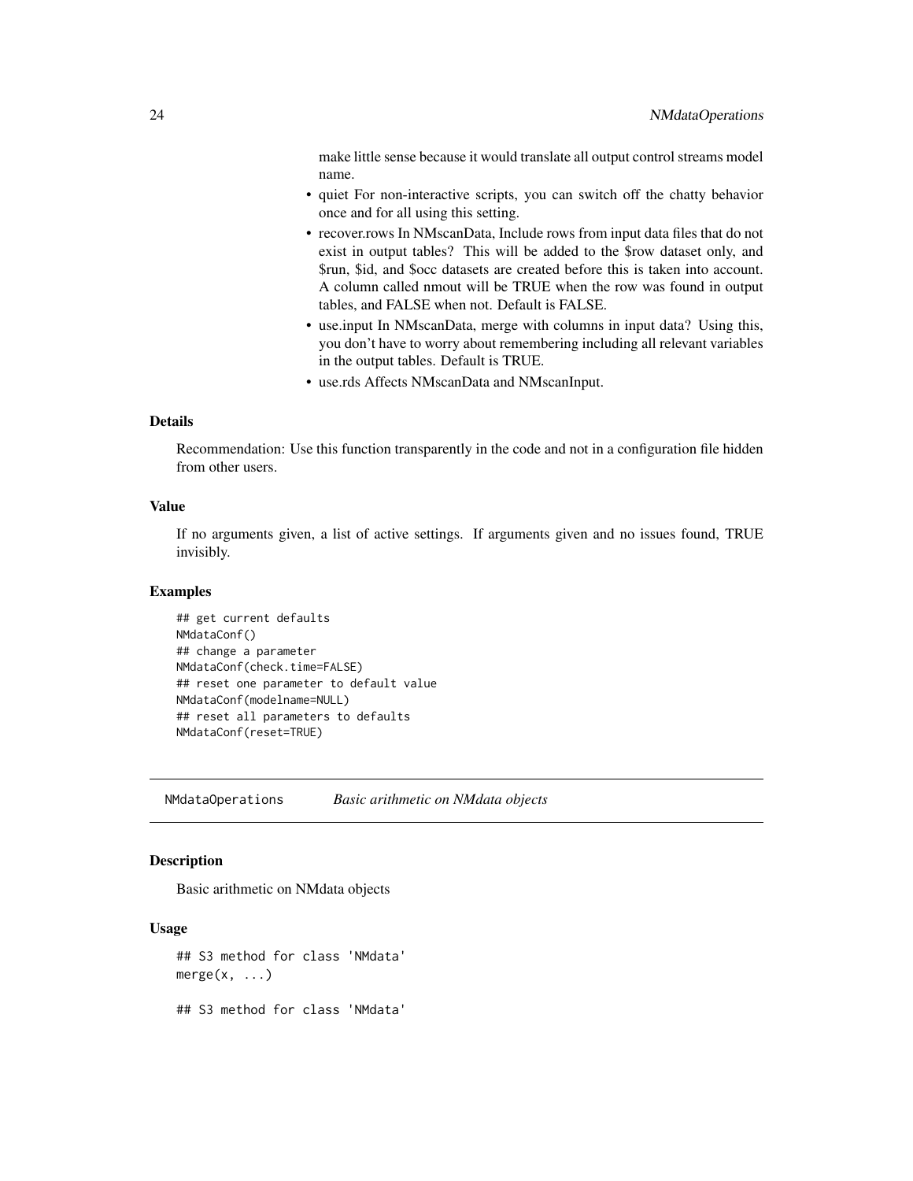make little sense because it would translate all output control streams model name.

- quiet For non-interactive scripts, you can switch off the chatty behavior once and for all using this setting.
- recover.rows In NMscanData, Include rows from input data files that do not exist in output tables? This will be added to the $row dataset only, and $run, $id, and $occ datasets are created before this is taken into account. A column called nmout will be TRUE when the row was found in output tables, and FALSE when not. Default is FALSE.
- use.input In NMscanData, merge with columns in input data? Using this, you don't have to worry about remembering including all relevant variables in the output tables. Default is TRUE.
- use.rds Affects NMscanData and NMscanInput.

### Details

Recommendation: Use this function transparently in the code and not in a configuration file hidden from other users.

### Value

If no arguments given, a list of active settings. If arguments given and no issues found, TRUE invisibly.

### Examples

```
## get current defaults
NMdataConf()
## change a parameter
NMdataConf(check.time=FALSE)
## reset one parameter to default value
NMdataConf(modelname=NULL)
## reset all parameters to defaults
NMdataConf(reset=TRUE)
```

## NMdataOperations *Basic arithmetic on NMdata objects*

### Description

Basic arithmetic on NMdata objects

### Usage

```
## S3 method for class 'NMdata'
merge(x, ...)

## S3 method for class 'NMdata'
```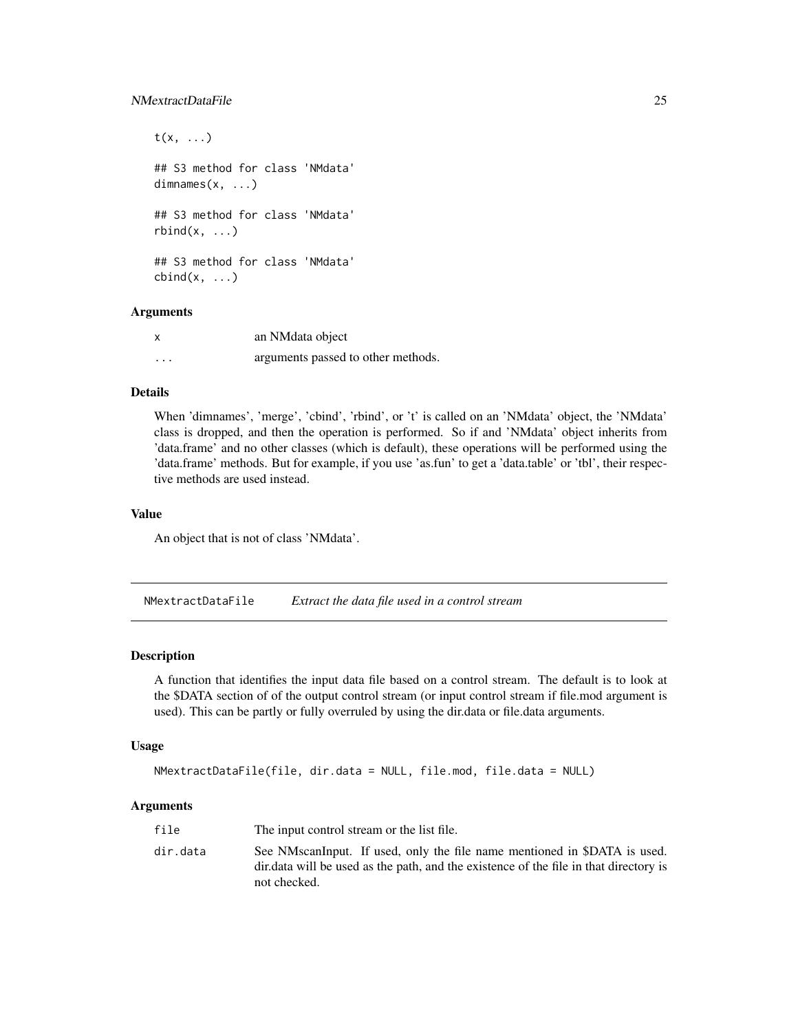```
t(x, ...)

## S3 method for class 'NMdata'
dimnames(x, ...)

## S3 method for class 'NMdata'
rbind(x, ...)

## S3 method for class 'NMdata'
cbind(x, ...)
```

### Arguments

| | |
|---|---|
| `x` | an NMdata object |
| `...` | arguments passed to other methods. |

### Details

When 'dimnames', 'merge', 'cbind', 'rbind', or 't' is called on an 'NMdata' object, the 'NMdata' class is dropped, and then the operation is performed. So if and 'NMdata' object inherits from 'data.frame' and no other classes (which is default), these operations will be performed using the 'data.frame' methods. But for example, if you use 'as.fun' to get a 'data.table' or 'tbl', their respective methods are used instead.

### Value

An object that is not of class 'NMdata'.

---

## NMextractDataFile — *Extract the data file used in a control stream*

### Description

A function that identifies the input data file based on a control stream. The default is to look at the $DATA section of of the output control stream (or input control stream if file.mod argument is used). This can be partly or fully overruled by using the dir.data or file.data arguments.

### Usage

```
NMextractDataFile(file, dir.data = NULL, file.mod, file.data = NULL)
```

### Arguments

| | |
|---|---|
| `file` | The input control stream or the list file. |
| `dir.data` | See NMscanInput. If used, only the file name mentioned in $DATA is used. dir.data will be used as the path, and the existence of the file in that directory is not checked. |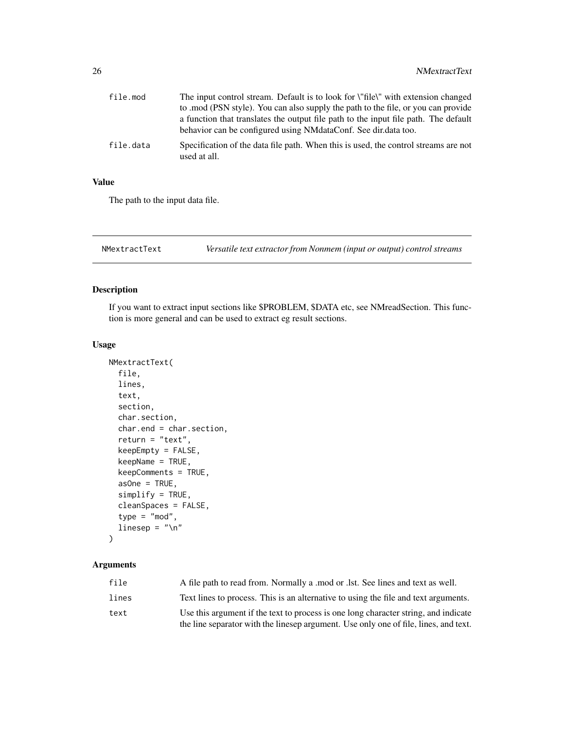| | |
|---|---|
| file.mod | The input control stream. Default is to look for \"file\" with extension changed to .mod (PSN style). You can also supply the path to the file, or you can provide a function that translates the output file path to the input file path. The default behavior can be configured using NMdataConf. See dir.data too. |
| file.data | Specification of the data file path. When this is used, the control streams are not used at all. |

### Value

The path to the input data file.

---

## NMextractText — *Versatile text extractor from Nonmem (input or output) control streams*

### Description

If you want to extract input sections like $PROBLEM, $DATA etc, see NMreadSection. This function is more general and can be used to extract eg result sections.

### Usage

```
NMextractText(
  file,
  lines,
  text,
  section,
  char.section,
  char.end = char.section,
  return = "text",
  keepEmpty = FALSE,
  keepName = TRUE,
  keepComments = TRUE,
  asOne = TRUE,
  simplify = TRUE,
  cleanSpaces = FALSE,
  type = "mod",
  linesep = "\n"
)
```

### Arguments

| | |
|---|---|
| file | A file path to read from. Normally a .mod or .lst. See lines and text as well. |
| lines | Text lines to process. This is an alternative to using the file and text arguments. |
| text | Use this argument if the text to process is one long character string, and indicate the line separator with the linesep argument. Use only one of file, lines, and text. |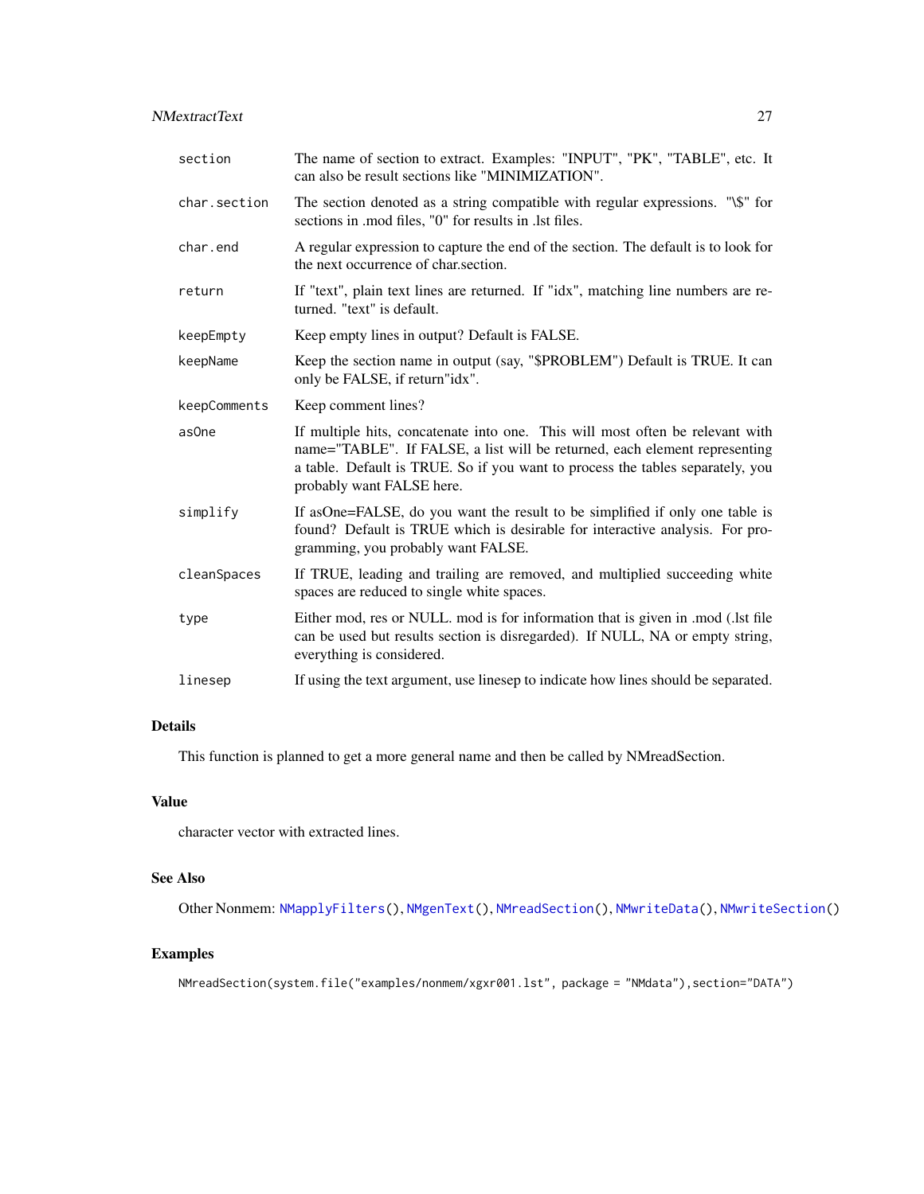| | |
|---|---|
| `section` | The name of section to extract. Examples: "INPUT", "PK", "TABLE", etc. It can also be result sections like "MINIMIZATION". |
| `char.section` | The section denoted as a string compatible with regular expressions. "\$" for sections in .mod files, "0" for results in .lst files. |
| `char.end` | A regular expression to capture the end of the section. The default is to look for the next occurrence of char.section. |
| `return` | If "text", plain text lines are returned. If "idx", matching line numbers are returned. "text" is default. |
| `keepEmpty` | Keep empty lines in output? Default is FALSE. |
| `keepName` | Keep the section name in output (say, "$PROBLEM") Default is TRUE. It can only be FALSE, if return"idx". |
| `keepComments` | Keep comment lines? |
| `asOne` | If multiple hits, concatenate into one. This will most often be relevant with name="TABLE". If FALSE, a list will be returned, each element representing a table. Default is TRUE. So if you want to process the tables separately, you probably want FALSE here. |
| `simplify` | If asOne=FALSE, do you want the result to be simplified if only one table is found? Default is TRUE which is desirable for interactive analysis. For programming, you probably want FALSE. |
| `cleanSpaces` | If TRUE, leading and trailing are removed, and multiplied succeeding white spaces are reduced to single white spaces. |
| `type` | Either mod, res or NULL. mod is for information that is given in .mod (.lst file can be used but results section is disregarded). If NULL, NA or empty string, everything is considered. |
| `linesep` | If using the text argument, use linesep to indicate how lines should be separated. |

## Details

This function is planned to get a more general name and then be called by NMreadSection.

## Value

character vector with extracted lines.

## See Also

Other Nonmem: `NMapplyFilters()`, `NMgenText()`, `NMreadSection()`, `NMwriteData()`, `NMwriteSection()`

## Examples

```
NMreadSection(system.file("examples/nonmem/xgxr001.lst", package = "NMdata"),section="DATA")
```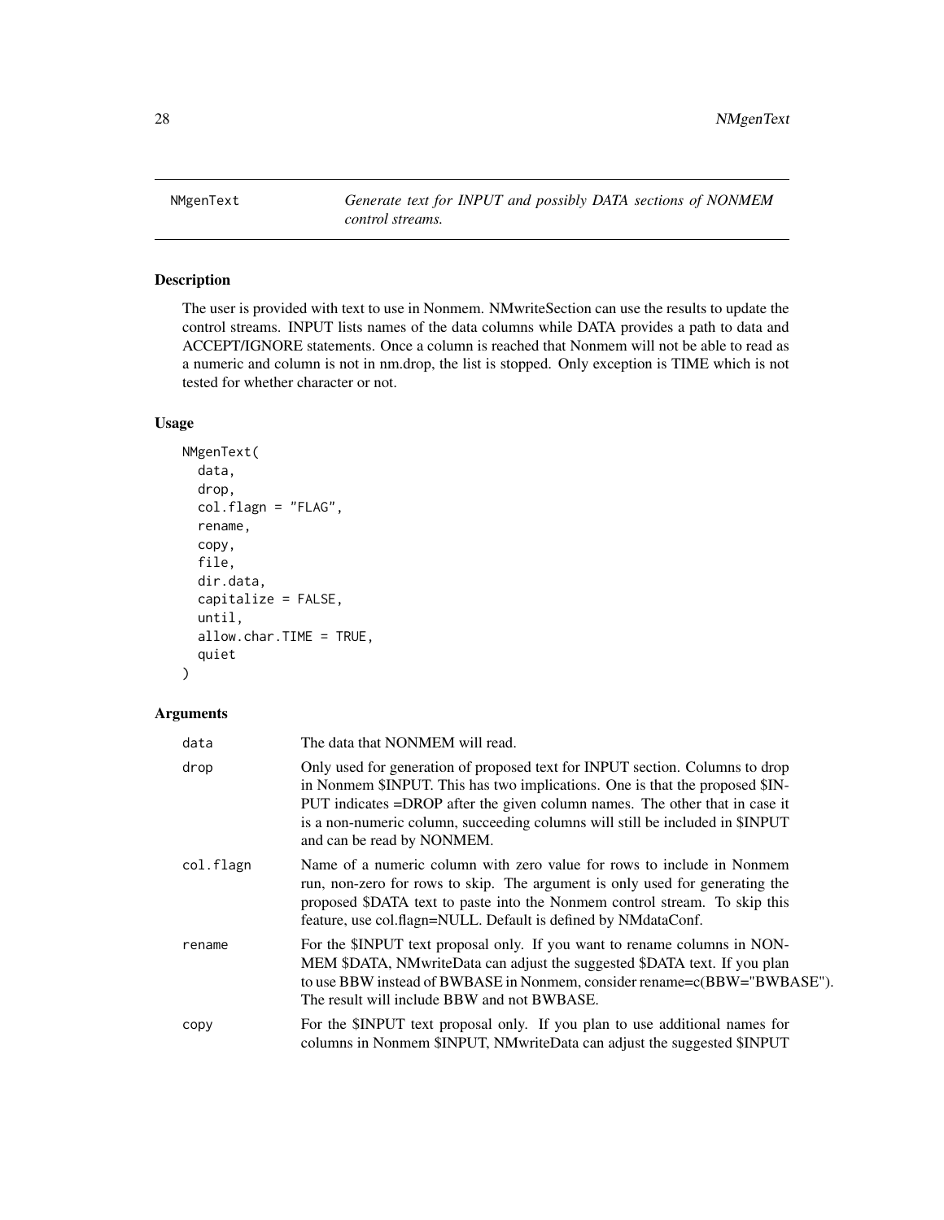## NMgenText

*Generate text for INPUT and possibly DATA sections of NONMEM control streams.*

### Description

The user is provided with text to use in Nonmem. NMwriteSection can use the results to update the control streams. INPUT lists names of the data columns while DATA provides a path to data and ACCEPT/IGNORE statements. Once a column is reached that Nonmem will not be able to read as a numeric and column is not in nm.drop, the list is stopped. Only exception is TIME which is not tested for whether character or not.

### Usage

```
NMgenText(
  data,
  drop,
  col.flagn = "FLAG",
  rename,
  copy,
  file,
  dir.data,
  capitalize = FALSE,
  until,
  allow.char.TIME = TRUE,
  quiet
)
```

### Arguments

| | |
|---|---|
| data | The data that NONMEM will read. |
| drop | Only used for generation of proposed text for INPUT section. Columns to drop in Nonmem $INPUT. This has two implications. One is that the proposed $INPUT indicates =DROP after the given column names. The other that in case it is a non-numeric column, succeeding columns will still be included in $INPUT and can be read by NONMEM. |
| col.flagn | Name of a numeric column with zero value for rows to include in Nonmem run, non-zero for rows to skip. The argument is only used for generating the proposed $DATA text to paste into the Nonmem control stream. To skip this feature, use col.flagn=NULL. Default is defined by NMdataConf. |
| rename | For the $INPUT text proposal only. If you want to rename columns in NONMEM $DATA, NMwriteData can adjust the suggested $DATA text. If you plan to use BBW instead of BWBASE in Nonmem, consider rename=c(BBW="BWBASE"). The result will include BBW and not BWBASE. |
| copy | For the $INPUT text proposal only. If you plan to use additional names for columns in Nonmem $INPUT, NMwriteData can adjust the suggested $INPUT |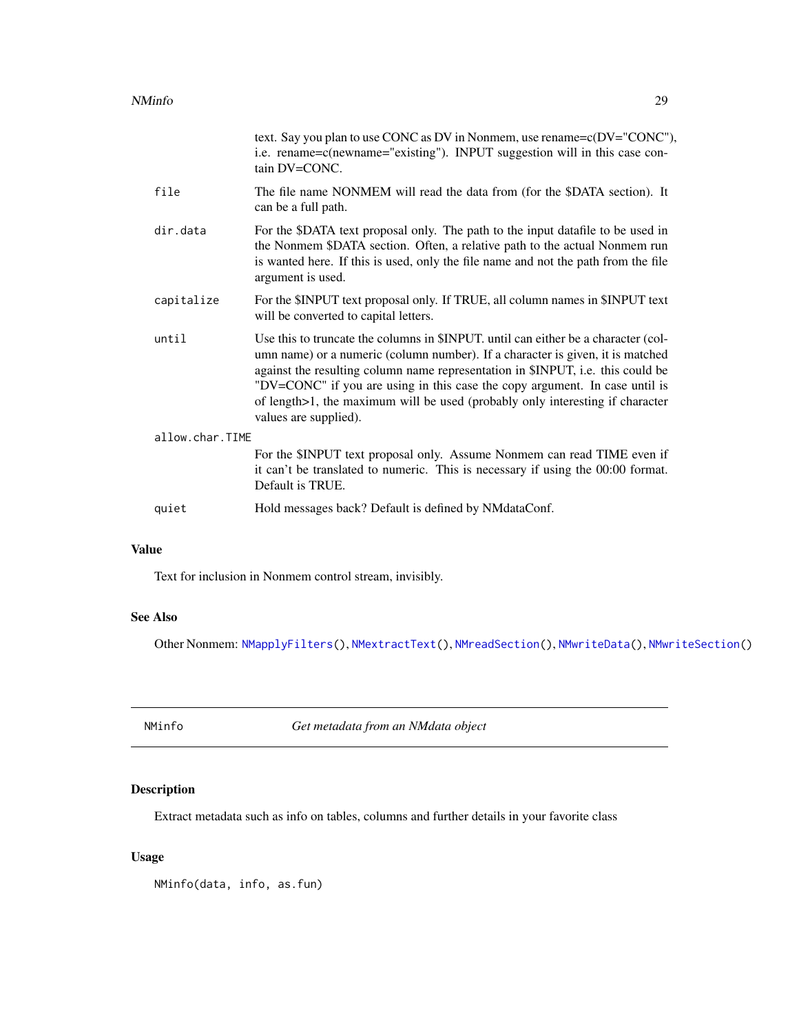text. Say you plan to use CONC as DV in Nonmem, use rename=c(DV="CONC"), i.e. rename=c(newname="existing"). INPUT suggestion will in this case contain DV=CONC.

`file` The file name NONMEM will read the data from (for the $DATA section). It can be a full path.

`dir.data` For the $DATA text proposal only. The path to the input datafile to be used in the Nonmem $DATA section. Often, a relative path to the actual Nonmem run is wanted here. If this is used, only the file name and not the path from the file argument is used.

`capitalize` For the $INPUT text proposal only. If TRUE, all column names in $INPUT text will be converted to capital letters.

`until` Use this to truncate the columns in $INPUT. until can either be a character (column name) or a numeric (column number). If a character is given, it is matched against the resulting column name representation in $INPUT, i.e. this could be "DV=CONC" if you are using in this case the copy argument. In case until is of length>1, the maximum will be used (probably only interesting if character values are supplied).

`allow.char.TIME` For the $INPUT text proposal only. Assume Nonmem can read TIME even if it can't be translated to numeric. This is necessary if using the 00:00 format. Default is TRUE.

`quiet` Hold messages back? Default is defined by NMdataConf.

### Value

Text for inclusion in Nonmem control stream, invisibly.

### See Also

Other Nonmem: `NMapplyFilters()`, `NMextractText()`, `NMreadSection()`, `NMwriteData()`, `NMwriteSection()`

---

## NMinfo *Get metadata from an NMdata object*

### Description

Extract metadata such as info on tables, columns and further details in your favorite class

### Usage

```
NMinfo(data, info, as.fun)
```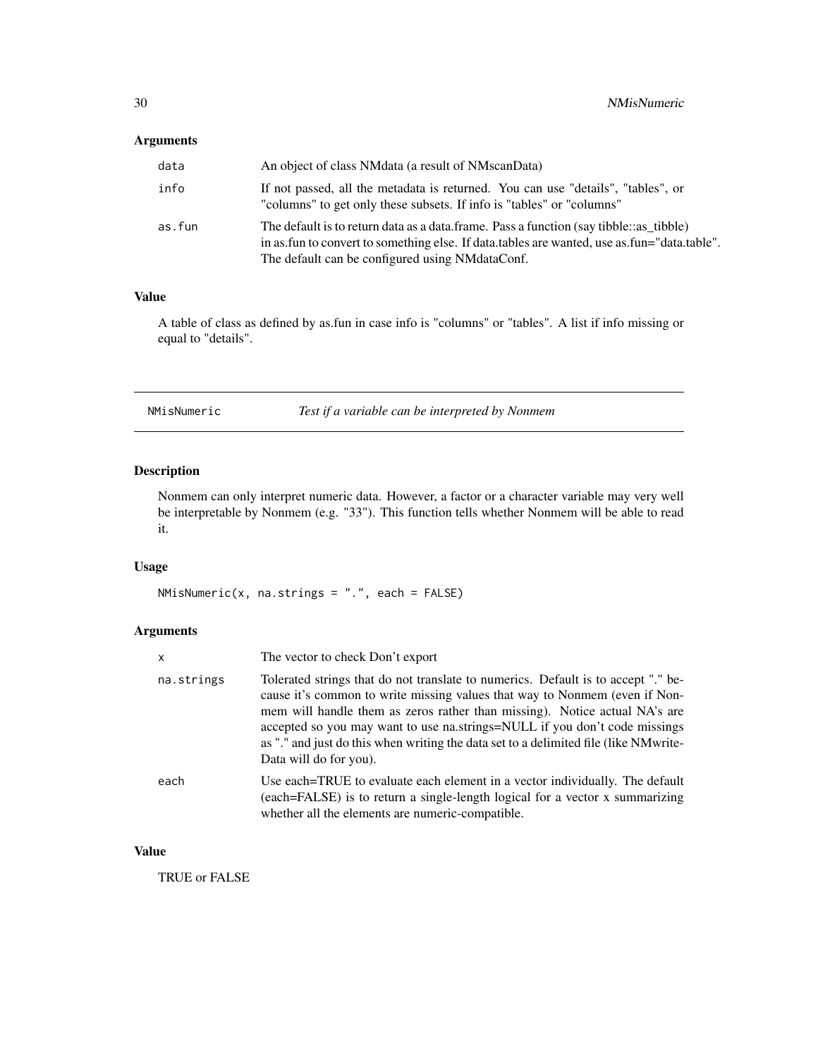### Arguments

| | |
|---|---|
| data | An object of class NMdata (a result of NMscanData) |
| info | If not passed, all the metadata is returned. You can use "details", "tables", or "columns" to get only these subsets. If info is "tables" or "columns" |
| as.fun | The default is to return data as a data.frame. Pass a function (say tibble::as_tibble) in as.fun to convert to something else. If data.tables are wanted, use as.fun="data.table". The default can be configured using NMdataConf. |

### Value

A table of class as defined by as.fun in case info is "columns" or "tables". A list if info missing or equal to "details".

---

## NMisNumeric    *Test if a variable can be interpreted by Nonmem*

---

### Description

Nonmem can only interpret numeric data. However, a factor or a character variable may very well be interpretable by Nonmem (e.g. "33"). This function tells whether Nonmem will be able to read it.

### Usage

```
NMisNumeric(x, na.strings = ".", each = FALSE)
```

### Arguments

| | |
|---|---|
| x | The vector to check Don't export |
| na.strings | Tolerated strings that do not translate to numerics. Default is to accept "." because it's common to write missing values that way to Nonmem (even if Nonmem will handle them as zeros rather than missing). Notice actual NA's are accepted so you may want to use na.strings=NULL if you don't code missings as "." and just do this when writing the data set to a delimited file (like NMwriteData will do for you). |
| each | Use each=TRUE to evaluate each element in a vector individually. The default (each=FALSE) is to return a single-length logical for a vector x summarizing whether all the elements are numeric-compatible. |

### Value

TRUE or FALSE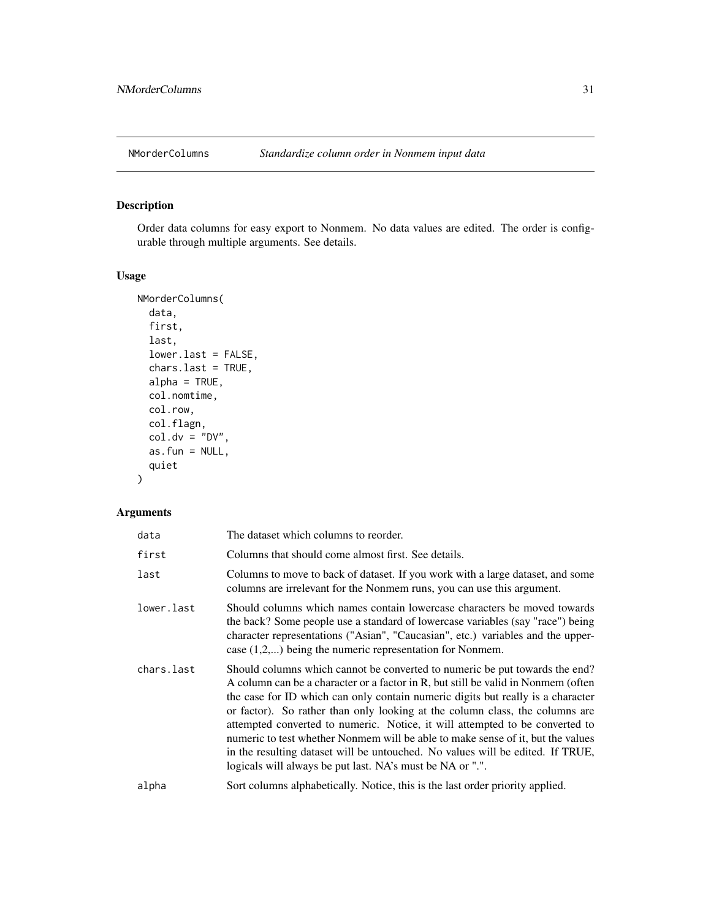## NMorderColumns *Standardize column order in Nonmem input data*

### Description

Order data columns for easy export to Nonmem. No data values are edited. The order is configurable through multiple arguments. See details.

### Usage

```
NMorderColumns(
  data,
  first,
  last,
  lower.last = FALSE,
  chars.last = TRUE,
  alpha = TRUE,
  col.nomtime,
  col.row,
  col.flagn,
  col.dv = "DV",
  as.fun = NULL,
  quiet
)
```

### Arguments

| | |
|---|---|
| `data` | The dataset which columns to reorder. |
| `first` | Columns that should come almost first. See details. |
| `last` | Columns to move to back of dataset. If you work with a large dataset, and some columns are irrelevant for the Nonmem runs, you can use this argument. |
| `lower.last` | Should columns which names contain lowercase characters be moved towards the back? Some people use a standard of lowercase variables (say "race") being character representations ("Asian", "Caucasian", etc.) variables and the uppercase (1,2,...) being the numeric representation for Nonmem. |
| `chars.last` | Should columns which cannot be converted to numeric be put towards the end? A column can be a character or a factor in R, but still be valid in Nonmem (often the case for ID which can only contain numeric digits but really is a character or factor). So rather than only looking at the column class, the columns are attempted converted to numeric. Notice, it will attempted to be converted to numeric to test whether Nonmem will be able to make sense of it, but the values in the resulting dataset will be untouched. No values will be edited. If TRUE, logicals will always be put last. NA's must be NA or ".". |
| `alpha` | Sort columns alphabetically. Notice, this is the last order priority applied. |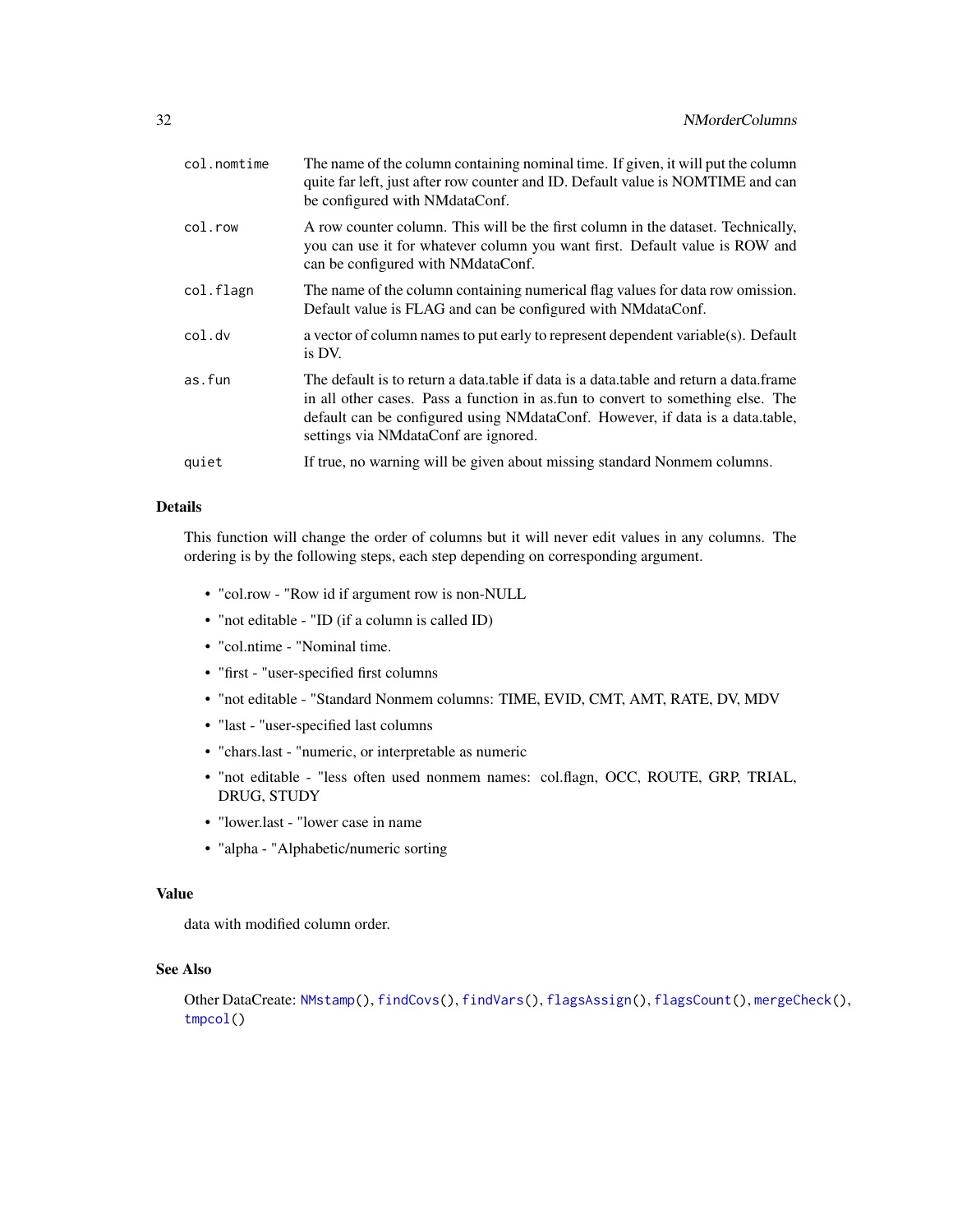| | |
|---|---|
| col.nomtime | The name of the column containing nominal time. If given, it will put the column quite far left, just after row counter and ID. Default value is NOMTIME and can be configured with NMdataConf. |
| col.row | A row counter column. This will be the first column in the dataset. Technically, you can use it for whatever column you want first. Default value is ROW and can be configured with NMdataConf. |
| col.flagn | The name of the column containing numerical flag values for data row omission. Default value is FLAG and can be configured with NMdataConf. |
| col.dv | a vector of column names to put early to represent dependent variable(s). Default is DV. |
| as.fun | The default is to return a data.table if data is a data.table and return a data.frame in all other cases. Pass a function in as.fun to convert to something else. The default can be configured using NMdataConf. However, if data is a data.table, settings via NMdataConf are ignored. |
| quiet | If true, no warning will be given about missing standard Nonmem columns. |

## Details

This function will change the order of columns but it will never edit values in any columns. The ordering is by the following steps, each step depending on corresponding argument.

- "col.row - "Row id if argument row is non-NULL
- "not editable - "ID (if a column is called ID)
- "col.ntime - "Nominal time.
- "first - "user-specified first columns
- "not editable - "Standard Nonmem columns: TIME, EVID, CMT, AMT, RATE, DV, MDV
- "last - "user-specified last columns
- "chars.last - "numeric, or interpretable as numeric
- "not editable - "less often used nonmem names: col.flagn, OCC, ROUTE, GRP, TRIAL, DRUG, STUDY
- "lower.last - "lower case in name
- "alpha - "Alphabetic/numeric sorting

## Value

data with modified column order.

## See Also

Other DataCreate: `NMstamp()`, `findCovs()`, `findVars()`, `flagsAssign()`, `flagsCount()`, `mergeCheck()`, `tmpcol()`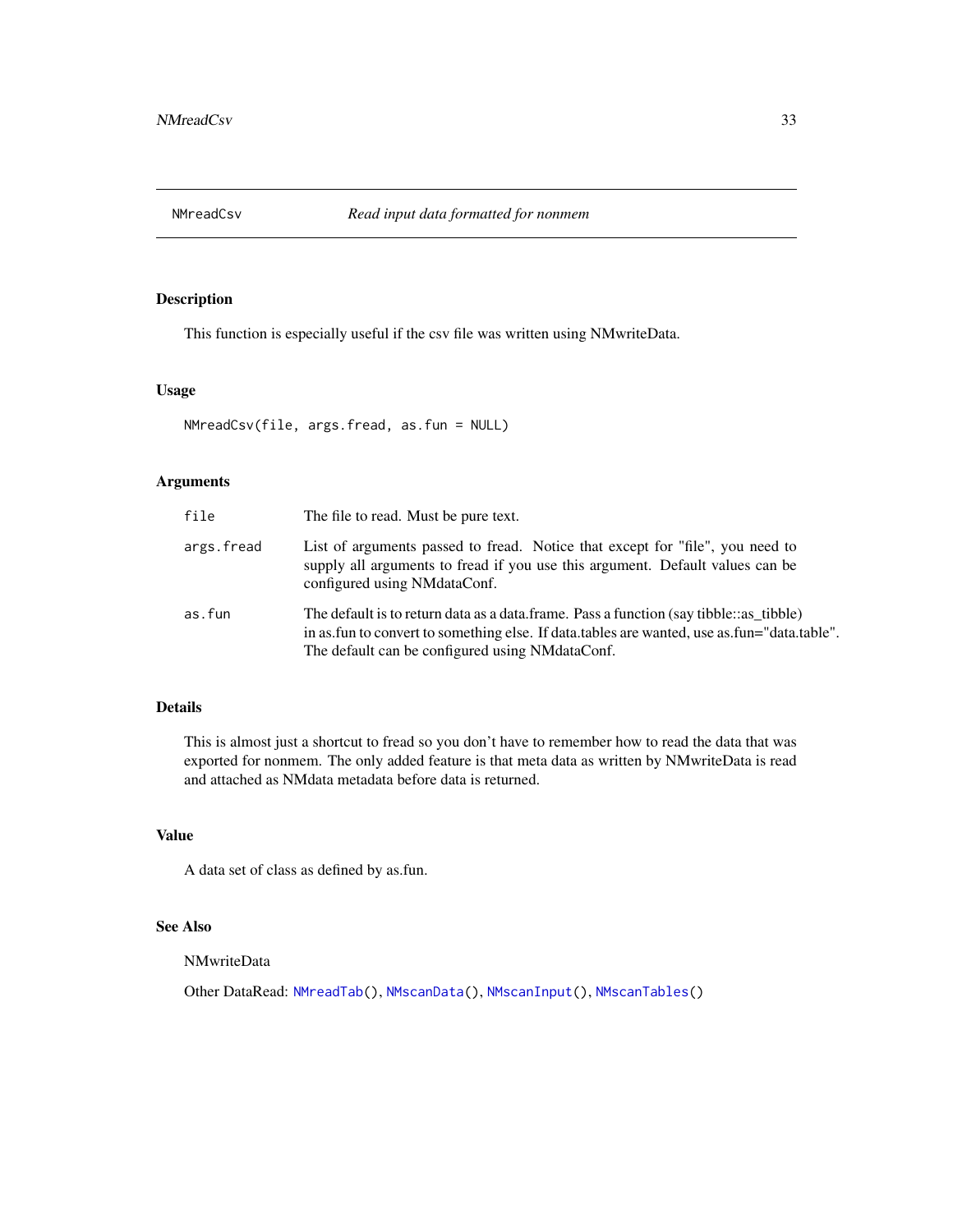## NMreadCsv *Read input data formatted for nonmem*

### Description

This function is especially useful if the csv file was written using NMwriteData.

### Usage

```
NMreadCsv(file, args.fread, as.fun = NULL)
```

### Arguments

| | |
|---|---|
| `file` | The file to read. Must be pure text. |
| `args.fread` | List of arguments passed to fread. Notice that except for "file", you need to supply all arguments to fread if you use this argument. Default values can be configured using NMdataConf. |
| `as.fun` | The default is to return data as a data.frame. Pass a function (say tibble::as_tibble) in as.fun to convert to something else. If data.tables are wanted, use as.fun="data.table". The default can be configured using NMdataConf. |

### Details

This is almost just a shortcut to fread so you don't have to remember how to read the data that was exported for nonmem. The only added feature is that meta data as written by NMwriteData is read and attached as NMdata metadata before data is returned.

### Value

A data set of class as defined by as.fun.

### See Also

NMwriteData

Other DataRead: `NMreadTab()`, `NMscanData()`, `NMscanInput()`, `NMscanTables()`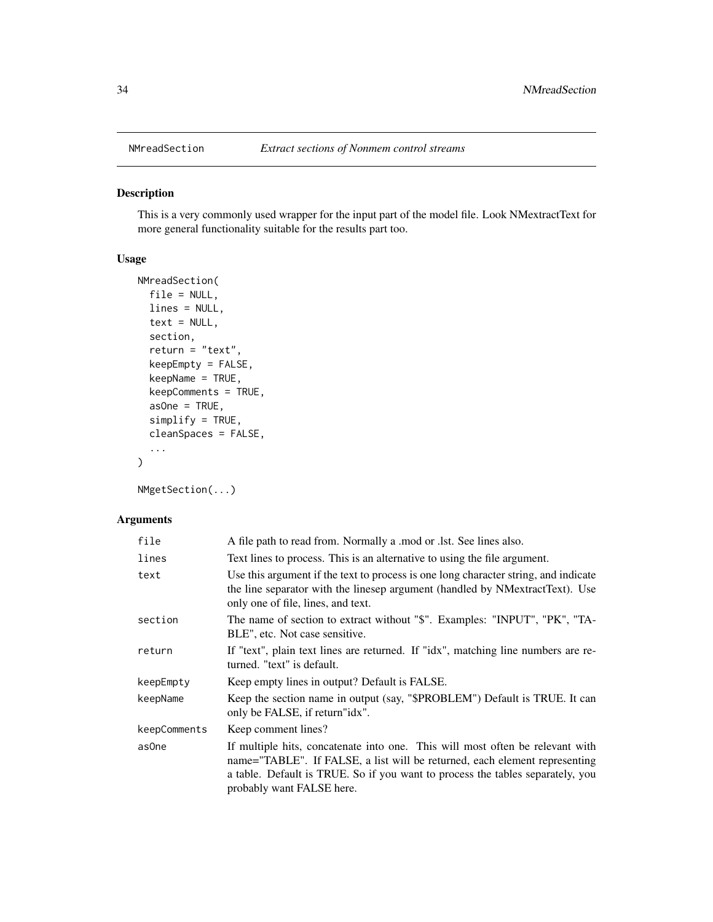## NMreadSection — *Extract sections of Nonmem control streams*

### Description

This is a very commonly used wrapper for the input part of the model file. Look NMextractText for more general functionality suitable for the results part too.

### Usage

```
NMreadSection(
  file = NULL,
  lines = NULL,
  text = NULL,
  section,
  return = "text",
  keepEmpty = FALSE,
  keepName = TRUE,
  keepComments = TRUE,
  asOne = TRUE,
  simplify = TRUE,
  cleanSpaces = FALSE,
  ...
)

NMgetSection(...)
```

### Arguments

| Argument | Description |
|---|---|
| `file` | A file path to read from. Normally a .mod or .lst. See lines also. |
| `lines` | Text lines to process. This is an alternative to using the file argument. |
| `text` | Use this argument if the text to process is one long character string, and indicate the line separator with the linesep argument (handled by NMextractText). Use only one of file, lines, and text. |
| `section` | The name of section to extract without "$". Examples: "INPUT", "PK", "TABLE", etc. Not case sensitive. |
| `return` | If "text", plain text lines are returned. If "idx", matching line numbers are returned. "text" is default. |
| `keepEmpty` | Keep empty lines in output? Default is FALSE. |
| `keepName` | Keep the section name in output (say, "$PROBLEM") Default is TRUE. It can only be FALSE, if return"idx". |
| `keepComments` | Keep comment lines? |
| `asOne` | If multiple hits, concatenate into one. This will most often be relevant with name="TABLE". If FALSE, a list will be returned, each element representing a table. Default is TRUE. So if you want to process the tables separately, you probably want FALSE here. |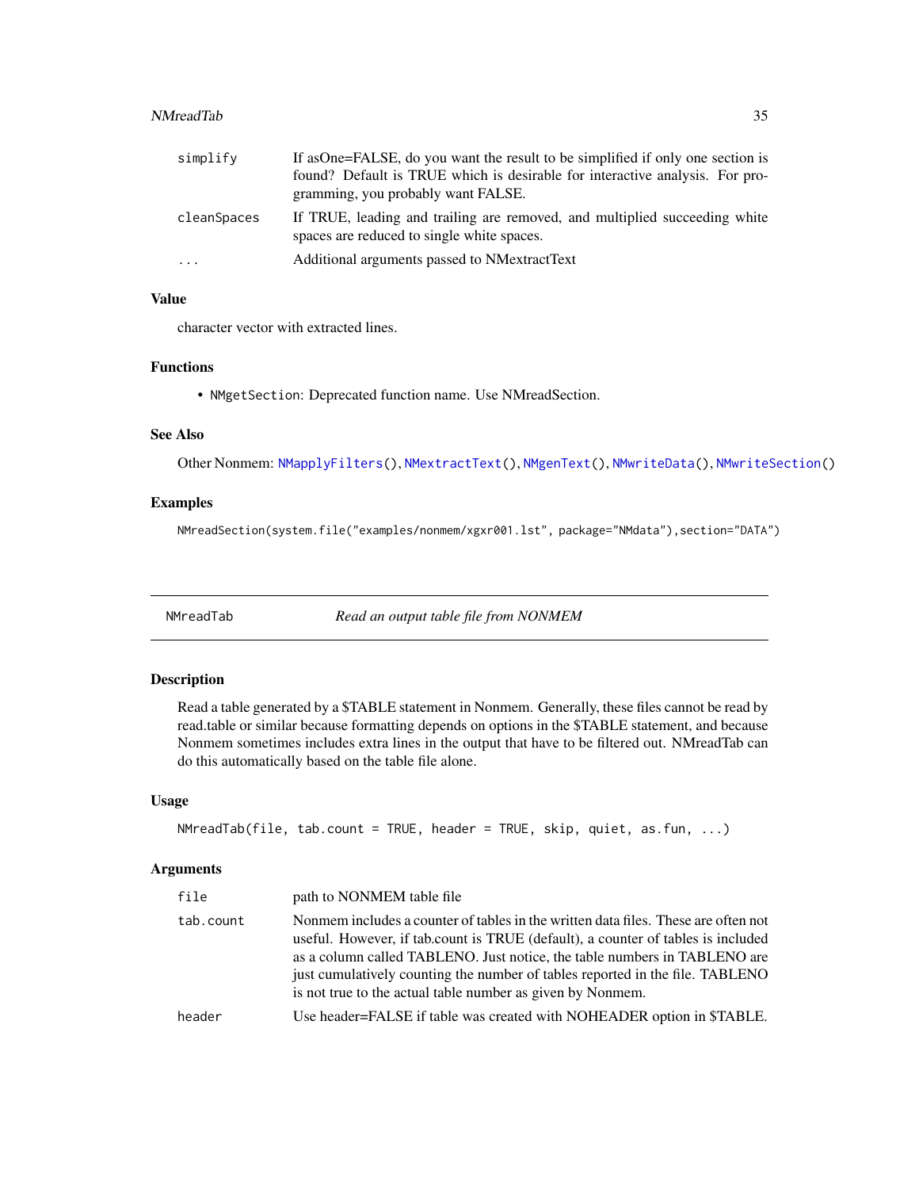| | |
|---|---|
| simplify | If asOne=FALSE, do you want the result to be simplified if only one section is found? Default is TRUE which is desirable for interactive analysis. For programming, you probably want FALSE. |
| cleanSpaces | If TRUE, leading and trailing are removed, and multiplied succeeding white spaces are reduced to single white spaces. |
| ... | Additional arguments passed to NMextractText |

### Value

character vector with extracted lines.

### Functions

- `NMgetSection`: Deprecated function name. Use NMreadSection.

### See Also

Other Nonmem: `NMapplyFilters()`, `NMextractText()`, `NMgenText()`, `NMwriteData()`, `NMwriteSection()`

### Examples

```
NMreadSection(system.file("examples/nonmem/xgxr001.lst", package="NMdata"),section="DATA")
```

---

## NMreadTab — *Read an output table file from NONMEM*

### Description

Read a table generated by a $TABLE statement in Nonmem. Generally, these files cannot be read by read.table or similar because formatting depends on options in the $TABLE statement, and because Nonmem sometimes includes extra lines in the output that have to be filtered out. NMreadTab can do this automatically based on the table file alone.

### Usage

```
NMreadTab(file, tab.count = TRUE, header = TRUE, skip, quiet, as.fun, ...)
```

### Arguments

| | |
|---|---|
| file | path to NONMEM table file |
| tab.count | Nonmem includes a counter of tables in the written data files. These are often not useful. However, if tab.count is TRUE (default), a counter of tables is included as a column called TABLENO. Just notice, the table numbers in TABLENO are just cumulatively counting the number of tables reported in the file. TABLENO is not true to the actual table number as given by Nonmem. |
| header | Use header=FALSE if table was created with NOHEADER option in $TABLE. |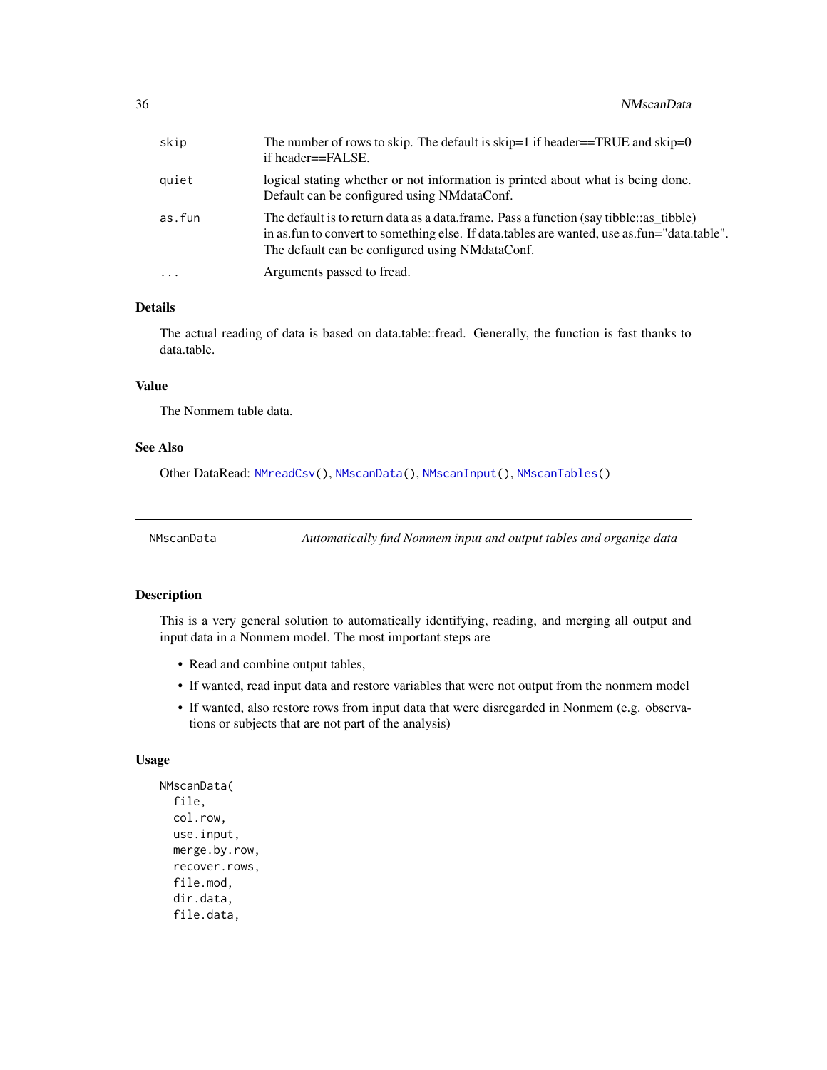| | |
|---|---|
| skip | The number of rows to skip. The default is skip=1 if header==TRUE and skip=0 if header==FALSE. |
| quiet | logical stating whether or not information is printed about what is being done. Default can be configured using NMdataConf. |
| as.fun | The default is to return data as a data.frame. Pass a function (say tibble::as_tibble) in as.fun to convert to something else. If data.tables are wanted, use as.fun="data.table". The default can be configured using NMdataConf. |
| ... | Arguments passed to fread. |

### Details

The actual reading of data is based on data.table::fread. Generally, the function is fast thanks to data.table.

### Value

The Nonmem table data.

### See Also

Other DataRead: NMreadCsv(), NMscanData(), NMscanInput(), NMscanTables()

---

## NMscanData — *Automatically find Nonmem input and output tables and organize data*

### Description

This is a very general solution to automatically identifying, reading, and merging all output and input data in a Nonmem model. The most important steps are

- Read and combine output tables,
- If wanted, read input data and restore variables that were not output from the nonmem model
- If wanted, also restore rows from input data that were disregarded in Nonmem (e.g. observations or subjects that are not part of the analysis)

### Usage

```
NMscanData(
  file,
  col.row,
  use.input,
  merge.by.row,
  recover.rows,
  file.mod,
  dir.data,
  file.data,
```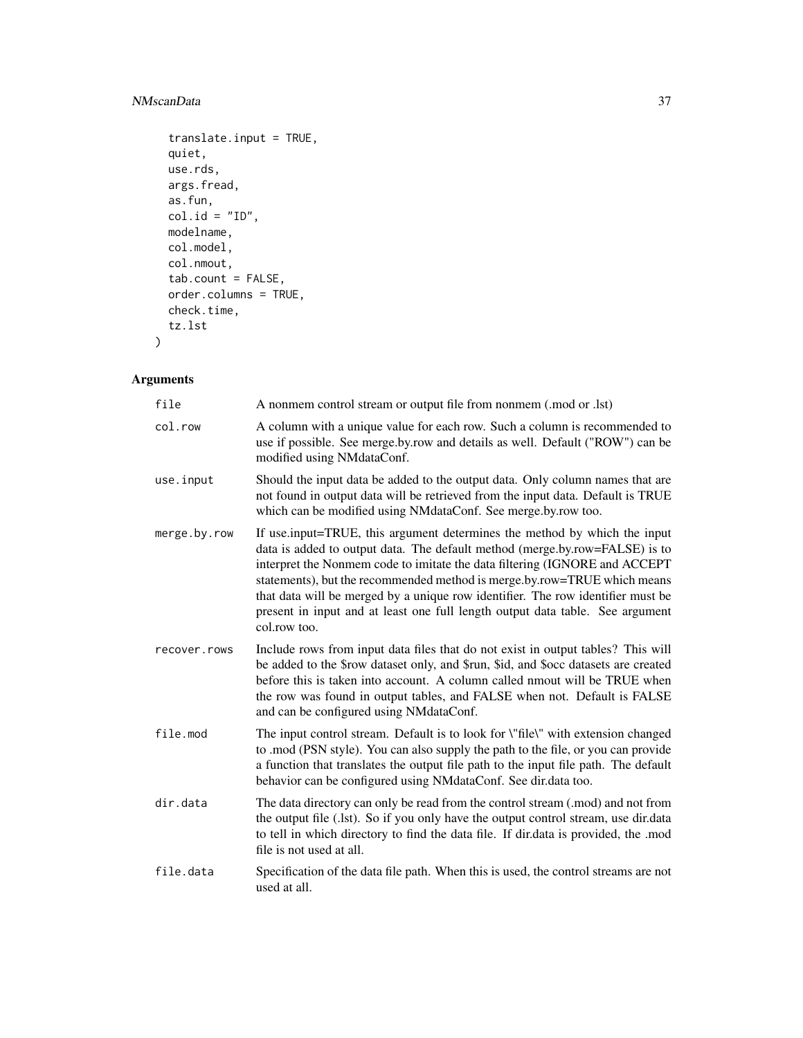```
  translate.input = TRUE,
  quiet,
  use.rds,
  args.fread,
  as.fun,
  col.id = "ID",
  modelname,
  col.model,
  col.nmout,
  tab.count = FALSE,
  order.columns = TRUE,
  check.time,
  tz.lst
)
```

## Arguments

| | |
|---|---|
| file | A nonmem control stream or output file from nonmem (.mod or .lst) |
| col.row | A column with a unique value for each row. Such a column is recommended to use if possible. See merge.by.row and details as well. Default ("ROW") can be modified using NMdataConf. |
| use.input | Should the input data be added to the output data. Only column names that are not found in output data will be retrieved from the input data. Default is TRUE which can be modified using NMdataConf. See merge.by.row too. |
| merge.by.row | If use.input=TRUE, this argument determines the method by which the input data is added to output data. The default method (merge.by.row=FALSE) is to interpret the Nonmem code to imitate the data filtering (IGNORE and ACCEPT statements), but the recommended method is merge.by.row=TRUE which means that data will be merged by a unique row identifier. The row identifier must be present in input and at least one full length output data table. See argument col.row too. |
| recover.rows | Include rows from input data files that do not exist in output tables? This will be added to the $row dataset only, and $run, $id, and $occ datasets are created before this is taken into account. A column called nmout will be TRUE when the row was found in output tables, and FALSE when not. Default is FALSE and can be configured using NMdataConf. |
| file.mod | The input control stream. Default is to look for \"file\" with extension changed to .mod (PSN style). You can also supply the path to the file, or you can provide a function that translates the output file path to the input file path. The default behavior can be configured using NMdataConf. See dir.data too. |
| dir.data | The data directory can only be read from the control stream (.mod) and not from the output file (.lst). So if you only have the output control stream, use dir.data to tell in which directory to find the data file. If dir.data is provided, the .mod file is not used at all. |
| file.data | Specification of the data file path. When this is used, the control streams are not used at all. |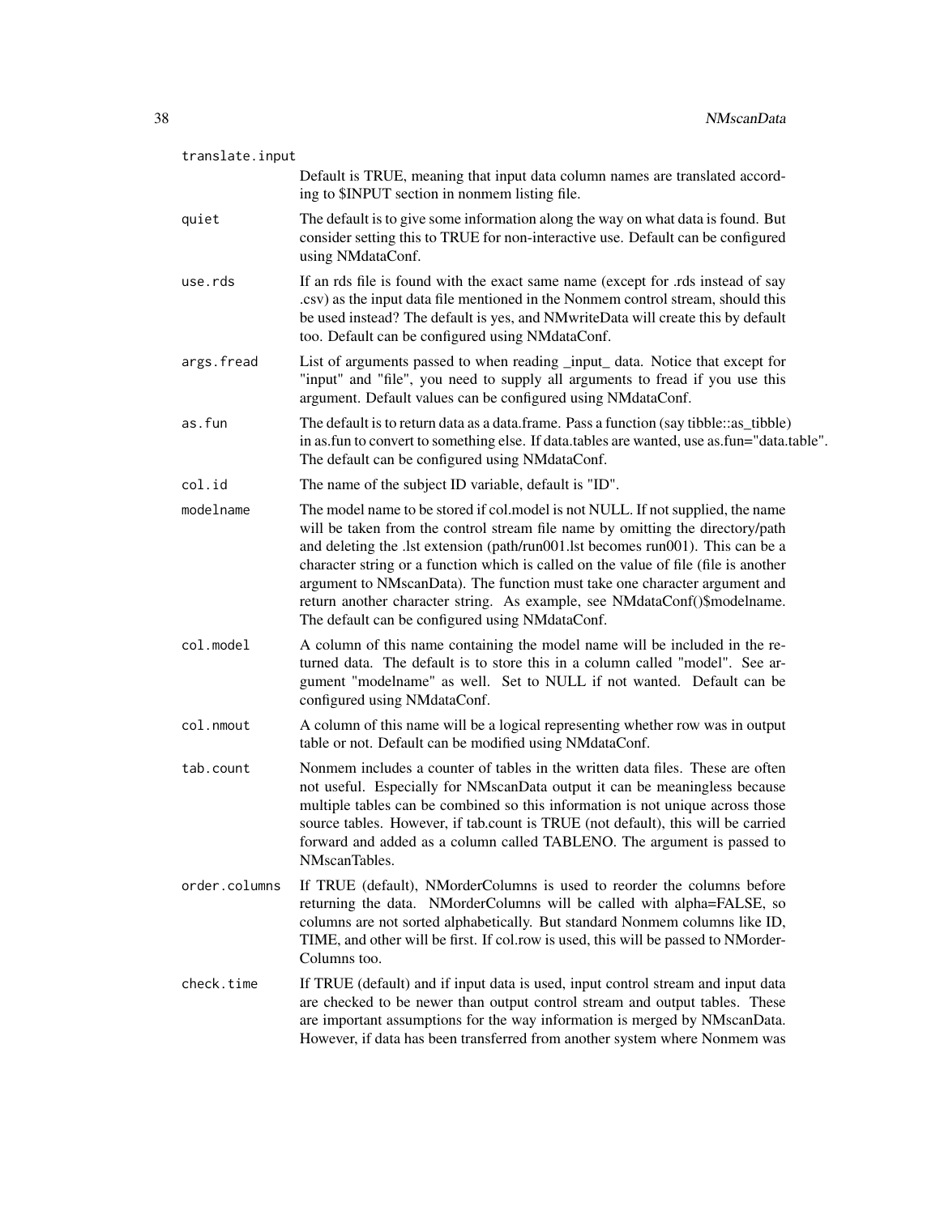translate.input
: Default is TRUE, meaning that input data column names are translated according to $INPUT section in nonmem listing file.

quiet
: The default is to give some information along the way on what data is found. But consider setting this to TRUE for non-interactive use. Default can be configured using NMdataConf.

use.rds
: If an rds file is found with the exact same name (except for .rds instead of say .csv) as the input data file mentioned in the Nonmem control stream, should this be used instead? The default is yes, and NMwriteData will create this by default too. Default can be configured using NMdataConf.

args.fread
: List of arguments passed to when reading _input_ data. Notice that except for "input" and "file", you need to supply all arguments to fread if you use this argument. Default values can be configured using NMdataConf.

as.fun
: The default is to return data as a data.frame. Pass a function (say tibble::as_tibble) in as.fun to convert to something else. If data.tables are wanted, use as.fun="data.table". The default can be configured using NMdataConf.

col.id
: The name of the subject ID variable, default is "ID".

modelname
: The model name to be stored if col.model is not NULL. If not supplied, the name will be taken from the control stream file name by omitting the directory/path and deleting the .lst extension (path/run001.lst becomes run001). This can be a character string or a function which is called on the value of file (file is another argument to NMscanData). The function must take one character argument and return another character string. As example, see NMdataConf()$modelname. The default can be configured using NMdataConf.

col.model
: A column of this name containing the model name will be included in the returned data. The default is to store this in a column called "model". See argument "modelname" as well. Set to NULL if not wanted. Default can be configured using NMdataConf.

col.nmout
: A column of this name will be a logical representing whether row was in output table or not. Default can be modified using NMdataConf.

tab.count
: Nonmem includes a counter of tables in the written data files. These are often not useful. Especially for NMscanData output it can be meaningless because multiple tables can be combined so this information is not unique across those source tables. However, if tab.count is TRUE (not default), this will be carried forward and added as a column called TABLENO. The argument is passed to NMscanTables.

order.columns
: If TRUE (default), NMorderColumns is used to reorder the columns before returning the data. NMorderColumns will be called with alpha=FALSE, so columns are not sorted alphabetically. But standard Nonmem columns like ID, TIME, and other will be first. If col.row is used, this will be passed to NMorderColumns too.

check.time
: If TRUE (default) and if input data is used, input control stream and input data are checked to be newer than output control stream and output tables. These are important assumptions for the way information is merged by NMscanData. However, if data has been transferred from another system where Nonmem was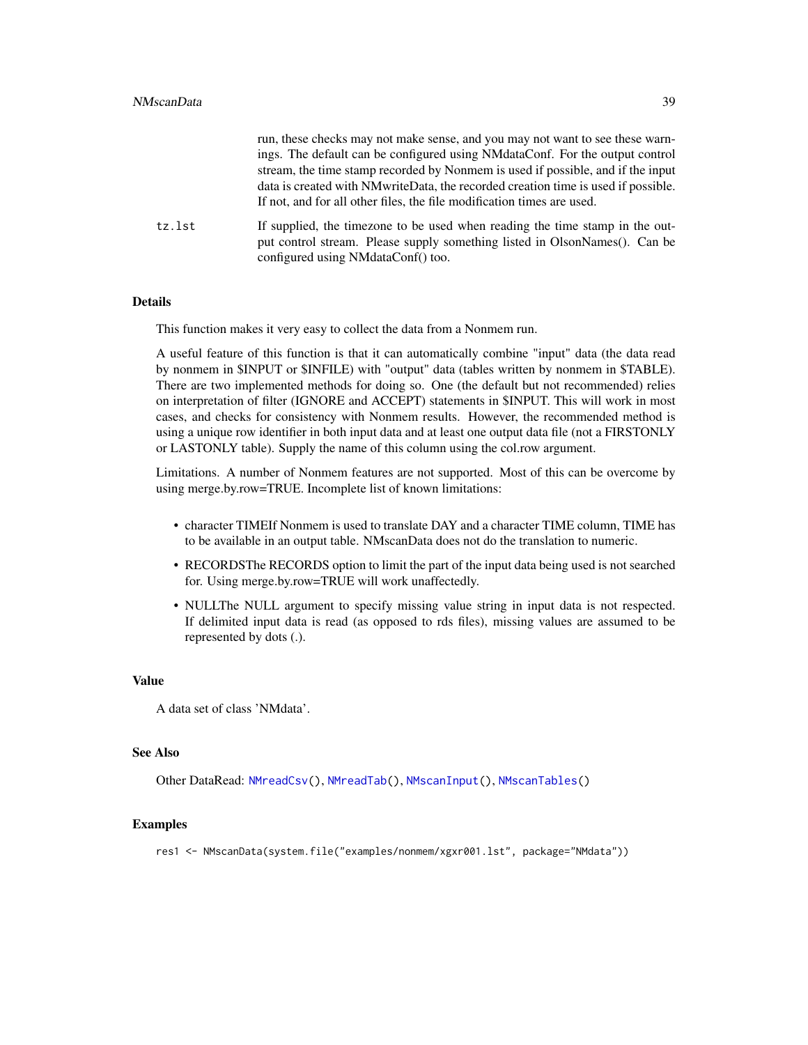run, these checks may not make sense, and you may not want to see these warnings. The default can be configured using NMdataConf. For the output control stream, the time stamp recorded by Nonmem is used if possible, and if the input data is created with NMwriteData, the recorded creation time is used if possible. If not, and for all other files, the file modification times are used.

`tz.lst` If supplied, the timezone to be used when reading the time stamp in the output control stream. Please supply something listed in OlsonNames(). Can be configured using NMdataConf() too.

## Details

This function makes it very easy to collect the data from a Nonmem run.

A useful feature of this function is that it can automatically combine "input" data (the data read by nonmem in $INPUT or $INFILE) with "output" data (tables written by nonmem in $TABLE). There are two implemented methods for doing so. One (the default but not recommended) relies on interpretation of filter (IGNORE and ACCEPT) statements in $INPUT. This will work in most cases, and checks for consistency with Nonmem results. However, the recommended method is using a unique row identifier in both input data and at least one output data file (not a FIRSTONLY or LASTONLY table). Supply the name of this column using the col.row argument.

Limitations. A number of Nonmem features are not supported. Most of this can be overcome by using merge.by.row=TRUE. Incomplete list of known limitations:

- character TIMEIf Nonmem is used to translate DAY and a character TIME column, TIME has to be available in an output table. NMscanData does not do the translation to numeric.
- RECORDSThe RECORDS option to limit the part of the input data being used is not searched for. Using merge.by.row=TRUE will work unaffectedly.
- NULLThe NULL argument to specify missing value string in input data is not respected. If delimited input data is read (as opposed to rds files), missing values are assumed to be represented by dots (.).

## Value

A data set of class 'NMdata'.

## See Also

Other DataRead: NMreadCsv(), NMreadTab(), NMscanInput(), NMscanTables()

## Examples

```
res1 <- NMscanData(system.file("examples/nonmem/xgxr001.lst", package="NMdata"))
```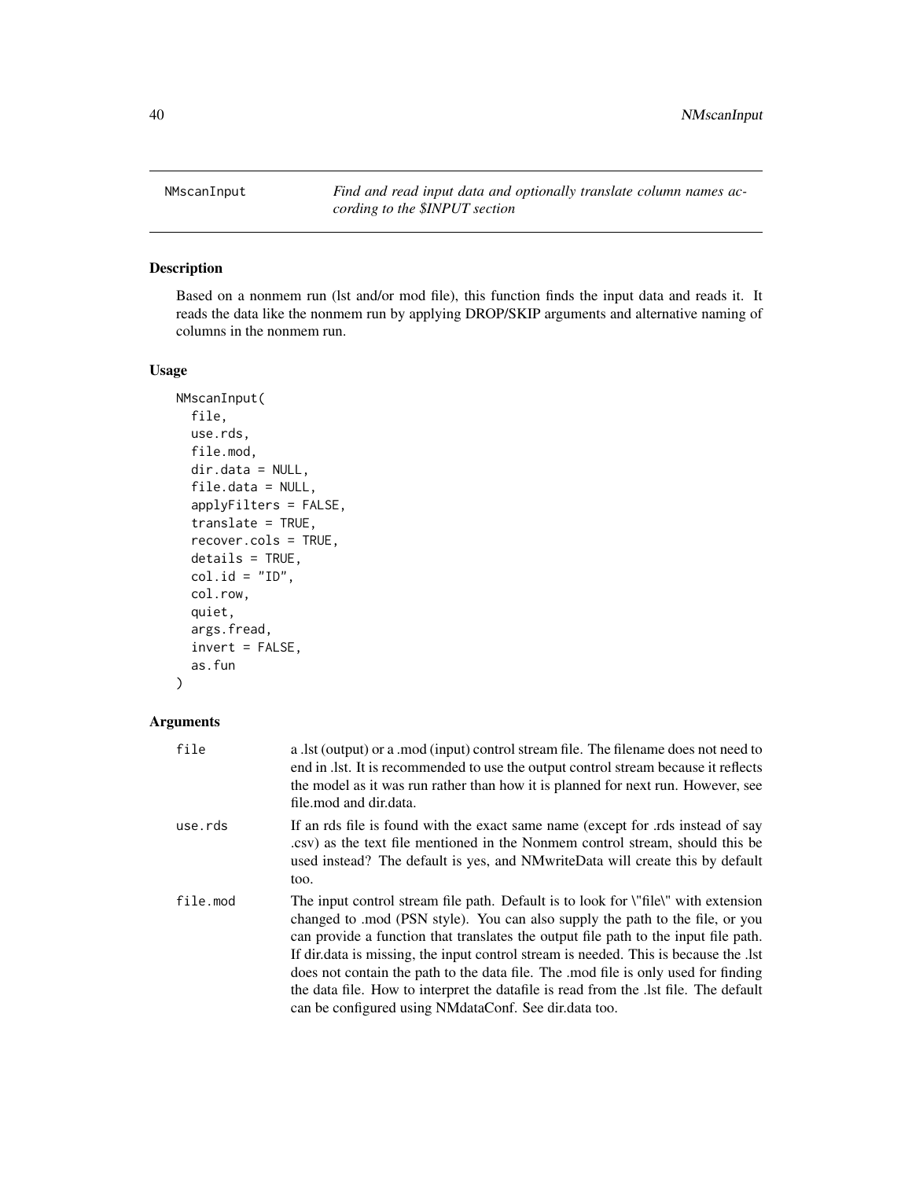# NMscanInput

*Find and read input data and optionally translate column names according to the $INPUT section*

## Description

Based on a nonmem run (lst and/or mod file), this function finds the input data and reads it. It reads the data like the nonmem run by applying DROP/SKIP arguments and alternative naming of columns in the nonmem run.

## Usage

```
NMscanInput(
  file,
  use.rds,
  file.mod,
  dir.data = NULL,
  file.data = NULL,
  applyFilters = FALSE,
  translate = TRUE,
  recover.cols = TRUE,
  details = TRUE,
  col.id = "ID",
  col.row,
  quiet,
  args.fread,
  invert = FALSE,
  as.fun
)
```

## Arguments

| | |
|---|---|
| file | a .lst (output) or a .mod (input) control stream file. The filename does not need to end in .lst. It is recommended to use the output control stream because it reflects the model as it was run rather than how it is planned for next run. However, see file.mod and dir.data. |
| use.rds | If an rds file is found with the exact same name (except for .rds instead of say .csv) as the text file mentioned in the Nonmem control stream, should this be used instead? The default is yes, and NMwriteData will create this by default too. |
| file.mod | The input control stream file path. Default is to look for \"file\" with extension changed to .mod (PSN style). You can also supply the path to the file, or you can provide a function that translates the output file path to the input file path. If dir.data is missing, the input control stream is needed. This is because the .lst does not contain the path to the data file. The .mod file is only used for finding the data file. How to interpret the datafile is read from the .lst file. The default can be configured using NMdataConf. See dir.data too. |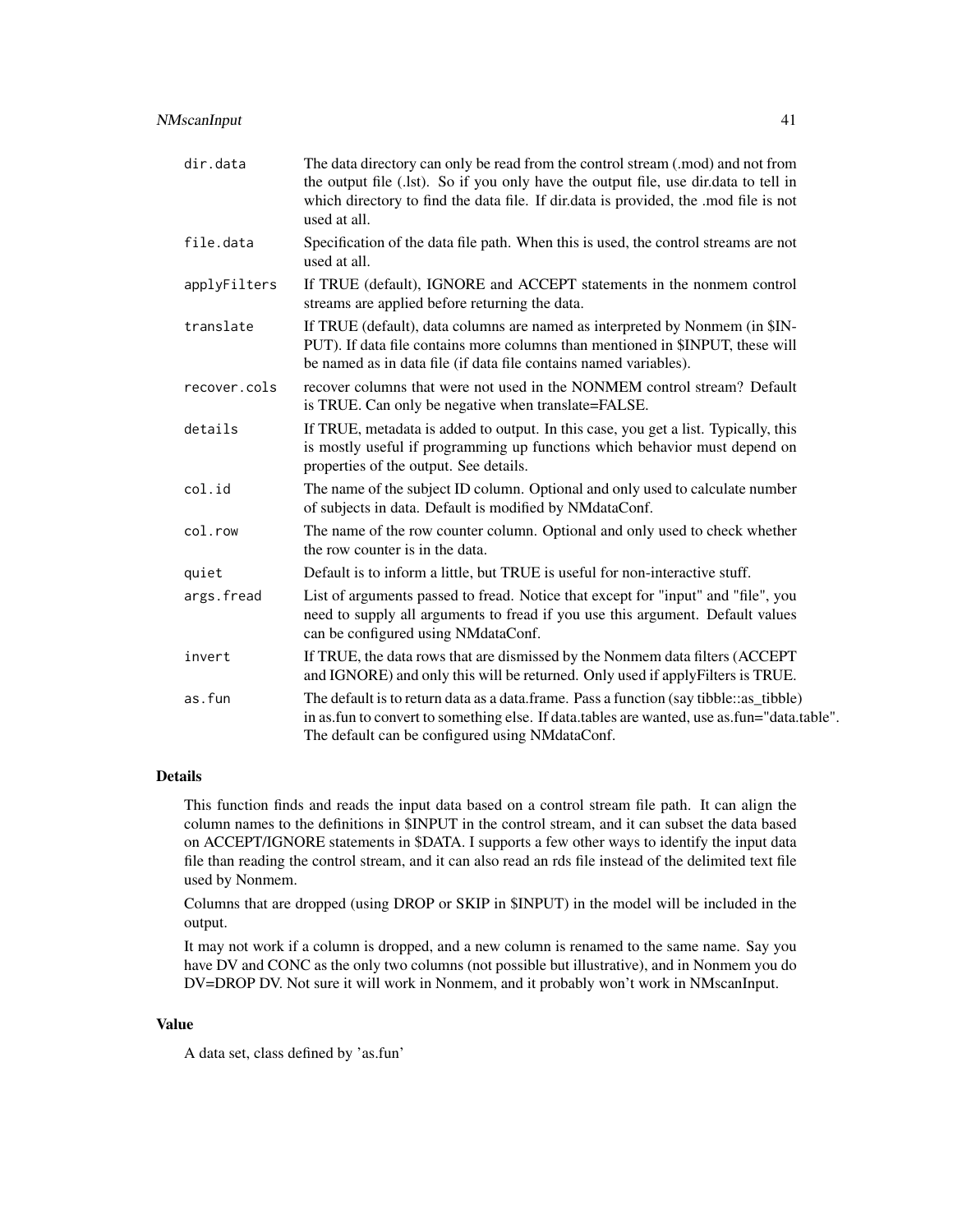| | |
|---|---|
| `dir.data` | The data directory can only be read from the control stream (.mod) and not from the output file (.lst). So if you only have the output file, use dir.data to tell in which directory to find the data file. If dir.data is provided, the .mod file is not used at all. |
| `file.data` | Specification of the data file path. When this is used, the control streams are not used at all. |
| `applyFilters` | If TRUE (default), IGNORE and ACCEPT statements in the nonmem control streams are applied before returning the data. |
| `translate` | If TRUE (default), data columns are named as interpreted by Nonmem (in $INPUT). If data file contains more columns than mentioned in $INPUT, these will be named as in data file (if data file contains named variables). |
| `recover.cols` | recover columns that were not used in the NONMEM control stream? Default is TRUE. Can only be negative when translate=FALSE. |
| `details` | If TRUE, metadata is added to output. In this case, you get a list. Typically, this is mostly useful if programming up functions which behavior must depend on properties of the output. See details. |
| `col.id` | The name of the subject ID column. Optional and only used to calculate number of subjects in data. Default is modified by NMdataConf. |
| `col.row` | The name of the row counter column. Optional and only used to check whether the row counter is in the data. |
| `quiet` | Default is to inform a little, but TRUE is useful for non-interactive stuff. |
| `args.fread` | List of arguments passed to fread. Notice that except for "input" and "file", you need to supply all arguments to fread if you use this argument. Default values can be configured using NMdataConf. |
| `invert` | If TRUE, the data rows that are dismissed by the Nonmem data filters (ACCEPT and IGNORE) and only this will be returned. Only used if applyFilters is TRUE. |
| `as.fun` | The default is to return data as a data.frame. Pass a function (say tibble::as_tibble) in as.fun to convert to something else. If data.tables are wanted, use as.fun="data.table". The default can be configured using NMdataConf. |

### Details

This function finds and reads the input data based on a control stream file path. It can align the column names to the definitions in $INPUT in the control stream, and it can subset the data based on ACCEPT/IGNORE statements in $DATA. I supports a few other ways to identify the input data file than reading the control stream, and it can also read an rds file instead of the delimited text file used by Nonmem.

Columns that are dropped (using DROP or SKIP in $INPUT) in the model will be included in the output.

It may not work if a column is dropped, and a new column is renamed to the same name. Say you have DV and CONC as the only two columns (not possible but illustrative), and in Nonmem you do DV=DROP DV. Not sure it will work in Nonmem, and it probably won't work in NMscanInput.

### Value

A data set, class defined by 'as.fun'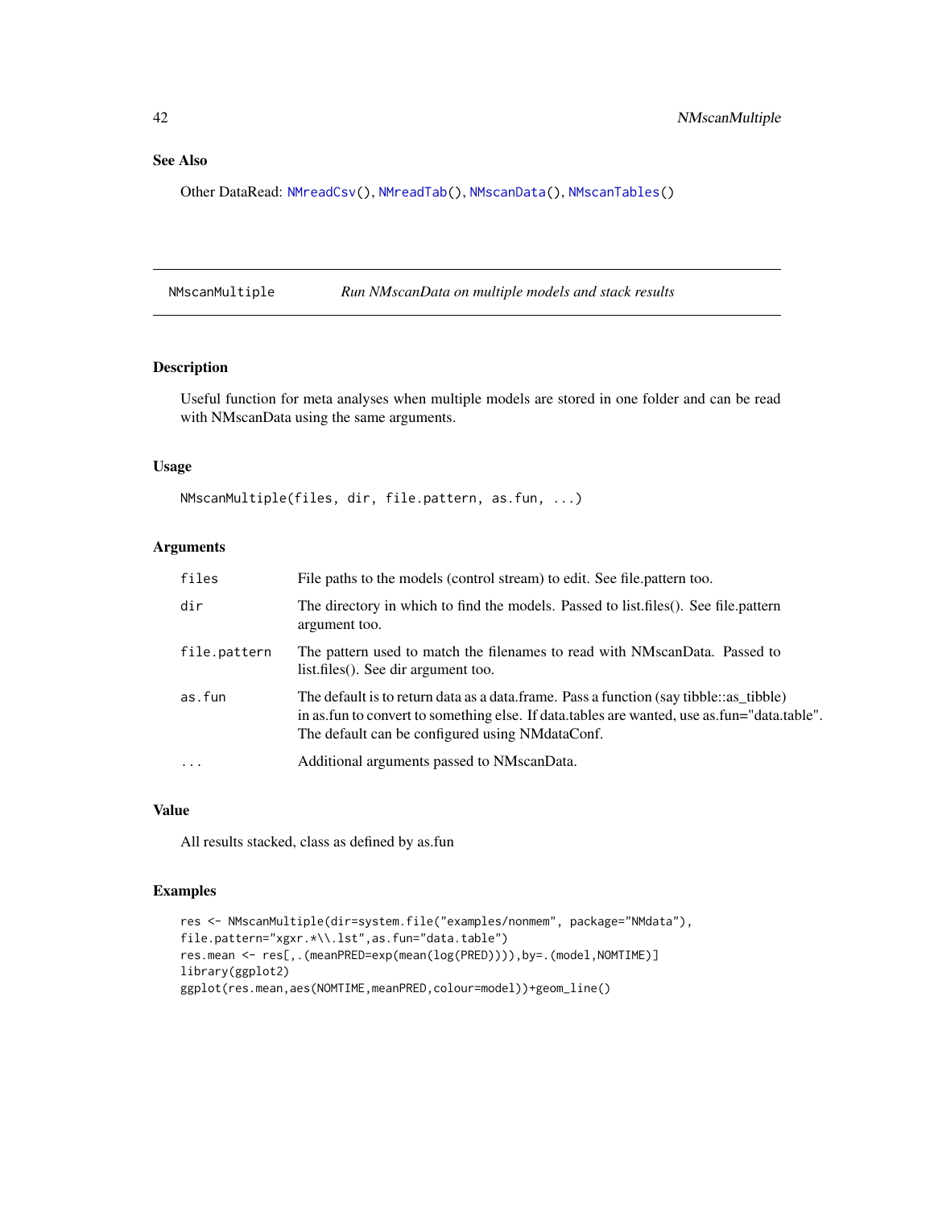## See Also

Other DataRead: NMreadCsv(), NMreadTab(), NMscanData(), NMscanTables()

---

# NMscanMultiple *Run NMscanData on multiple models and stack results*

## Description

Useful function for meta analyses when multiple models are stored in one folder and can be read with NMscanData using the same arguments.

## Usage

```
NMscanMultiple(files, dir, file.pattern, as.fun, ...)
```

## Arguments

| | |
|---|---|
| files | File paths to the models (control stream) to edit. See file.pattern too. |
| dir | The directory in which to find the models. Passed to list.files(). See file.pattern argument too. |
| file.pattern | The pattern used to match the filenames to read with NMscanData. Passed to list.files(). See dir argument too. |
| as.fun | The default is to return data as a data.frame. Pass a function (say tibble::as_tibble) in as.fun to convert to something else. If data.tables are wanted, use as.fun="data.table". The default can be configured using NMdataConf. |
| ... | Additional arguments passed to NMscanData. |

## Value

All results stacked, class as defined by as.fun

## Examples

```
res <- NMscanMultiple(dir=system.file("examples/nonmem", package="NMdata"),
file.pattern="xgxr.*\\.lst",as.fun="data.table")
res.mean <- res[,.(meanPRED=exp(mean(log(PRED)))),by=.(model,NOMTIME)]
library(ggplot2)
ggplot(res.mean,aes(NOMTIME,meanPRED,colour=model))+geom_line()
```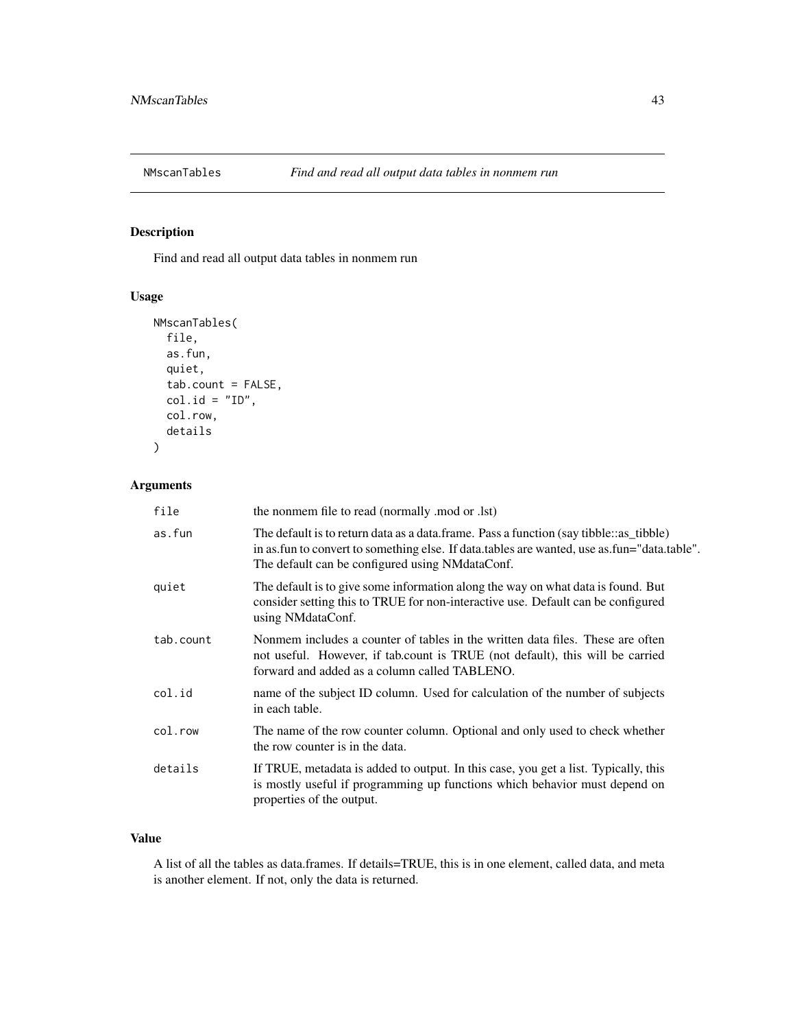## NMscanTables — *Find and read all output data tables in nonmem run*

### Description

Find and read all output data tables in nonmem run

### Usage

```
NMscanTables(
  file,
  as.fun,
  quiet,
  tab.count = FALSE,
  col.id = "ID",
  col.row,
  details
)
```

### Arguments

| Argument | Description |
|---|---|
| `file` | the nonmem file to read (normally .mod or .lst) |
| `as.fun` | The default is to return data as a data.frame. Pass a function (say tibble::as_tibble) in as.fun to convert to something else. If data.tables are wanted, use as.fun="data.table". The default can be configured using NMdataConf. |
| `quiet` | The default is to give some information along the way on what data is found. But consider setting this to TRUE for non-interactive use. Default can be configured using NMdataConf. |
| `tab.count` | Nonmem includes a counter of tables in the written data files. These are often not useful. However, if tab.count is TRUE (not default), this will be carried forward and added as a column called TABLENO. |
| `col.id` | name of the subject ID column. Used for calculation of the number of subjects in each table. |
| `col.row` | The name of the row counter column. Optional and only used to check whether the row counter is in the data. |
| `details` | If TRUE, metadata is added to output. In this case, you get a list. Typically, this is mostly useful if programming up functions which behavior must depend on properties of the output. |

### Value

A list of all the tables as data.frames. If details=TRUE, this is in one element, called data, and meta is another element. If not, only the data is returned.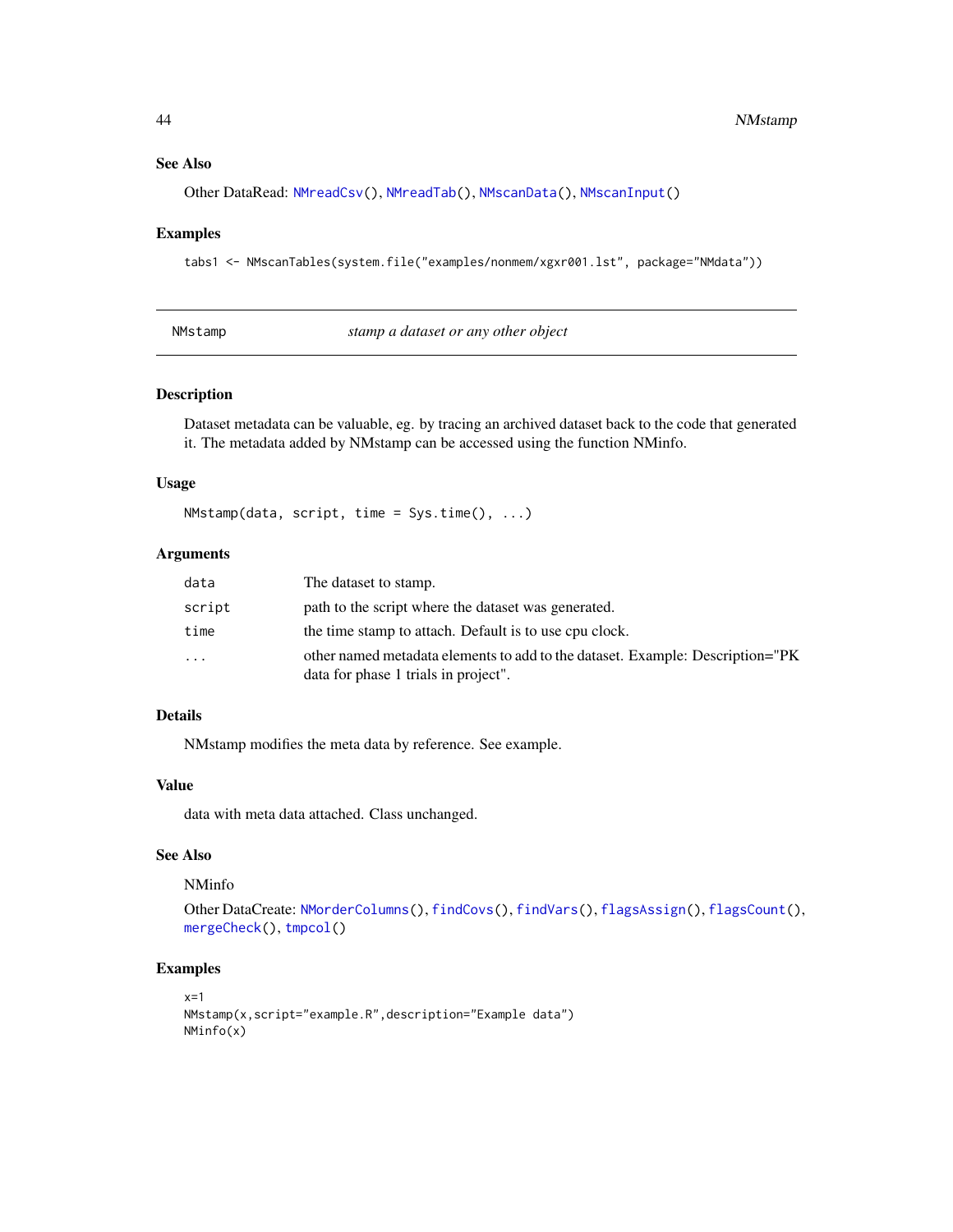## See Also

Other DataRead: NMreadCsv(), NMreadTab(), NMscanData(), NMscanInput()

## Examples

```
tabs1 <- NMscanTables(system.file("examples/nonmem/xgxr001.lst", package="NMdata"))
```

---

# NMstamp *stamp a dataset or any other object*

---

## Description

Dataset metadata can be valuable, eg. by tracing an archived dataset back to the code that generated it. The metadata added by NMstamp can be accessed using the function NMinfo.

## Usage

```
NMstamp(data, script, time = Sys.time(), ...)
```

## Arguments

| | |
|---|---|
| data | The dataset to stamp. |
| script | path to the script where the dataset was generated. |
| time | the time stamp to attach. Default is to use cpu clock. |
| ... | other named metadata elements to add to the dataset. Example: Description="PK data for phase 1 trials in project". |

## Details

NMstamp modifies the meta data by reference. See example.

## Value

data with meta data attached. Class unchanged.

## See Also

NMinfo

Other DataCreate: NMorderColumns(), findCovs(), findVars(), flagsAssign(), flagsCount(), mergeCheck(), tmpcol()

## Examples

```
x=1
NMstamp(x,script="example.R",description="Example data")
NMinfo(x)
```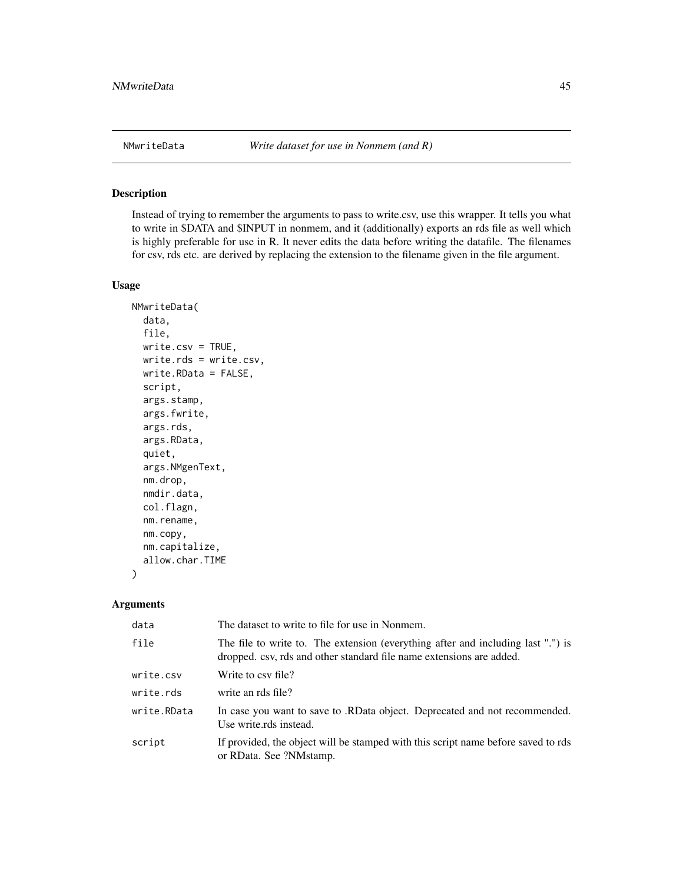## NMwriteData *Write dataset for use in Nonmem (and R)*

### Description

Instead of trying to remember the arguments to pass to write.csv, use this wrapper. It tells you what to write in $DATA and $INPUT in nonmem, and it (additionally) exports an rds file as well which is highly preferable for use in R. It never edits the data before writing the datafile. The filenames for csv, rds etc. are derived by replacing the extension to the filename given in the file argument.

### Usage

```
NMwriteData(
  data,
  file,
  write.csv = TRUE,
  write.rds = write.csv,
  write.RData = FALSE,
  script,
  args.stamp,
  args.fwrite,
  args.rds,
  args.RData,
  quiet,
  args.NMgenText,
  nm.drop,
  nmdir.data,
  col.flagn,
  nm.rename,
  nm.copy,
  nm.capitalize,
  allow.char.TIME
)
```

### Arguments

| | |
|---|---|
| `data` | The dataset to write to file for use in Nonmem. |
| `file` | The file to write to. The extension (everything after and including last ".") is dropped. csv, rds and other standard file name extensions are added. |
| `write.csv` | Write to csv file? |
| `write.rds` | write an rds file? |
| `write.RData` | In case you want to save to .RData object. Deprecated and not recommended. Use write.rds instead. |
| `script` | If provided, the object will be stamped with this script name before saved to rds or RData. See ?NMstamp. |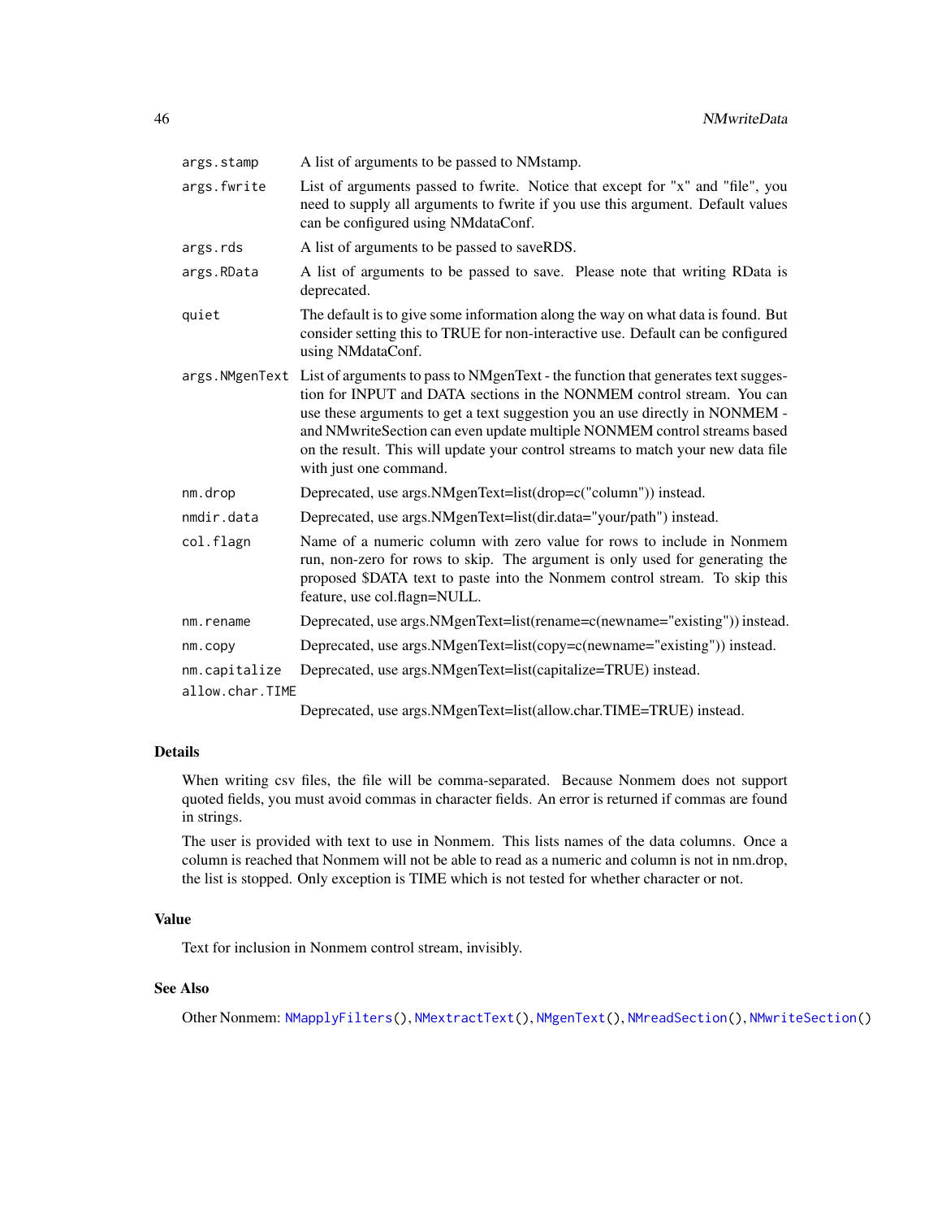| | |
|---|---|
| args.stamp | A list of arguments to be passed to NMstamp. |
| args.fwrite | List of arguments passed to fwrite. Notice that except for "x" and "file", you need to supply all arguments to fwrite if you use this argument. Default values can be configured using NMdataConf. |
| args.rds | A list of arguments to be passed to saveRDS. |
| args.RData | A list of arguments to be passed to save. Please note that writing RData is deprecated. |
| quiet | The default is to give some information along the way on what data is found. But consider setting this to TRUE for non-interactive use. Default can be configured using NMdataConf. |
| args.NMgenText | List of arguments to pass to NMgenText - the function that generates text suggestion for INPUT and DATA sections in the NONMEM control stream. You can use these arguments to get a text suggestion you an use directly in NONMEM - and NMwriteSection can even update multiple NONMEM control streams based on the result. This will update your control streams to match your new data file with just one command. |
| nm.drop | Deprecated, use args.NMgenText=list(drop=c("column")) instead. |
| nmdir.data | Deprecated, use args.NMgenText=list(dir.data="your/path") instead. |
| col.flagn | Name of a numeric column with zero value for rows to include in Nonmem run, non-zero for rows to skip. The argument is only used for generating the proposed $DATA text to paste into the Nonmem control stream. To skip this feature, use col.flagn=NULL. |
| nm.rename | Deprecated, use args.NMgenText=list(rename=c(newname="existing")) instead. |
| nm.copy | Deprecated, use args.NMgenText=list(copy=c(newname="existing")) instead. |
| nm.capitalize | Deprecated, use args.NMgenText=list(capitalize=TRUE) instead. |
| allow.char.TIME | Deprecated, use args.NMgenText=list(allow.char.TIME=TRUE) instead. |

## Details

When writing csv files, the file will be comma-separated. Because Nonmem does not support quoted fields, you must avoid commas in character fields. An error is returned if commas are found in strings.

The user is provided with text to use in Nonmem. This lists names of the data columns. Once a column is reached that Nonmem will not be able to read as a numeric and column is not in nm.drop, the list is stopped. Only exception is TIME which is not tested for whether character or not.

## Value

Text for inclusion in Nonmem control stream, invisibly.

## See Also

Other Nonmem: NMapplyFilters(), NMextractText(), NMgenText(), NMreadSection(), NMwriteSection()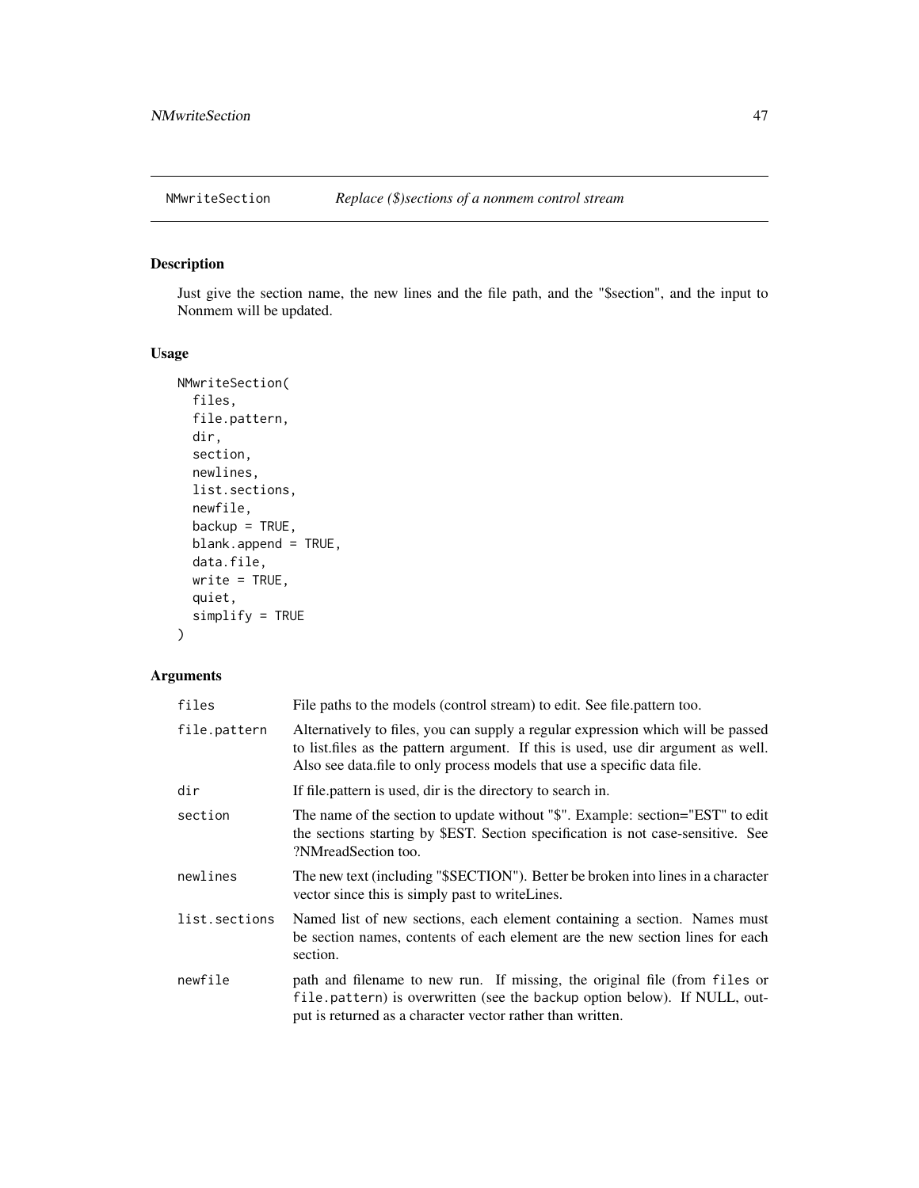## NMwriteSection — *Replace ($)sections of a nonmem control stream*

### Description

Just give the section name, the new lines and the file path, and the "$section", and the input to Nonmem will be updated.

### Usage

```
NMwriteSection(
  files,
  file.pattern,
  dir,
  section,
  newlines,
  list.sections,
  newfile,
  backup = TRUE,
  blank.append = TRUE,
  data.file,
  write = TRUE,
  quiet,
  simplify = TRUE
)
```

### Arguments

| | |
|---|---|
| `files` | File paths to the models (control stream) to edit. See file.pattern too. |
| `file.pattern` | Alternatively to files, you can supply a regular expression which will be passed to list.files as the pattern argument. If this is used, use dir argument as well. Also see data.file to only process models that use a specific data file. |
| `dir` | If file.pattern is used, dir is the directory to search in. |
| `section` | The name of the section to update without "$". Example: section="EST" to edit the sections starting by $EST. Section specification is not case-sensitive. See ?NMreadSection too. |
| `newlines` | The new text (including "$SECTION"). Better be broken into lines in a character vector since this is simply past to writeLines. |
| `list.sections` | Named list of new sections, each element containing a section. Names must be section names, contents of each element are the new section lines for each section. |
| `newfile` | path and filename to new run. If missing, the original file (from `files` or `file.pattern`) is overwritten (see the `backup` option below). If NULL, output is returned as a character vector rather than written. |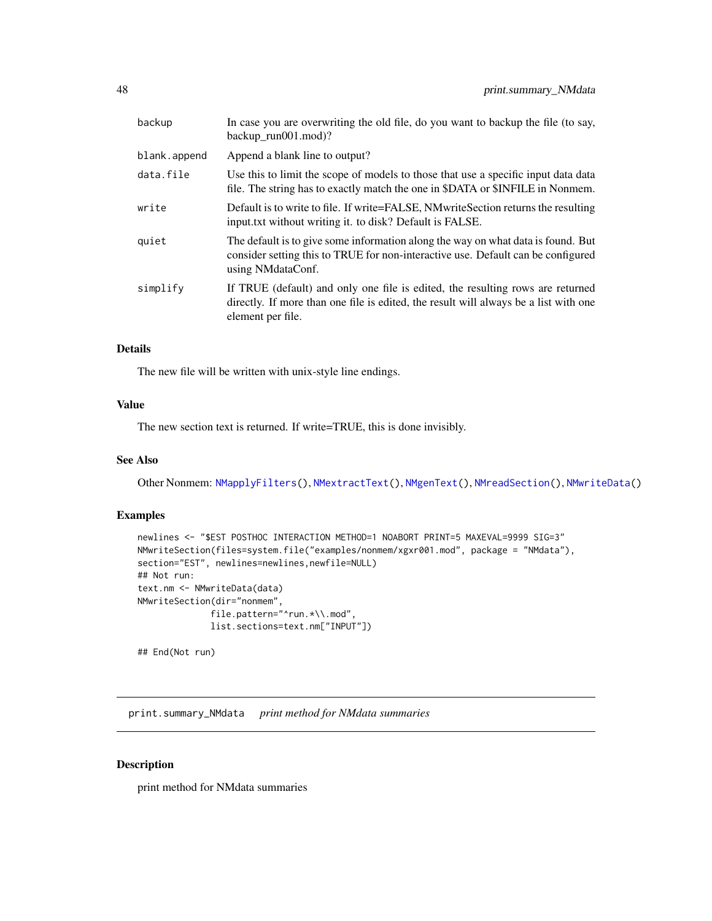| | |
|---|---|
| backup | In case you are overwriting the old file, do you want to backup the file (to say, backup_run001.mod)? |
| blank.append | Append a blank line to output? |
| data.file | Use this to limit the scope of models to those that use a specific input data data file. The string has to exactly match the one in $DATA or $INFILE in Nonmem. |
| write | Default is to write to file. If write=FALSE, NMwriteSection returns the resulting input.txt without writing it. to disk? Default is FALSE. |
| quiet | The default is to give some information along the way on what data is found. But consider setting this to TRUE for non-interactive use. Default can be configured using NMdataConf. |
| simplify | If TRUE (default) and only one file is edited, the resulting rows are returned directly. If more than one file is edited, the result will always be a list with one element per file. |

### Details

The new file will be written with unix-style line endings.

### Value

The new section text is returned. If write=TRUE, this is done invisibly.

### See Also

Other Nonmem: NMapplyFilters(), NMextractText(), NMgenText(), NMreadSection(), NMwriteData()

### Examples

```
newlines <- "$EST POSTHOC INTERACTION METHOD=1 NOABORT PRINT=5 MAXEVAL=9999 SIG=3"
NMwriteSection(files=system.file("examples/nonmem/xgxr001.mod", package = "NMdata"),
section="EST", newlines=newlines,newfile=NULL)
## Not run:
text.nm <- NMwriteData(data)
NMwriteSection(dir="nonmem",
               file.pattern="^run.*\\.mod",
               list.sections=text.nm["INPUT"])

## End(Not run)
```

## print.summary_NMdata *print method for NMdata summaries*

### Description

print method for NMdata summaries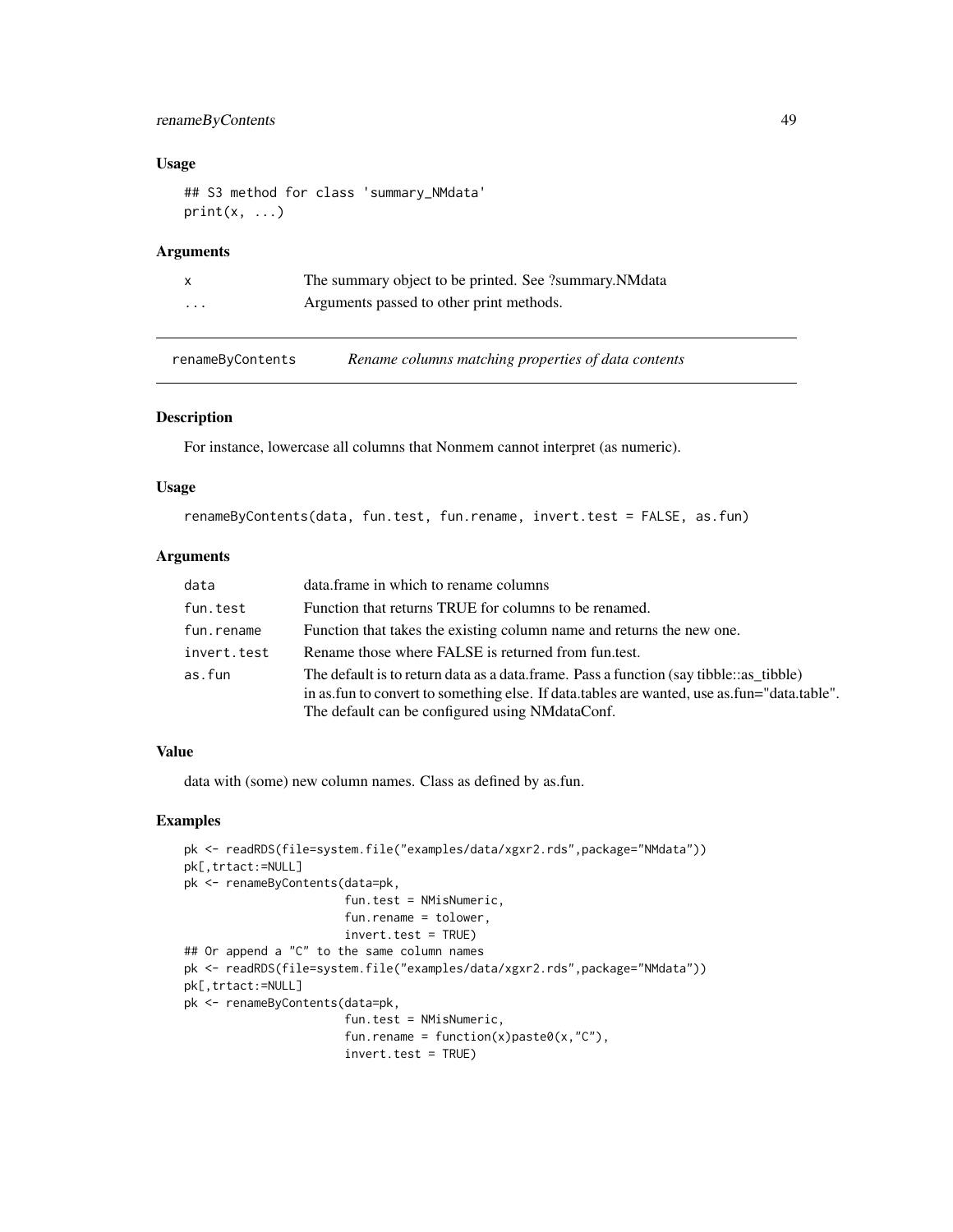### Usage

```
## S3 method for class 'summary_NMdata'
print(x, ...)
```

### Arguments

| | |
|---|---|
| x | The summary object to be printed. See ?summary.NMdata |
| ... | Arguments passed to other print methods. |

---

## renameByContents — *Rename columns matching properties of data contents*

### Description

For instance, lowercase all columns that Nonmem cannot interpret (as numeric).

### Usage

```
renameByContents(data, fun.test, fun.rename, invert.test = FALSE, as.fun)
```

### Arguments

| | |
|---|---|
| data | data.frame in which to rename columns |
| fun.test | Function that returns TRUE for columns to be renamed. |
| fun.rename | Function that takes the existing column name and returns the new one. |
| invert.test | Rename those where FALSE is returned from fun.test. |
| as.fun | The default is to return data as a data.frame. Pass a function (say tibble::as_tibble) in as.fun to convert to something else. If data.tables are wanted, use as.fun="data.table". The default can be configured using NMdataConf. |

### Value

data with (some) new column names. Class as defined by as.fun.

### Examples

```
pk <- readRDS(file=system.file("examples/data/xgxr2.rds",package="NMdata"))
pk[,trtact:=NULL]
pk <- renameByContents(data=pk,
                       fun.test = NMisNumeric,
                       fun.rename = tolower,
                       invert.test = TRUE)
## Or append a "C" to the same column names
pk <- readRDS(file=system.file("examples/data/xgxr2.rds",package="NMdata"))
pk[,trtact:=NULL]
pk <- renameByContents(data=pk,
                       fun.test = NMisNumeric,
                       fun.rename = function(x)paste0(x,"C"),
                       invert.test = TRUE)
```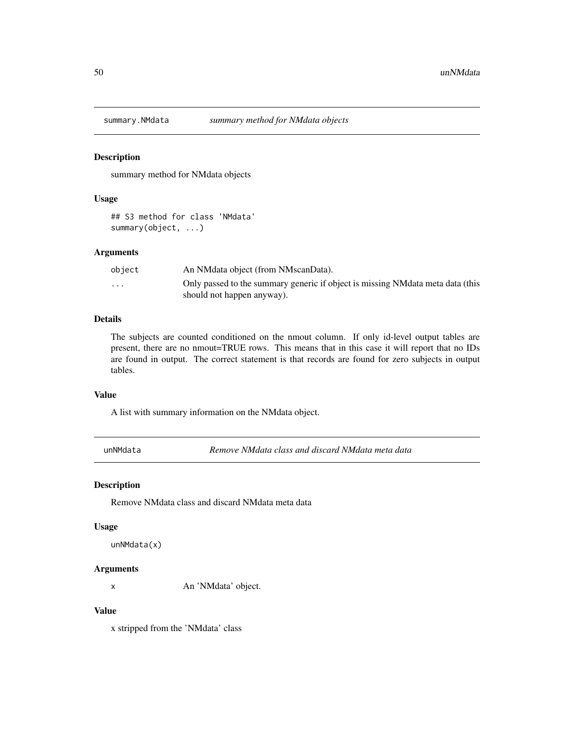## summary.NMdata *summary method for NMdata objects*

### Description

summary method for NMdata objects

### Usage

```
## S3 method for class 'NMdata'
summary(object, ...)
```

### Arguments

| | |
|---|---|
| object | An NMdata object (from NMscanData). |
| ... | Only passed to the summary generic if object is missing NMdata meta data (this should not happen anyway). |

### Details

The subjects are counted conditioned on the nmout column. If only id-level output tables are present, there are no nmout=TRUE rows. This means that in this case it will report that no IDs are found in output. The correct statement is that records are found for zero subjects in output tables.

### Value

A list with summary information on the NMdata object.

## unNMdata *Remove NMdata class and discard NMdata meta data*

### Description

Remove NMdata class and discard NMdata meta data

### Usage

```
unNMdata(x)
```

### Arguments

| | |
|---|---|
| x | An 'NMdata' object. |

### Value

x stripped from the 'NMdata' class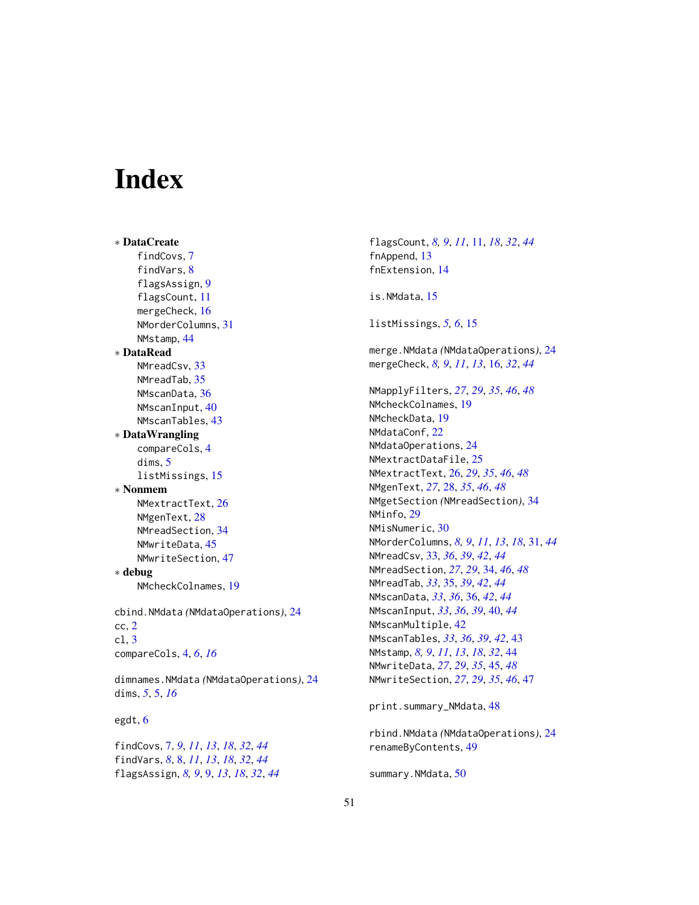# Index

* **DataCreate**
  - findCovs, 7
  - findVars, 8
  - flagsAssign, 9
  - flagsCount, 11
  - mergeCheck, 16
  - NMorderColumns, 31
  - NMstamp, 44
* **DataRead**
  - NMreadCsv, 33
  - NMreadTab, 35
  - NMscanData, 36
  - NMscanInput, 40
  - NMscanTables, 43
* **DataWrangling**
  - compareCols, 4
  - dims, 5
  - listMissings, 15
* **Nonmem**
  - NMextractText, 26
  - NMgenText, 28
  - NMreadSection, 34
  - NMwriteData, 45
  - NMwriteSection, 47
* **debug**
  - NMcheckColnames, 19

cbind.NMdata *(NMdataOperations)*, 24
cc, 2
cl, 3
compareCols, 4, *6*, *16*

dimnames.NMdata *(NMdataOperations)*, 24
dims, *5*, 5, *16*

egdt, 6

findCovs, 7, *9*, *11*, *13*, *18*, *32*, *44*
findVars, *8*, 8, *11*, *13*, *18*, *32*, *44*
flagsAssign, *8*, *9*, 9, *13*, *18*, *32*, *44*
flagsCount, *8*, *9*, *11*, 11, *18*, *32*, *44*
fnAppend, 13
fnExtension, 14

is.NMdata, 15

listMissings, *5*, *6*, 15

merge.NMdata *(NMdataOperations)*, 24
mergeCheck, *8*, *9*, *11*, *13*, 16, *32*, *44*

NMapplyFilters, *27*, *29*, *35*, *46*, *48*
NMcheckColnames, 19
NMcheckData, 19
NMdataConf, 22
NMdataOperations, 24
NMextractDataFile, 25
NMextractText, 26, *29*, *35*, *46*, *48*
NMgenText, *27*, 28, *35*, *46*, *48*
NMgetSection *(NMreadSection)*, 34
NMinfo, 29
NMisNumeric, 30
NMorderColumns, *8*, *9*, *11*, *13*, *18*, 31, *44*
NMreadCsv, 33, *36*, *39*, *42*, *44*
NMreadSection, *27*, *29*, 34, *46*, *48*
NMreadTab, *33*, 35, *39*, *42*, *44*
NMscanData, *33*, *36*, 36, *42*, *44*
NMscanInput, *33*, *36*, *39*, 40, *44*
NMscanMultiple, 42
NMscanTables, *33*, *36*, *39*, *42*, 43
NMstamp, *8*, *9*, *11*, *13*, *18*, *32*, 44
NMwriteData, *27*, *29*, *35*, 45, *48*
NMwriteSection, *27*, *29*, *35*, *46*, 47

print.summary_NMdata, 48

rbind.NMdata *(NMdataOperations)*, 24
renameByContents, 49

summary.NMdata, 50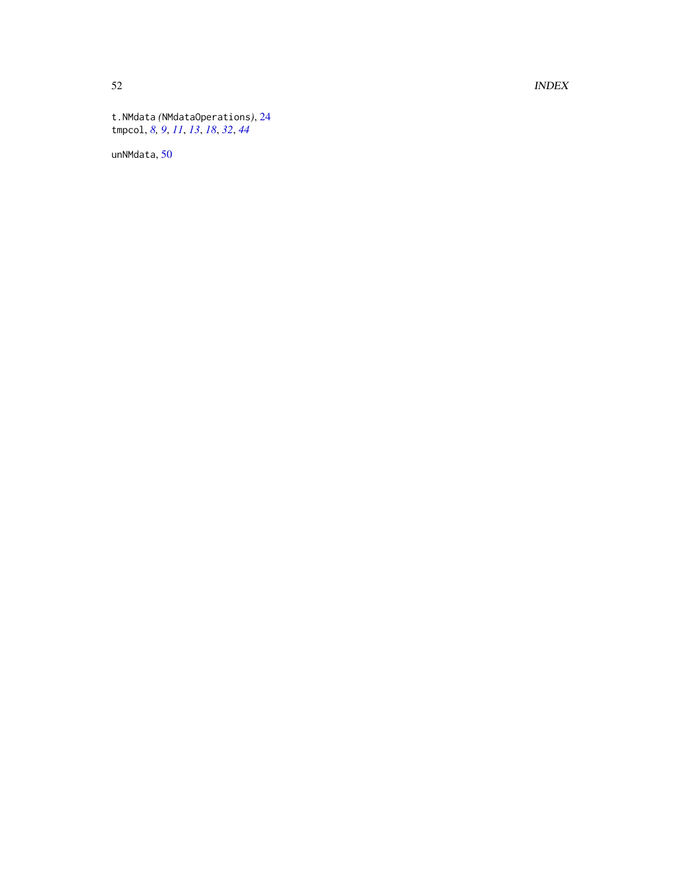t.NMdata (NMdataOperations), 24
tmpcol, *8, 9*, *11*, *13*, *18*, *32*, *44*

unNMdata, 50